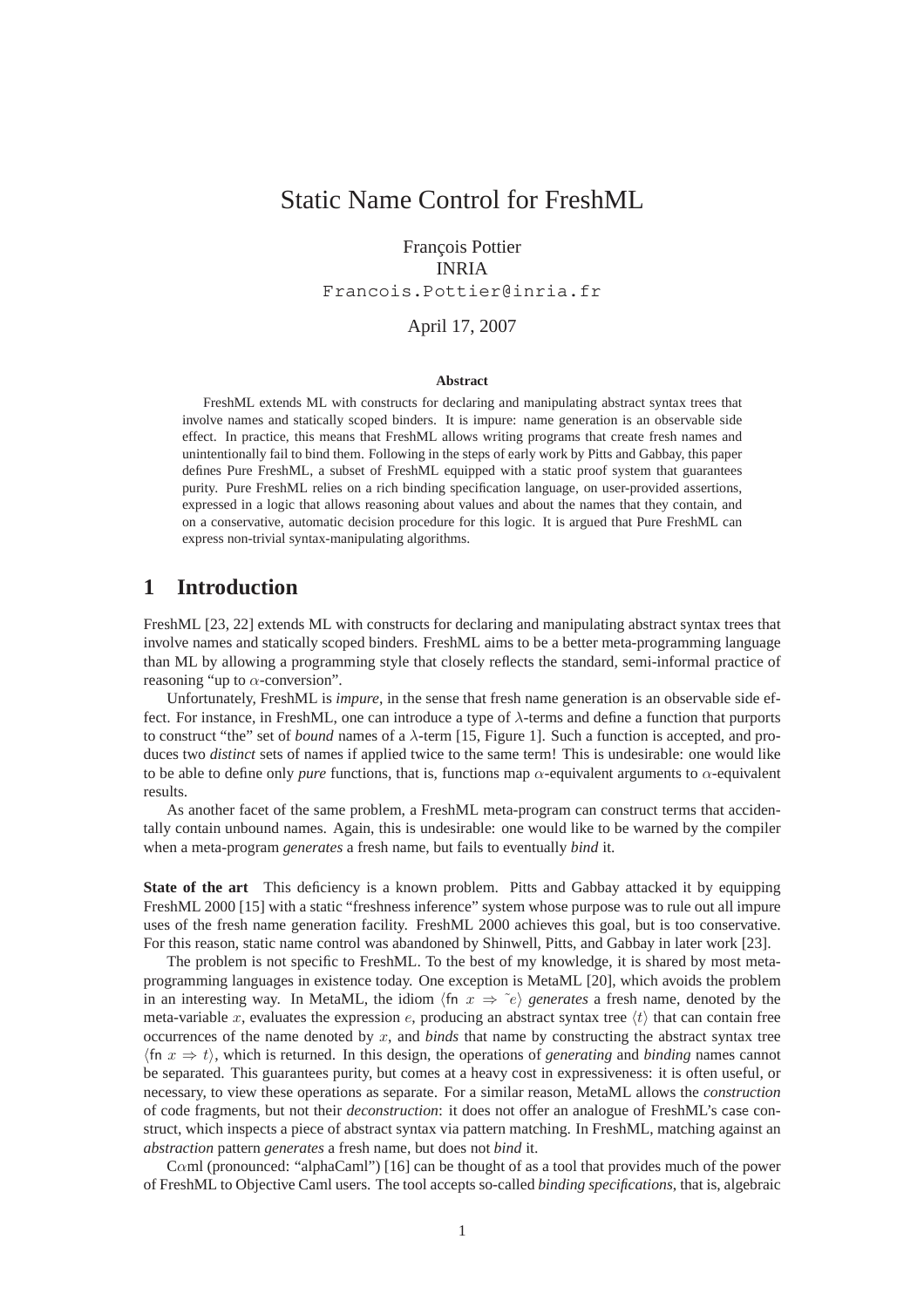# Static Name Control for FreshML

François Pottier
INRIA
Francois.Pottier@inria.fr

April 17, 2007

**Abstract**

FreshML extends ML with constructs for declaring and manipulating abstract syntax trees that involve names and statically scoped binders. It is impure: name generation is an observable side effect. In practice, this means that FreshML allows writing programs that create fresh names and unintentionally fail to bind them. Following in the steps of early work by Pitts and Gabbay, this paper defines Pure FreshML, a subset of FreshML equipped with a static proof system that guarantees purity. Pure FreshML relies on a rich binding specification language, on user-provided assertions, expressed in a logic that allows reasoning about values and about the names that they contain, and on a conservative, automatic decision procedure for this logic. It is argued that Pure FreshML can express non-trivial syntax-manipulating algorithms.

## 1 Introduction

FreshML [23, 22] extends ML with constructs for declaring and manipulating abstract syntax trees that involve names and statically scoped binders. FreshML aims to be a better meta-programming language than ML by allowing a programming style that closely reflects the standard, semi-informal practice of reasoning "up to $\alpha$-conversion".

Unfortunately, FreshML is *impure*, in the sense that fresh name generation is an observable side effect. For instance, in FreshML, one can introduce a type of $\lambda$-terms and define a function that purports to construct "the" set of *bound* names of a $\lambda$-term [15, Figure 1]. Such a function is accepted, and produces two *distinct* sets of names if applied twice to the same term! This is undesirable: one would like to be able to define only *pure* functions, that is, functions map $\alpha$-equivalent arguments to $\alpha$-equivalent results.

As another facet of the same problem, a FreshML meta-program can construct terms that accidentally contain unbound names. Again, this is undesirable: one would like to be warned by the compiler when a meta-program *generates* a fresh name, but fails to eventually *bind* it.

**State of the art** This deficiency is a known problem. Pitts and Gabbay attacked it by equipping FreshML 2000 [15] with a static "freshness inference" system whose purpose was to rule out all impure uses of the fresh name generation facility. FreshML 2000 achieves this goal, but is too conservative. For this reason, static name control was abandoned by Shinwell, Pitts, and Gabbay in later work [23].

The problem is not specific to FreshML. To the best of my knowledge, it is shared by most meta-programming languages in existence today. One exception is MetaML [20], which avoids the problem in an interesting way. In MetaML, the idiom $\langle \mathsf{fn}\ x \Rightarrow \tilde{\ } e \rangle$ *generates* a fresh name, denoted by the meta-variable $x$, evaluates the expression $e$, producing an abstract syntax tree $\langle t \rangle$ that can contain free occurrences of the name denoted by $x$, and *binds* that name by constructing the abstract syntax tree $\langle \mathsf{fn}\ x \Rightarrow t \rangle$, which is returned. In this design, the operations of *generating* and *binding* names cannot be separated. This guarantees purity, but comes at a heavy cost in expressiveness: it is often useful, or necessary, to view these operations as separate. For a similar reason, MetaML allows the *construction* of code fragments, but not their *deconstruction*: it does not offer an analogue of FreshML's case construct, which inspects a piece of abstract syntax via pattern matching. In FreshML, matching against an *abstraction* pattern *generates* a fresh name, but does not *bind* it.

C$\alpha$ml (pronounced: "alphaCaml") [16] can be thought of as a tool that provides much of the power of FreshML to Objective Caml users. The tool accepts so-called *binding specifications*, that is, algebraic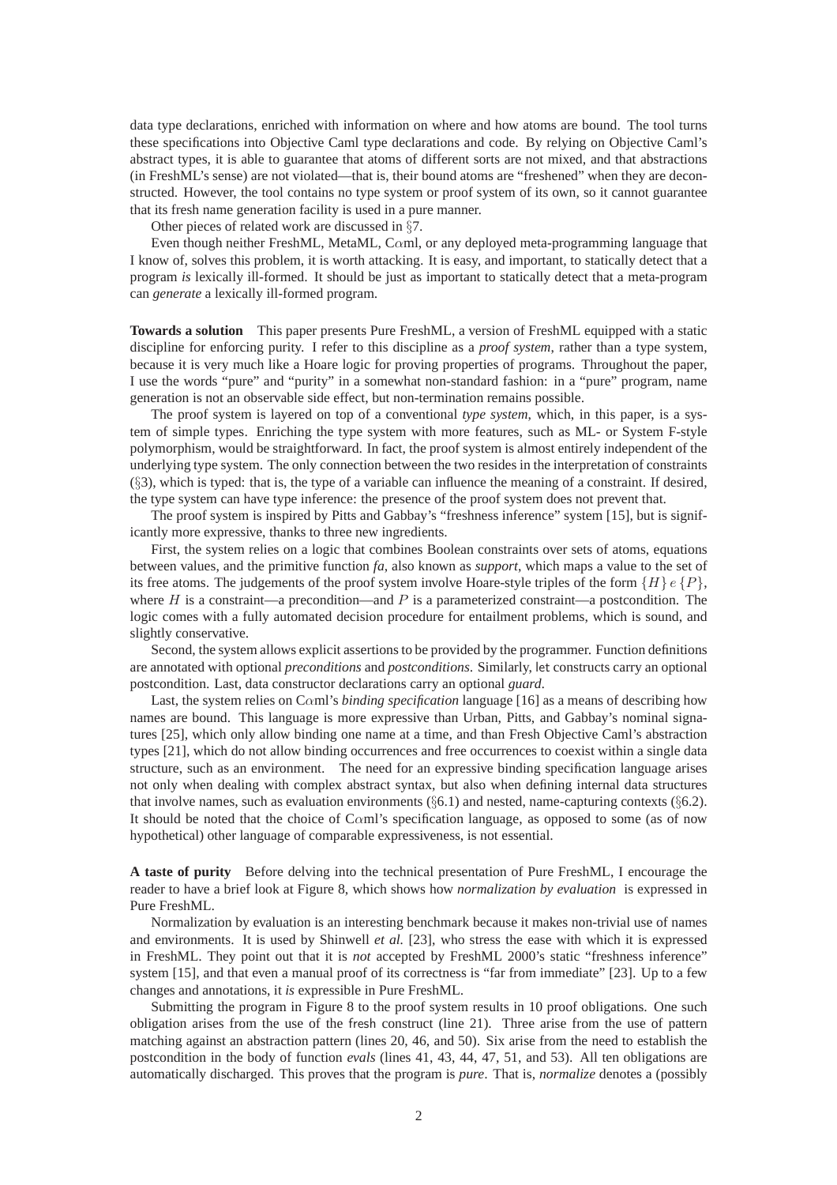data type declarations, enriched with information on where and how atoms are bound. The tool turns these specifications into Objective Caml type declarations and code. By relying on Objective Caml's abstract types, it is able to guarantee that atoms of different sorts are not mixed, and that abstractions (in FreshML's sense) are not violated—that is, their bound atoms are "freshened" when they are deconstructed. However, the tool contains no type system or proof system of its own, so it cannot guarantee that its fresh name generation facility is used in a pure manner.

Other pieces of related work are discussed in §7.

Even though neither FreshML, MetaML, C$\alpha$ml, or any deployed meta-programming language that I know of, solves this problem, it is worth attacking. It is easy, and important, to statically detect that a program *is* lexically ill-formed. It should be just as important to statically detect that a meta-program can *generate* a lexically ill-formed program.

**Towards a solution** This paper presents Pure FreshML, a version of FreshML equipped with a static discipline for enforcing purity. I refer to this discipline as a *proof system*, rather than a type system, because it is very much like a Hoare logic for proving properties of programs. Throughout the paper, I use the words "pure" and "purity" in a somewhat non-standard fashion: in a "pure" program, name generation is not an observable side effect, but non-termination remains possible.

The proof system is layered on top of a conventional *type system*, which, in this paper, is a system of simple types. Enriching the type system with more features, such as ML- or System F-style polymorphism, would be straightforward. In fact, the proof system is almost entirely independent of the underlying type system. The only connection between the two resides in the interpretation of constraints (§3), which is typed: that is, the type of a variable can influence the meaning of a constraint. If desired, the type system can have type inference: the presence of the proof system does not prevent that.

The proof system is inspired by Pitts and Gabbay's "freshness inference" system [15], but is significantly more expressive, thanks to three new ingredients.

First, the system relies on a logic that combines Boolean constraints over sets of atoms, equations between values, and the primitive function *fa*, also known as *support*, which maps a value to the set of its free atoms. The judgements of the proof system involve Hoare-style triples of the form $\{H\}\, e\, \{P\}$, where $H$ is a constraint—a precondition—and $P$ is a parameterized constraint—a postcondition. The logic comes with a fully automated decision procedure for entailment problems, which is sound, and slightly conservative.

Second, the system allows explicit assertions to be provided by the programmer. Function definitions are annotated with optional *preconditions* and *postconditions*. Similarly, let constructs carry an optional postcondition. Last, data constructor declarations carry an optional *guard*.

Last, the system relies on C$\alpha$ml's *binding specification* language [16] as a means of describing how names are bound. This language is more expressive than Urban, Pitts, and Gabbay's nominal signatures [25], which only allow binding one name at a time, and than Fresh Objective Caml's abstraction types [21], which do not allow binding occurrences and free occurrences to coexist within a single data structure, such as an environment. The need for an expressive binding specification language arises not only when dealing with complex abstract syntax, but also when defining internal data structures that involve names, such as evaluation environments (§6.1) and nested, name-capturing contexts (§6.2). It should be noted that the choice of C$\alpha$ml's specification language, as opposed to some (as of now hypothetical) other language of comparable expressiveness, is not essential.

**A taste of purity** Before delving into the technical presentation of Pure FreshML, I encourage the reader to have a brief look at Figure 8, which shows how *normalization by evaluation* is expressed in Pure FreshML.

Normalization by evaluation is an interesting benchmark because it makes non-trivial use of names and environments. It is used by Shinwell *et al.* [23], who stress the ease with which it is expressed in FreshML. They point out that it is *not* accepted by FreshML 2000's static "freshness inference" system [15], and that even a manual proof of its correctness is "far from immediate" [23]. Up to a few changes and annotations, it *is* expressible in Pure FreshML.

Submitting the program in Figure 8 to the proof system results in 10 proof obligations. One such obligation arises from the use of the fresh construct (line 21). Three arise from the use of pattern matching against an abstraction pattern (lines 20, 46, and 50). Six arise from the need to establish the postcondition in the body of function *evals* (lines 41, 43, 44, 47, 51, and 53). All ten obligations are automatically discharged. This proves that the program is *pure*. That is, *normalize* denotes a (possibly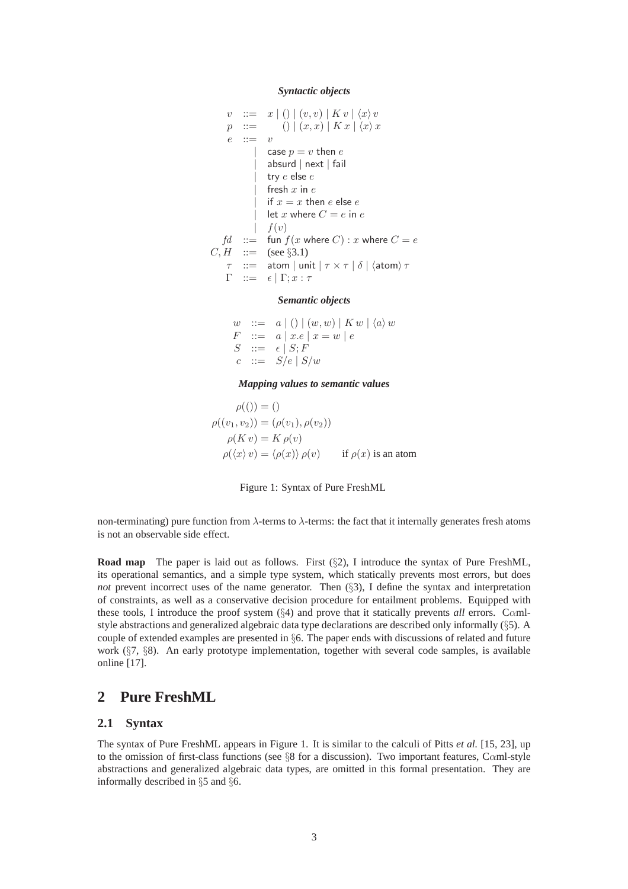***Syntactic objects***

$$
\begin{array}{rcl}
v & ::= & x \mid () \mid (v, v) \mid K\, v \mid \langle x \rangle\, v \\
p & ::= & () \mid (x, x) \mid K\, x \mid \langle x \rangle\, x \\
e & ::= & v \\
 & \mid & \mathsf{case}\ p = v\ \mathsf{then}\ e \\
 & \mid & \mathsf{absurd} \mid \mathsf{next} \mid \mathsf{fail} \\
 & \mid & \mathsf{try}\ e\ \mathsf{else}\ e \\
 & \mid & \mathsf{fresh}\ x\ \mathsf{in}\ e \\
 & \mid & \mathsf{if}\ x = x\ \mathsf{then}\ e\ \mathsf{else}\ e \\
 & \mid & \mathsf{let}\ x\ \mathsf{where}\ C = e\ \mathsf{in}\ e \\
 & \mid & f(v) \\
fd & ::= & \mathsf{fun}\ f(x\ \mathsf{where}\ C) : x\ \mathsf{where}\ C = e \\
C, H & ::= & \text{(see §3.1)} \\
\tau & ::= & \mathsf{atom} \mid \mathsf{unit} \mid \tau \times \tau \mid \delta \mid \langle \mathsf{atom} \rangle\, \tau \\
\Gamma & ::= & \epsilon \mid \Gamma; x : \tau
\end{array}
$$

***Semantic objects***

$$
\begin{array}{rcl}
w & ::= & a \mid () \mid (w, w) \mid K\, w \mid \langle a \rangle\, w \\
F & ::= & a \mid x.e \mid x = w \mid e \\
S & ::= & \epsilon \mid S; F \\
c & ::= & S/e \mid S/w
\end{array}
$$

***Mapping values to semantic values***

$$
\begin{array}{rcl}
\rho(()) & = & () \\
\rho((v_1, v_2)) & = & (\rho(v_1), \rho(v_2)) \\
\rho(K\, v) & = & K\, \rho(v) \\
\rho(\langle x \rangle\, v) & = & \langle \rho(x) \rangle\, \rho(v) \qquad \text{if } \rho(x) \text{ is an atom}
\end{array}
$$

Figure 1: Syntax of Pure FreshML

non-terminating) pure function from $\lambda$-terms to $\lambda$-terms: the fact that it internally generates fresh atoms is not an observable side effect.

**Road map** The paper is laid out as follows. First (§2), I introduce the syntax of Pure FreshML, its operational semantics, and a simple type system, which statically prevents most errors, but does *not* prevent incorrect uses of the name generator. Then (§3), I define the syntax and interpretation of constraints, as well as a conservative decision procedure for entailment problems. Equipped with these tools, I introduce the proof system (§4) and prove that it statically prevents *all* errors. C$\alpha$ml-style abstractions and generalized algebraic data type declarations are described only informally (§5). A couple of extended examples are presented in §6. The paper ends with discussions of related and future work (§7, §8). An early prototype implementation, together with several code samples, is available online [17].

## 2 Pure FreshML

### 2.1 Syntax

The syntax of Pure FreshML appears in Figure 1. It is similar to the calculi of Pitts *et al.* [15, 23], up to the omission of first-class functions (see §8 for a discussion). Two important features, C$\alpha$ml-style abstractions and generalized algebraic data types, are omitted in this formal presentation. They are informally described in §5 and §6.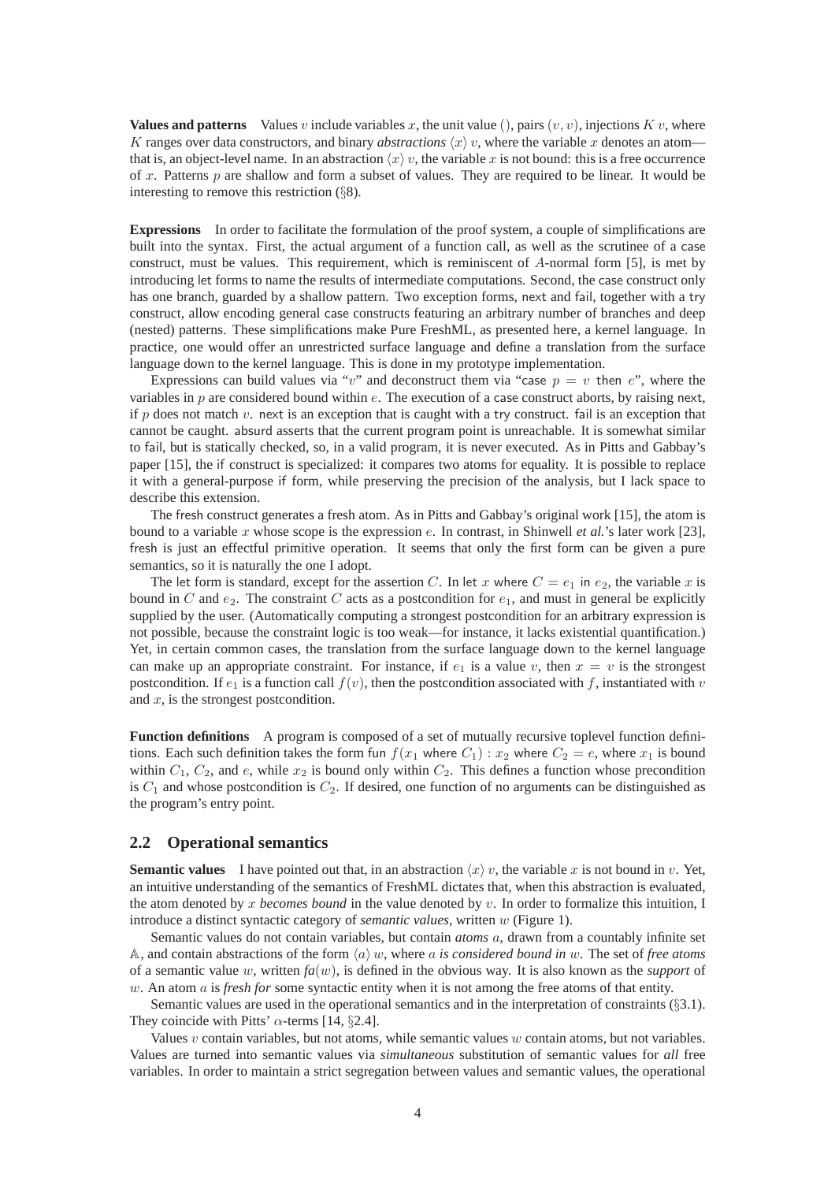**Values and patterns** Values $v$ include variables $x$, the unit value $()$, pairs $(v, v)$, injections $K\ v$, where $K$ ranges over data constructors, and binary *abstractions* $\langle x \rangle\ v$, where the variable $x$ denotes an atom—that is, an object-level name. In an abstraction $\langle x \rangle\ v$, the variable $x$ is not bound: this is a free occurrence of $x$. Patterns $p$ are shallow and form a subset of values. They are required to be linear. It would be interesting to remove this restriction (§8).

**Expressions** In order to facilitate the formulation of the proof system, a couple of simplifications are built into the syntax. First, the actual argument of a function call, as well as the scrutinee of a case construct, must be values. This requirement, which is reminiscent of $A$-normal form [5], is met by introducing let forms to name the results of intermediate computations. Second, the case construct only has one branch, guarded by a shallow pattern. Two exception forms, next and fail, together with a try construct, allow encoding general case constructs featuring an arbitrary number of branches and deep (nested) patterns. These simplifications make Pure FreshML, as presented here, a kernel language. In practice, one would offer an unrestricted surface language and define a translation from the surface language down to the kernel language. This is done in my prototype implementation.

Expressions can build values via "$v$" and deconstruct them via "case $p = v$ then $e$", where the variables in $p$ are considered bound within $e$. The execution of a case construct aborts, by raising next, if $p$ does not match $v$. next is an exception that is caught with a try construct. fail is an exception that cannot be caught. absurd asserts that the current program point is unreachable. It is somewhat similar to fail, but is statically checked, so, in a valid program, it is never executed. As in Pitts and Gabbay's paper [15], the if construct is specialized: it compares two atoms for equality. It is possible to replace it with a general-purpose if form, while preserving the precision of the analysis, but I lack space to describe this extension.

The fresh construct generates a fresh atom. As in Pitts and Gabbay's original work [15], the atom is bound to a variable $x$ whose scope is the expression $e$. In contrast, in Shinwell *et al.*'s later work [23], fresh is just an effectful primitive operation. It seems that only the first form can be given a pure semantics, so it is naturally the one I adopt.

The let form is standard, except for the assertion $C$. In let $x$ where $C = e_1$ in $e_2$, the variable $x$ is bound in $C$ and $e_2$. The constraint $C$ acts as a postcondition for $e_1$, and must in general be explicitly supplied by the user. (Automatically computing a strongest postcondition for an arbitrary expression is not possible, because the constraint logic is too weak—for instance, it lacks existential quantification.) Yet, in certain common cases, the translation from the surface language down to the kernel language can make up an appropriate constraint. For instance, if $e_1$ is a value $v$, then $x = v$ is the strongest postcondition. If $e_1$ is a function call $f(v)$, then the postcondition associated with $f$, instantiated with $v$ and $x$, is the strongest postcondition.

**Function definitions** A program is composed of a set of mutually recursive toplevel function definitions. Each such definition takes the form fun $f(x_1$ where $C_1) : x_2$ where $C_2 = e$, where $x_1$ is bound within $C_1$, $C_2$, and $e$, while $x_2$ is bound only within $C_2$. This defines a function whose precondition is $C_1$ and whose postcondition is $C_2$. If desired, one function of no arguments can be distinguished as the program's entry point.

## 2.2 Operational semantics

**Semantic values** I have pointed out that, in an abstraction $\langle x \rangle\ v$, the variable $x$ is not bound in $v$. Yet, an intuitive understanding of the semantics of FreshML dictates that, when this abstraction is evaluated, the atom denoted by $x$ *becomes bound* in the value denoted by $v$. In order to formalize this intuition, I introduce a distinct syntactic category of *semantic values*, written $w$ (Figure 1).

Semantic values do not contain variables, but contain *atoms* $a$, drawn from a countably infinite set $\mathbb{A}$, and contain abstractions of the form $\langle a \rangle\ w$, where $a$ *is considered bound in* $w$. The set of *free atoms* of a semantic value $w$, written $fa(w)$, is defined in the obvious way. It is also known as the *support* of $w$. An atom $a$ is *fresh for* some syntactic entity when it is not among the free atoms of that entity.

Semantic values are used in the operational semantics and in the interpretation of constraints (§3.1). They coincide with Pitts' $\alpha$-terms [14, §2.4].

Values $v$ contain variables, but not atoms, while semantic values $w$ contain atoms, but not variables. Values are turned into semantic values via *simultaneous* substitution of semantic values for *all* free variables. In order to maintain a strict segregation between values and semantic values, the operational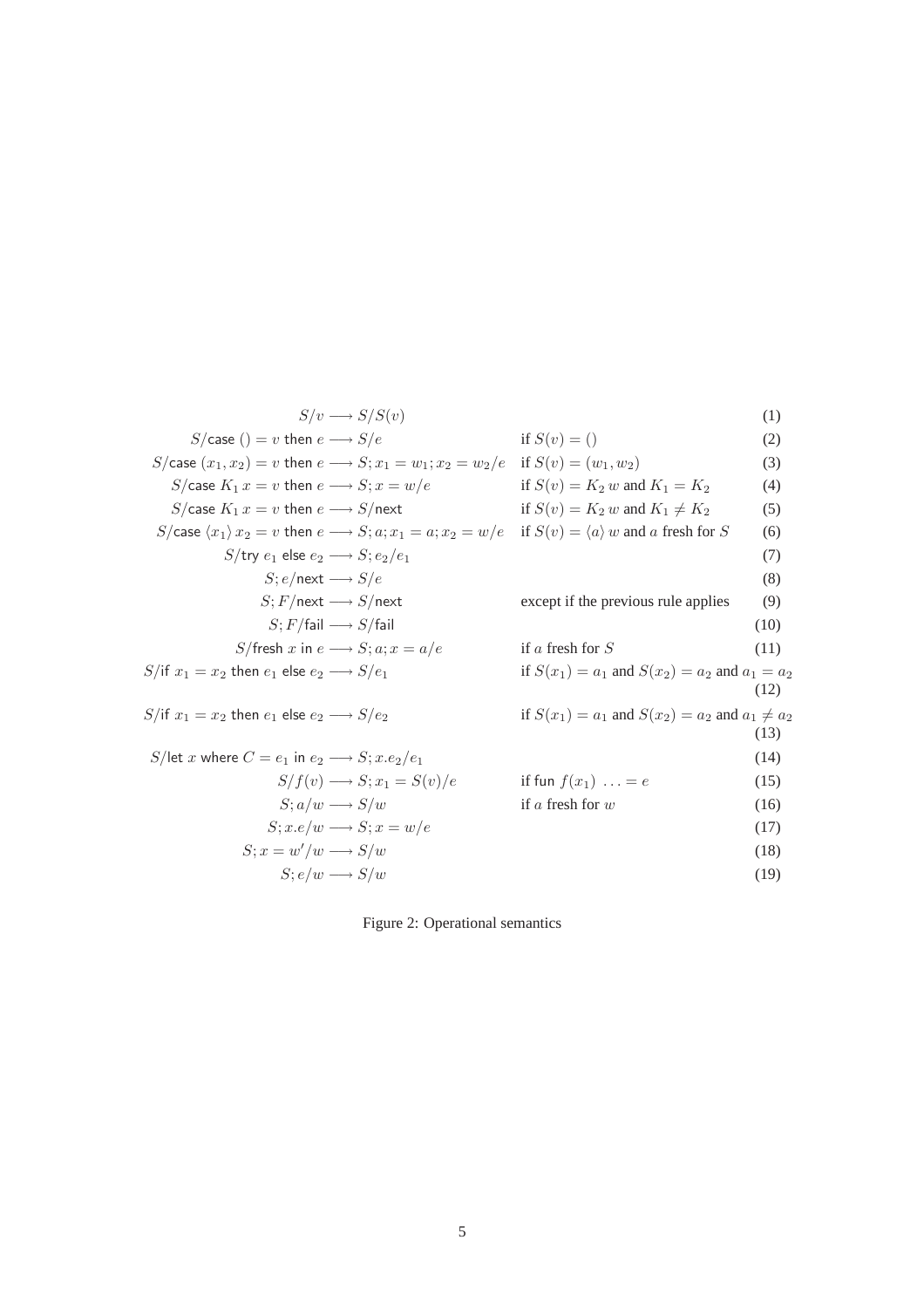| | | |
|---|---|---|
| $S/v \longrightarrow S/S(v)$ | | (1) |
| $S/\mathsf{case}\ () = v\ \mathsf{then}\ e \longrightarrow S/e$ | if $S(v) = ()$ | (2) |
| $S/\mathsf{case}\ (x_1, x_2) = v\ \mathsf{then}\ e \longrightarrow S; x_1 = w_1; x_2 = w_2/e$ | if $S(v) = (w_1, w_2)$ | (3) |
| $S/\mathsf{case}\ K_1\ x = v\ \mathsf{then}\ e \longrightarrow S; x = w/e$ | if $S(v) = K_2\ w$ and $K_1 = K_2$ | (4) |
| $S/\mathsf{case}\ K_1\ x = v\ \mathsf{then}\ e \longrightarrow S/\mathsf{next}$ | if $S(v) = K_2\ w$ and $K_1 \neq K_2$ | (5) |
| $S/\mathsf{case}\ \langle x_1 \rangle\ x_2 = v\ \mathsf{then}\ e \longrightarrow S; a; x_1 = a; x_2 = w/e$ | if $S(v) = \langle a \rangle\ w$ and $a$ fresh for $S$ | (6) |
| $S/\mathsf{try}\ e_1\ \mathsf{else}\ e_2 \longrightarrow S; e_2/e_1$ | | (7) |
| $S; e/\mathsf{next} \longrightarrow S/e$ | | (8) |
| $S; F/\mathsf{next} \longrightarrow S/\mathsf{next}$ | except if the previous rule applies | (9) |
| $S; F/\mathsf{fail} \longrightarrow S/\mathsf{fail}$ | | (10) |
| $S/\mathsf{fresh}\ x\ \mathsf{in}\ e \longrightarrow S; a; x = a/e$ | if $a$ fresh for $S$ | (11) |
| $S/\mathsf{if}\ x_1 = x_2\ \mathsf{then}\ e_1\ \mathsf{else}\ e_2 \longrightarrow S/e_1$ | if $S(x_1) = a_1$ and $S(x_2) = a_2$ and $a_1 = a_2$ | (12) |
| $S/\mathsf{if}\ x_1 = x_2\ \mathsf{then}\ e_1\ \mathsf{else}\ e_2 \longrightarrow S/e_2$ | if $S(x_1) = a_1$ and $S(x_2) = a_2$ and $a_1 \neq a_2$ | (13) |
| $S/\mathsf{let}\ x\ \mathsf{where}\ C = e_1\ \mathsf{in}\ e_2 \longrightarrow S; x.e_2/e_1$ | | (14) |
| $S/f(v) \longrightarrow S; x_1 = S(v)/e$ | if $\mathsf{fun}\ f(x_1)\ \ldots = e$ | (15) |
| $S; a/w \longrightarrow S/w$ | if $a$ fresh for $w$ | (16) |
| $S; x.e/w \longrightarrow S; x = w/e$ | | (17) |
| $S; x = w'/w \longrightarrow S/w$ | | (18) |
| $S; e/w \longrightarrow S/w$ | | (19) |

Figure 2: Operational semantics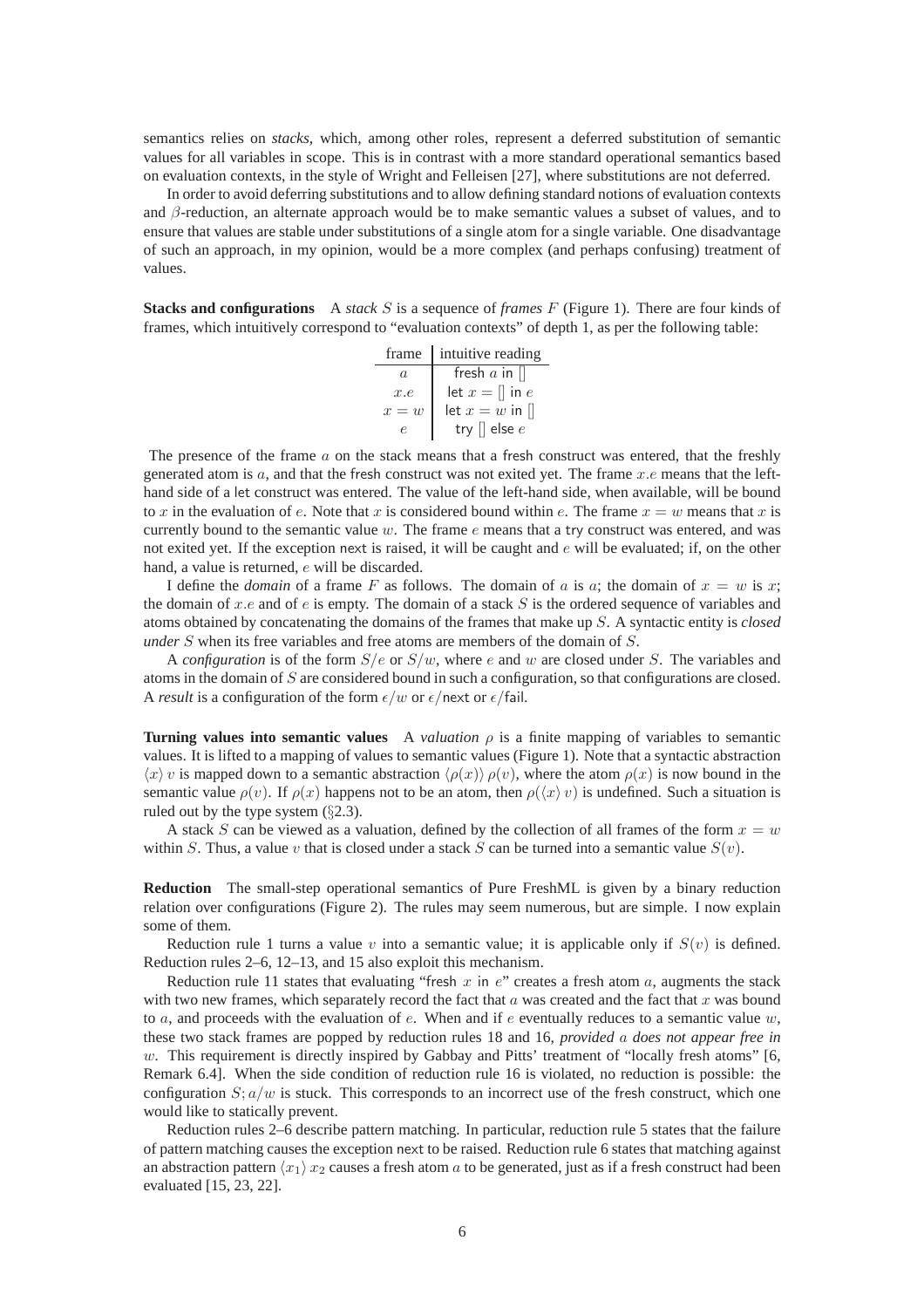semantics relies on *stacks*, which, among other roles, represent a deferred substitution of semantic values for all variables in scope. This is in contrast with a more standard operational semantics based on evaluation contexts, in the style of Wright and Felleisen [27], where substitutions are not deferred.

In order to avoid deferring substitutions and to allow defining standard notions of evaluation contexts and $\beta$-reduction, an alternate approach would be to make semantic values a subset of values, and to ensure that values are stable under substitutions of a single atom for a single variable. One disadvantage of such an approach, in my opinion, would be a more complex (and perhaps confusing) treatment of values.

**Stacks and configurations** A *stack* $S$ is a sequence of *frames* $F$ (Figure 1). There are four kinds of frames, which intuitively correspond to "evaluation contexts" of depth 1, as per the following table:

| frame | intuitive reading |
|---|---|
| $a$ | fresh $a$ in $[]$ |
| $x.e$ | let $x = []$ in $e$ |
| $x = w$ | let $x = w$ in $[]$ |
| $e$ | try $[]$ else $e$ |

The presence of the frame $a$ on the stack means that a fresh construct was entered, that the freshly generated atom is $a$, and that the fresh construct was not exited yet. The frame $x.e$ means that the left-hand side of a let construct was entered. The value of the left-hand side, when available, will be bound to $x$ in the evaluation of $e$. Note that $x$ is considered bound within $e$. The frame $x = w$ means that $x$ is currently bound to the semantic value $w$. The frame $e$ means that a try construct was entered, and was not exited yet. If the exception next is raised, it will be caught and $e$ will be evaluated; if, on the other hand, a value is returned, $e$ will be discarded.

I define the *domain* of a frame $F$ as follows. The domain of $a$ is $a$; the domain of $x = w$ is $x$; the domain of $x.e$ and of $e$ is empty. The domain of a stack $S$ is the ordered sequence of variables and atoms obtained by concatenating the domains of the frames that make up $S$. A syntactic entity is *closed under* $S$ when its free variables and free atoms are members of the domain of $S$.

A *configuration* is of the form $S/e$ or $S/w$, where $e$ and $w$ are closed under $S$. The variables and atoms in the domain of $S$ are considered bound in such a configuration, so that configurations are closed. A *result* is a configuration of the form $\epsilon/w$ or $\epsilon/\mathsf{next}$ or $\epsilon/\mathsf{fail}$.

**Turning values into semantic values** A *valuation* $\rho$ is a finite mapping of variables to semantic values. It is lifted to a mapping of values to semantic values (Figure 1). Note that a syntactic abstraction $\langle x \rangle\, v$ is mapped down to a semantic abstraction $\langle \rho(x) \rangle\, \rho(v)$, where the atom $\rho(x)$ is now bound in the semantic value $\rho(v)$. If $\rho(x)$ happens not to be an atom, then $\rho(\langle x \rangle\, v)$ is undefined. Such a situation is ruled out by the type system (§2.3).

A stack $S$ can be viewed as a valuation, defined by the collection of all frames of the form $x = w$ within $S$. Thus, a value $v$ that is closed under a stack $S$ can be turned into a semantic value $S(v)$.

**Reduction** The small-step operational semantics of Pure FreshML is given by a binary reduction relation over configurations (Figure 2). The rules may seem numerous, but are simple. I now explain some of them.

Reduction rule 1 turns a value $v$ into a semantic value; it is applicable only if $S(v)$ is defined. Reduction rules 2–6, 12–13, and 15 also exploit this mechanism.

Reduction rule 11 states that evaluating "fresh $x$ in $e$" creates a fresh atom $a$, augments the stack with two new frames, which separately record the fact that $a$ was created and the fact that $x$ was bound to $a$, and proceeds with the evaluation of $e$. When and if $e$ eventually reduces to a semantic value $w$, these two stack frames are popped by reduction rules 18 and 16, *provided* $a$ *does not appear free in* $w$. This requirement is directly inspired by Gabbay and Pitts' treatment of "locally fresh atoms" [6, Remark 6.4]. When the side condition of reduction rule 16 is violated, no reduction is possible: the configuration $S; a/w$ is stuck. This corresponds to an incorrect use of the fresh construct, which one would like to statically prevent.

Reduction rules 2–6 describe pattern matching. In particular, reduction rule 5 states that the failure of pattern matching causes the exception next to be raised. Reduction rule 6 states that matching against an abstraction pattern $\langle x_1 \rangle\, x_2$ causes a fresh atom $a$ to be generated, just as if a fresh construct had been evaluated [15, 23, 22].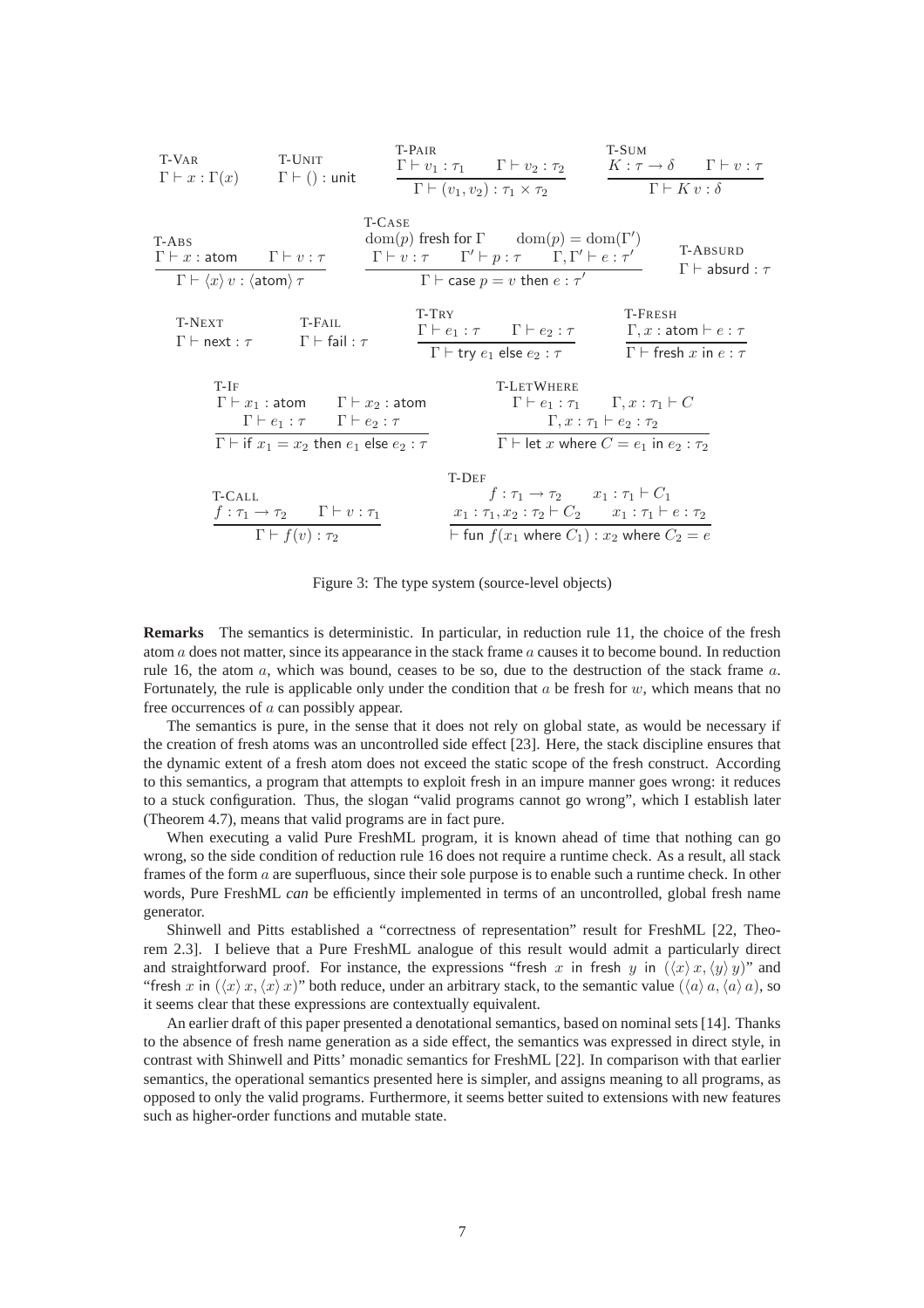$$\frac{}{\Gamma \vdash x : \Gamma(x)}\ \textsc{T-Var} \qquad \frac{}{\Gamma \vdash () : \mathsf{unit}}\ \textsc{T-Unit} \qquad \frac{\Gamma \vdash v_1 : \tau_1 \qquad \Gamma \vdash v_2 : \tau_2}{\Gamma \vdash (v_1, v_2) : \tau_1 \times \tau_2}\ \textsc{T-Pair} \qquad \frac{K : \tau \to \delta \qquad \Gamma \vdash v : \tau}{\Gamma \vdash K\, v : \delta}\ \textsc{T-Sum}$$

$$\frac{\Gamma \vdash x : \mathsf{atom} \qquad \Gamma \vdash v : \tau}{\Gamma \vdash \langle x \rangle\, v : \langle \mathsf{atom} \rangle\, \tau}\ \textsc{T-Abs} \qquad \frac{\mathrm{dom}(p) \text{ fresh for } \Gamma \qquad \mathrm{dom}(p) = \mathrm{dom}(\Gamma') \qquad \Gamma \vdash v : \tau \qquad \Gamma' \vdash p : \tau \qquad \Gamma, \Gamma' \vdash e : \tau'}{\Gamma \vdash \mathsf{case}\ p = v\ \mathsf{then}\ e : \tau'}\ \textsc{T-Case} \qquad \frac{}{\Gamma \vdash \mathsf{absurd} : \tau}\ \textsc{T-Absurd}$$

$$\frac{}{\Gamma \vdash \mathsf{next} : \tau}\ \textsc{T-Next} \qquad \frac{}{\Gamma \vdash \mathsf{fail} : \tau}\ \textsc{T-Fail} \qquad \frac{\Gamma \vdash e_1 : \tau \qquad \Gamma \vdash e_2 : \tau}{\Gamma \vdash \mathsf{try}\ e_1\ \mathsf{else}\ e_2 : \tau}\ \textsc{T-Try} \qquad \frac{\Gamma, x : \mathsf{atom} \vdash e : \tau}{\Gamma \vdash \mathsf{fresh}\ x\ \mathsf{in}\ e : \tau}\ \textsc{T-Fresh}$$

$$\frac{\Gamma \vdash x_1 : \mathsf{atom} \qquad \Gamma \vdash x_2 : \mathsf{atom} \qquad \Gamma \vdash e_1 : \tau \qquad \Gamma \vdash e_2 : \tau}{\Gamma \vdash \mathsf{if}\ x_1 = x_2\ \mathsf{then}\ e_1\ \mathsf{else}\ e_2 : \tau}\ \textsc{T-If} \qquad \frac{\Gamma \vdash e_1 : \tau_1 \qquad \Gamma, x : \tau_1 \vdash C \qquad \Gamma, x : \tau_1 \vdash e_2 : \tau_2}{\Gamma \vdash \mathsf{let}\ x\ \mathsf{where}\ C = e_1\ \mathsf{in}\ e_2 : \tau_2}\ \textsc{T-LetWhere}$$

$$\frac{f : \tau_1 \to \tau_2 \qquad \Gamma \vdash v : \tau_1}{\Gamma \vdash f(v) : \tau_2}\ \textsc{T-Call} \qquad \frac{f : \tau_1 \to \tau_2 \qquad x_1 : \tau_1 \vdash C_1 \qquad x_1 : \tau_1, x_2 : \tau_2 \vdash C_2 \qquad x_1 : \tau_1 \vdash e : \tau_2}{\vdash \mathsf{fun}\ f(x_1\ \mathsf{where}\ C_1) : x_2\ \mathsf{where}\ C_2 = e}\ \textsc{T-Def}$$

Figure 3: The type system (source-level objects)

**Remarks** The semantics is deterministic. In particular, in reduction rule 11, the choice of the fresh atom $a$ does not matter, since its appearance in the stack frame $a$ causes it to become bound. In reduction rule 16, the atom $a$, which was bound, ceases to be so, due to the destruction of the stack frame $a$. Fortunately, the rule is applicable only under the condition that $a$ be fresh for $w$, which means that no free occurrences of $a$ can possibly appear.

The semantics is pure, in the sense that it does not rely on global state, as would be necessary if the creation of fresh atoms was an uncontrolled side effect [23]. Here, the stack discipline ensures that the dynamic extent of a fresh atom does not exceed the static scope of the fresh construct. According to this semantics, a program that attempts to exploit fresh in an impure manner goes wrong: it reduces to a stuck configuration. Thus, the slogan "valid programs cannot go wrong", which I establish later (Theorem 4.7), means that valid programs are in fact pure.

When executing a valid Pure FreshML program, it is known ahead of time that nothing can go wrong, so the side condition of reduction rule 16 does not require a runtime check. As a result, all stack frames of the form $a$ are superfluous, since their sole purpose is to enable such a runtime check. In other words, Pure FreshML *can* be efficiently implemented in terms of an uncontrolled, global fresh name generator.

Shinwell and Pitts established a "correctness of representation" result for FreshML [22, Theorem 2.3]. I believe that a Pure FreshML analogue of this result would admit a particularly direct and straightforward proof. For instance, the expressions "$\mathsf{fresh}\ x\ \mathsf{in}\ \mathsf{fresh}\ y\ \mathsf{in}\ (\langle x \rangle\, x, \langle y \rangle\, y)$" and "$\mathsf{fresh}\ x\ \mathsf{in}\ (\langle x \rangle\, x, \langle x \rangle\, x)$" both reduce, under an arbitrary stack, to the semantic value $(\langle a \rangle\, a, \langle a \rangle\, a)$, so it seems clear that these expressions are contextually equivalent.

An earlier draft of this paper presented a denotational semantics, based on nominal sets [14]. Thanks to the absence of fresh name generation as a side effect, the semantics was expressed in direct style, in contrast with Shinwell and Pitts' monadic semantics for FreshML [22]. In comparison with that earlier semantics, the operational semantics presented here is simpler, and assigns meaning to all programs, as opposed to only the valid programs. Furthermore, it seems better suited to extensions with new features such as higher-order functions and mutable state.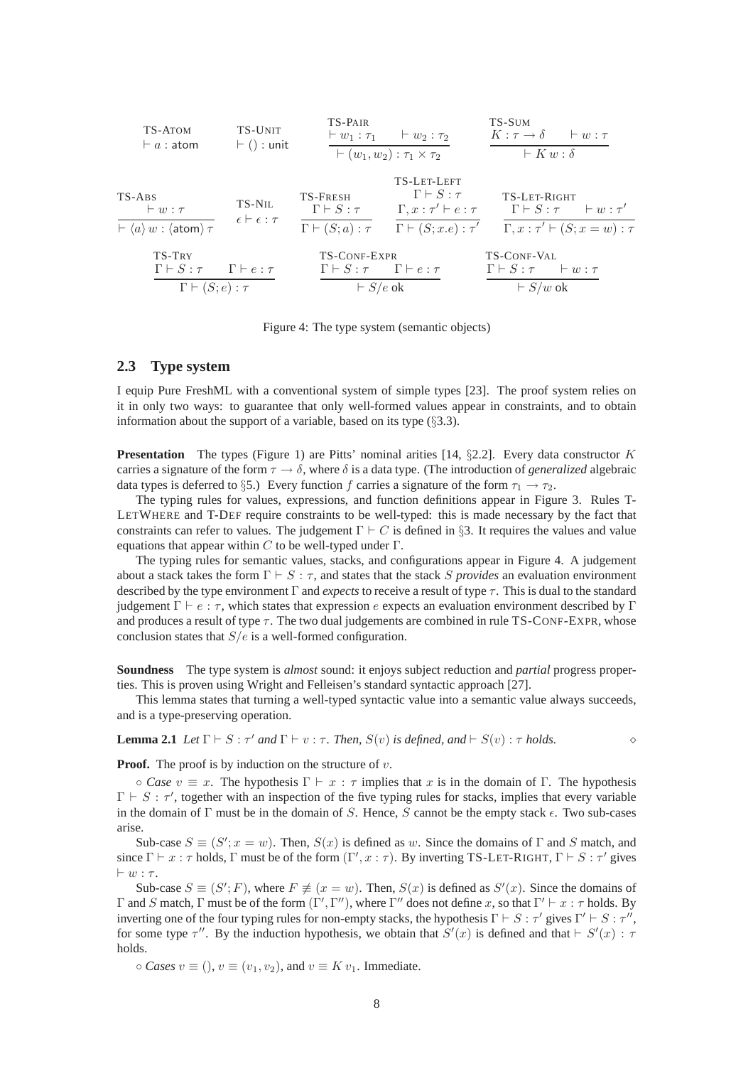$$\frac{}{\vdash a : \mathsf{atom}}\ \textsc{TS-Atom} \qquad \frac{}{\vdash () : \mathsf{unit}}\ \textsc{TS-Unit} \qquad \frac{\vdash w_1 : \tau_1 \quad \vdash w_2 : \tau_2}{\vdash (w_1, w_2) : \tau_1 \times \tau_2}\ \textsc{TS-Pair} \qquad \frac{K : \tau \to \delta \quad \vdash w : \tau}{\vdash K\, w : \delta}\ \textsc{TS-Sum}$$

$$\frac{\vdash w : \tau}{\vdash \langle a \rangle\, w : \langle \mathsf{atom} \rangle\, \tau}\ \textsc{TS-Abs} \qquad \frac{}{\epsilon \vdash \epsilon : \tau}\ \textsc{TS-Nil} \qquad \frac{\Gamma \vdash S : \tau}{\Gamma \vdash (S; a) : \tau}\ \textsc{TS-Fresh} \qquad \frac{\Gamma \vdash S : \tau \quad \Gamma, x : \tau' \vdash e : \tau}{\Gamma \vdash (S; x.e) : \tau'}\ \textsc{TS-Let-Left} \qquad \frac{\Gamma \vdash S : \tau \quad \vdash w : \tau'}{\Gamma, x : \tau' \vdash (S; x = w) : \tau}\ \textsc{TS-Let-Right}$$

$$\frac{\Gamma \vdash S : \tau \quad \Gamma \vdash e : \tau}{\Gamma \vdash (S; e) : \tau}\ \textsc{TS-Try} \qquad \frac{\Gamma \vdash S : \tau \quad \Gamma \vdash e : \tau}{\vdash S/e\ \mathsf{ok}}\ \textsc{TS-Conf-Expr} \qquad \frac{\Gamma \vdash S : \tau \quad \vdash w : \tau}{\vdash S/w\ \mathsf{ok}}\ \textsc{TS-Conf-Val}$$

Figure 4: The type system (semantic objects)

## 2.3 Type system

I equip Pure FreshML with a conventional system of simple types [23]. The proof system relies on it in only two ways: to guarantee that only well-formed values appear in constraints, and to obtain information about the support of a variable, based on its type (§3.3).

**Presentation** The types (Figure 1) are Pitts' nominal arities [14, §2.2]. Every data constructor $K$ carries a signature of the form $\tau \to \delta$, where $\delta$ is a data type. (The introduction of *generalized* algebraic data types is deferred to §5.) Every function $f$ carries a signature of the form $\tau_1 \to \tau_2$.

The typing rules for values, expressions, and function definitions appear in Figure 3. Rules T-LetWhere and T-Def require constraints to be well-typed: this is made necessary by the fact that constraints can refer to values. The judgement $\Gamma \vdash C$ is defined in §3. It requires the values and value equations that appear within $C$ to be well-typed under $\Gamma$.

The typing rules for semantic values, stacks, and configurations appear in Figure 4. A judgement about a stack takes the form $\Gamma \vdash S : \tau$, and states that the stack $S$ *provides* an evaluation environment described by the type environment $\Gamma$ and *expects* to receive a result of type $\tau$. This is dual to the standard judgement $\Gamma \vdash e : \tau$, which states that expression $e$ expects an evaluation environment described by $\Gamma$ and produces a result of type $\tau$. The two dual judgements are combined in rule TS-Conf-Expr, whose conclusion states that $S/e$ is a well-formed configuration.

**Soundness** The type system is *almost* sound: it enjoys subject reduction and *partial* progress properties. This is proven using Wright and Felleisen's standard syntactic approach [27].

This lemma states that turning a well-typed syntactic value into a semantic value always succeeds, and is a type-preserving operation.

**Lemma 2.1** *Let $\Gamma \vdash S : \tau'$ and $\Gamma \vdash v : \tau$. Then, $S(v)$ is defined, and $\vdash S(v) : \tau$ holds.* ◇

**Proof.** The proof is by induction on the structure of $v$.

◦ *Case* $v \equiv x$. The hypothesis $\Gamma \vdash x : \tau$ implies that $x$ is in the domain of $\Gamma$. The hypothesis $\Gamma \vdash S : \tau'$, together with an inspection of the five typing rules for stacks, implies that every variable in the domain of $\Gamma$ must be in the domain of $S$. Hence, $S$ cannot be the empty stack $\epsilon$. Two sub-cases arise.

Sub-case $S \equiv (S'; x = w)$. Then, $S(x)$ is defined as $w$. Since the domains of $\Gamma$ and $S$ match, and since $\Gamma \vdash x : \tau$ holds, $\Gamma$ must be of the form $(\Gamma', x : \tau)$. By inverting TS-Let-Right, $\Gamma \vdash S : \tau'$ gives $\vdash w : \tau$.

Sub-case $S \equiv (S'; F)$, where $F \not\equiv (x = w)$. Then, $S(x)$ is defined as $S'(x)$. Since the domains of $\Gamma$ and $S$ match, $\Gamma$ must be of the form $(\Gamma', \Gamma'')$, where $\Gamma''$ does not define $x$, so that $\Gamma' \vdash x : \tau$ holds. By inverting one of the four typing rules for non-empty stacks, the hypothesis $\Gamma \vdash S : \tau'$ gives $\Gamma' \vdash S : \tau''$, for some type $\tau''$. By the induction hypothesis, we obtain that $S'(x)$ is defined and that $\vdash S'(x) : \tau$ holds.

◦ *Cases* $v \equiv ()$, $v \equiv (v_1, v_2)$, and $v \equiv K\ v_1$. Immediate.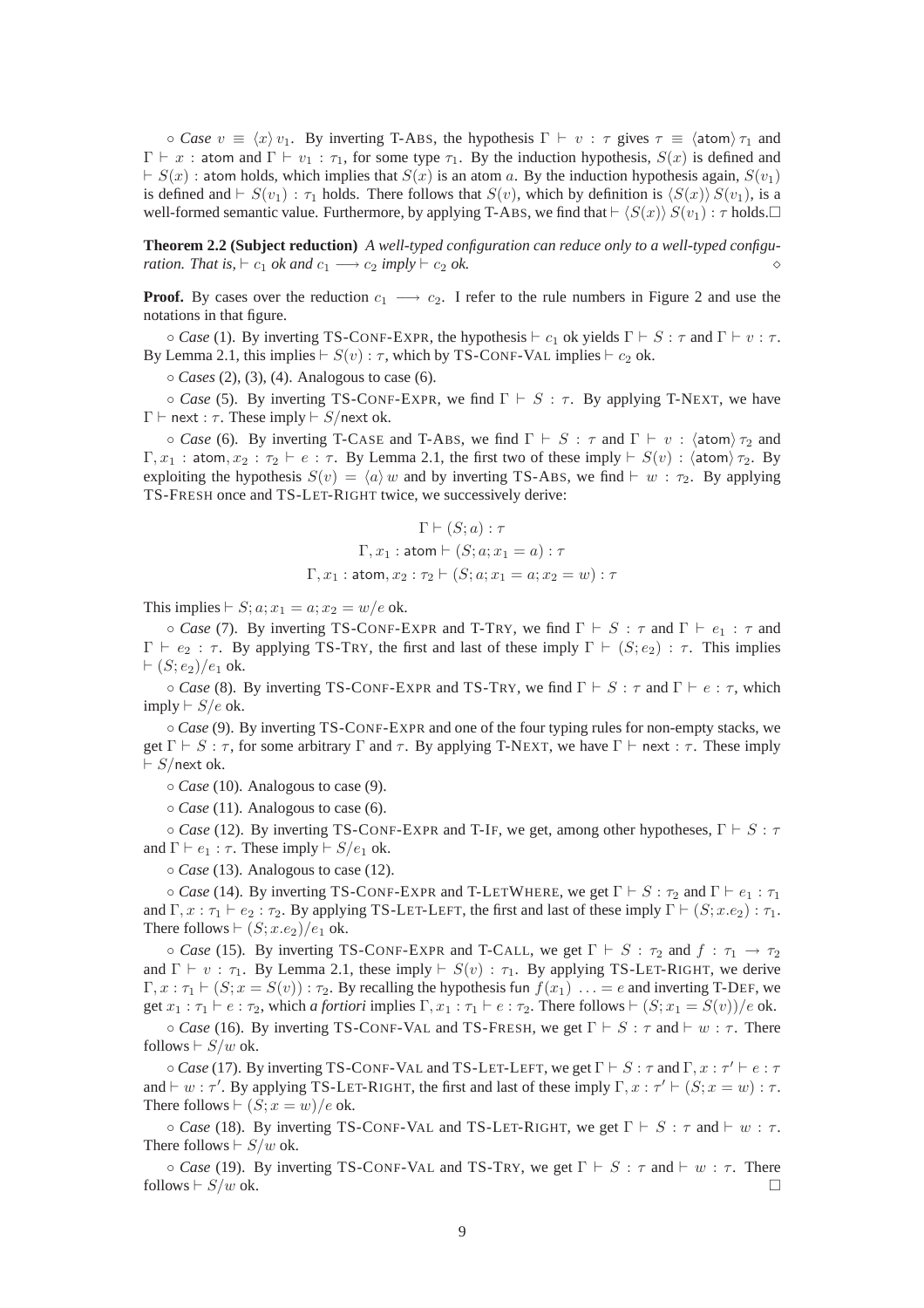∘ *Case* $v \equiv \langle x \rangle\, v_1$. By inverting T-Abs, the hypothesis $\Gamma \vdash v : \tau$ gives $\tau \equiv \langle \mathsf{atom} \rangle\, \tau_1$ and $\Gamma \vdash x : \mathsf{atom}$ and $\Gamma \vdash v_1 : \tau_1$, for some type $\tau_1$. By the induction hypothesis, $S(x)$ is defined and $\vdash S(x) : \mathsf{atom}$ holds, which implies that $S(x)$ is an atom $a$. By the induction hypothesis again, $S(v_1)$ is defined and $\vdash S(v_1) : \tau_1$ holds. There follows that $S(v)$, which by definition is $\langle S(x) \rangle\, S(v_1)$, is a well-formed semantic value. Furthermore, by applying T-Abs, we find that $\vdash \langle S(x) \rangle\, S(v_1) : \tau$ holds.□

**Theorem 2.2 (Subject reduction)** *A well-typed configuration can reduce only to a well-typed configuration. That is, $\vdash c_1$ ok and $c_1 \longrightarrow c_2$ imply $\vdash c_2$ ok.* ⋄

**Proof.** By cases over the reduction $c_1 \longrightarrow c_2$. I refer to the rule numbers in Figure 2 and use the notations in that figure.

∘ *Case* (1). By inverting TS-Conf-Expr, the hypothesis $\vdash c_1$ ok yields $\Gamma \vdash S : \tau$ and $\Gamma \vdash v : \tau$. By Lemma 2.1, this implies $\vdash S(v) : \tau$, which by TS-Conf-Val implies $\vdash c_2$ ok.

∘ *Cases* (2), (3), (4). Analogous to case (6).

∘ *Case* (5). By inverting TS-Conf-Expr, we find $\Gamma \vdash S : \tau$. By applying T-Next, we have $\Gamma \vdash \mathsf{next} : \tau$. These imply $\vdash S/\mathsf{next}$ ok.

∘ *Case* (6). By inverting T-Case and T-Abs, we find $\Gamma \vdash S : \tau$ and $\Gamma \vdash v : \langle \mathsf{atom} \rangle\, \tau_2$ and $\Gamma, x_1 : \mathsf{atom}, x_2 : \tau_2 \vdash e : \tau$. By Lemma 2.1, the first two of these imply $\vdash S(v) : \langle \mathsf{atom} \rangle\, \tau_2$. By exploiting the hypothesis $S(v) = \langle a \rangle\, w$ and by inverting TS-Abs, we find $\vdash w : \tau_2$. By applying TS-Fresh once and TS-Let-Right twice, we successively derive:

$$\Gamma \vdash (S; a) : \tau$$
$$\Gamma, x_1 : \mathsf{atom} \vdash (S; a; x_1 = a) : \tau$$
$$\Gamma, x_1 : \mathsf{atom}, x_2 : \tau_2 \vdash (S; a; x_1 = a; x_2 = w) : \tau$$

This implies $\vdash S; a; x_1 = a; x_2 = w/e$ ok.

∘ *Case* (7). By inverting TS-Conf-Expr and T-Try, we find $\Gamma \vdash S : \tau$ and $\Gamma \vdash e_1 : \tau$ and $\Gamma \vdash e_2 : \tau$. By applying TS-Try, the first and last of these imply $\Gamma \vdash (S; e_2) : \tau$. This implies $\vdash (S; e_2)/e_1$ ok.

∘ *Case* (8). By inverting TS-Conf-Expr and TS-Try, we find $\Gamma \vdash S : \tau$ and $\Gamma \vdash e : \tau$, which imply $\vdash S/e$ ok.

∘ *Case* (9). By inverting TS-Conf-Expr and one of the four typing rules for non-empty stacks, we get $\Gamma \vdash S : \tau$, for some arbitrary $\Gamma$ and $\tau$. By applying T-Next, we have $\Gamma \vdash \mathsf{next} : \tau$. These imply $\vdash S/\mathsf{next}$ ok.

∘ *Case* (10). Analogous to case (9).

∘ *Case* (11). Analogous to case (6).

∘ *Case* (12). By inverting TS-Conf-Expr and T-If, we get, among other hypotheses, $\Gamma \vdash S : \tau$ and $\Gamma \vdash e_1 : \tau$. These imply $\vdash S/e_1$ ok.

∘ *Case* (13). Analogous to case (12).

∘ *Case* (14). By inverting TS-Conf-Expr and T-LetWhere, we get $\Gamma \vdash S : \tau_2$ and $\Gamma \vdash e_1 : \tau_1$ and $\Gamma, x : \tau_1 \vdash e_2 : \tau_2$. By applying TS-Let-Left, the first and last of these imply $\Gamma \vdash (S; x.e_2) : \tau_1$. There follows $\vdash (S; x.e_2)/e_1$ ok.

∘ *Case* (15). By inverting TS-Conf-Expr and T-Call, we get $\Gamma \vdash S : \tau_2$ and $f : \tau_1 \rightarrow \tau_2$ and $\Gamma \vdash v : \tau_1$. By Lemma 2.1, these imply $\vdash S(v) : \tau_1$. By applying TS-Let-Right, we derive $\Gamma, x : \tau_1 \vdash (S; x = S(v)) : \tau_2$. By recalling the hypothesis fun $f(x_1)\ \ldots = e$ and inverting T-Def, we get $x_1 : \tau_1 \vdash e : \tau_2$, which *a fortiori* implies $\Gamma, x_1 : \tau_1 \vdash e : \tau_2$. There follows $\vdash (S; x_1 = S(v))/e$ ok.

∘ *Case* (16). By inverting TS-Conf-Val and TS-Fresh, we get $\Gamma \vdash S : \tau$ and $\vdash w : \tau$. There follows $\vdash S/w$ ok.

∘ *Case* (17). By inverting TS-Conf-Val and TS-Let-Left, we get $\Gamma \vdash S : \tau$ and $\Gamma, x : \tau' \vdash e : \tau$ and $\vdash w : \tau'$. By applying TS-Let-Right, the first and last of these imply $\Gamma, x : \tau' \vdash (S; x = w) : \tau$. There follows $\vdash (S; x = w)/e$ ok.

∘ *Case* (18). By inverting TS-Conf-Val and TS-Let-Right, we get $\Gamma \vdash S : \tau$ and $\vdash w : \tau$. There follows $\vdash S/w$ ok.

∘ *Case* (19). By inverting TS-Conf-Val and TS-Try, we get $\Gamma \vdash S : \tau$ and $\vdash w : \tau$. There follows $\vdash S/w$ ok. □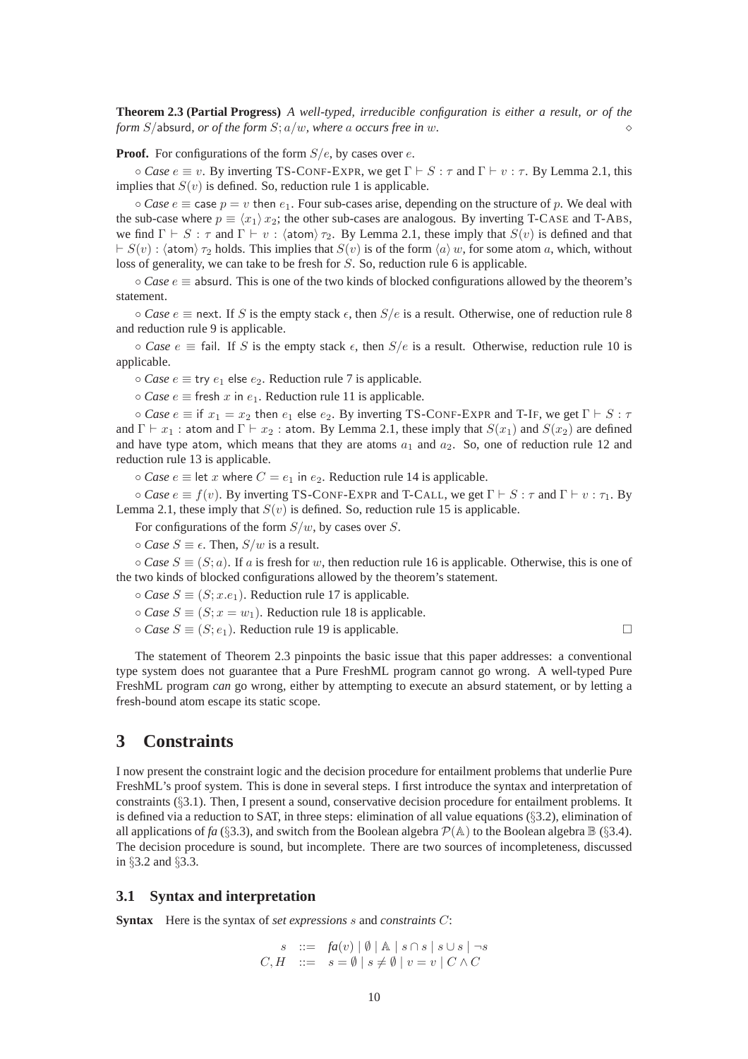**Theorem 2.3 (Partial Progress)** *A well-typed, irreducible configuration is either a result, or of the form $S/\mathsf{absurd}$, or of the form $S; a/w$, where $a$ occurs free in $w$.* ◇

**Proof.** For configurations of the form $S/e$, by cases over $e$.

∘ *Case* $e \equiv v$. By inverting TS-CONF-EXPR, we get $\Gamma \vdash S : \tau$ and $\Gamma \vdash v : \tau$. By Lemma 2.1, this implies that $S(v)$ is defined. So, reduction rule 1 is applicable.

∘ *Case* $e \equiv \mathsf{case}\ p = v\ \mathsf{then}\ e_1$. Four sub-cases arise, depending on the structure of $p$. We deal with the sub-case where $p \equiv \langle x_1 \rangle\, x_2$; the other sub-cases are analogous. By inverting T-CASE and T-ABS, we find $\Gamma \vdash S : \tau$ and $\Gamma \vdash v : \langle \mathsf{atom} \rangle\, \tau_2$. By Lemma 2.1, these imply that $S(v)$ is defined and that $\vdash S(v) : \langle \mathsf{atom} \rangle\, \tau_2$ holds. This implies that $S(v)$ is of the form $\langle a \rangle\, w$, for some atom $a$, which, without loss of generality, we can take to be fresh for $S$. So, reduction rule 6 is applicable.

∘ *Case* $e \equiv \mathsf{absurd}$. This is one of the two kinds of blocked configurations allowed by the theorem's statement.

∘ *Case* $e \equiv \mathsf{next}$. If $S$ is the empty stack $\epsilon$, then $S/e$ is a result. Otherwise, one of reduction rule 8 and reduction rule 9 is applicable.

∘ *Case* $e \equiv \mathsf{fail}$. If $S$ is the empty stack $\epsilon$, then $S/e$ is a result. Otherwise, reduction rule 10 is applicable.

∘ *Case* $e \equiv \mathsf{try}\ e_1\ \mathsf{else}\ e_2$. Reduction rule 7 is applicable.

∘ *Case* $e \equiv \mathsf{fresh}\ x\ \mathsf{in}\ e_1$. Reduction rule 11 is applicable.

∘ *Case* $e \equiv \mathsf{if}\ x_1 = x_2\ \mathsf{then}\ e_1\ \mathsf{else}\ e_2$. By inverting TS-CONF-EXPR and T-IF, we get $\Gamma \vdash S : \tau$ and $\Gamma \vdash x_1 : \mathsf{atom}$ and $\Gamma \vdash x_2 : \mathsf{atom}$. By Lemma 2.1, these imply that $S(x_1)$ and $S(x_2)$ are defined and have type atom, which means that they are atoms $a_1$ and $a_2$. So, one of reduction rule 12 and reduction rule 13 is applicable.

∘ *Case* $e \equiv \mathsf{let}\ x\ \mathsf{where}\ C = e_1\ \mathsf{in}\ e_2$. Reduction rule 14 is applicable.

∘ *Case* $e \equiv f(v)$. By inverting TS-CONF-EXPR and T-CALL, we get $\Gamma \vdash S : \tau$ and $\Gamma \vdash v : \tau_1$. By Lemma 2.1, these imply that $S(v)$ is defined. So, reduction rule 15 is applicable.

For configurations of the form $S/w$, by cases over $S$.

∘ *Case* $S \equiv \epsilon$. Then, $S/w$ is a result.

∘ *Case* $S \equiv (S; a)$. If $a$ is fresh for $w$, then reduction rule 16 is applicable. Otherwise, this is one of the two kinds of blocked configurations allowed by the theorem's statement.

∘ *Case* $S \equiv (S; x.e_1)$. Reduction rule 17 is applicable.

∘ *Case* $S \equiv (S; x = w_1)$. Reduction rule 18 is applicable.

∘ *Case* $S \equiv (S; e_1)$. Reduction rule 19 is applicable. □

The statement of Theorem 2.3 pinpoints the basic issue that this paper addresses: a conventional type system does not guarantee that a Pure FreshML program cannot go wrong. A well-typed Pure FreshML program *can* go wrong, either by attempting to execute an absurd statement, or by letting a fresh-bound atom escape its static scope.

# 3 Constraints

I now present the constraint logic and the decision procedure for entailment problems that underlie Pure FreshML's proof system. This is done in several steps. I first introduce the syntax and interpretation of constraints (§3.1). Then, I present a sound, conservative decision procedure for entailment problems. It is defined via a reduction to SAT, in three steps: elimination of all value equations (§3.2), elimination of all applications of *fa* (§3.3), and switch from the Boolean algebra $\mathcal{P}(\mathbb{A})$ to the Boolean algebra $\mathbb{B}$ (§3.4). The decision procedure is sound, but incomplete. There are two sources of incompleteness, discussed in §3.2 and §3.3.

## 3.1 Syntax and interpretation

**Syntax** Here is the syntax of *set expressions* $s$ and *constraints* $C$:

$$\begin{array}{rcl} s & ::= & \mathit{fa}(v) \mid \emptyset \mid \mathbb{A} \mid s \cap s \mid s \cup s \mid \neg s \\ C, H & ::= & s = \emptyset \mid s \neq \emptyset \mid v = v \mid C \wedge C \end{array}$$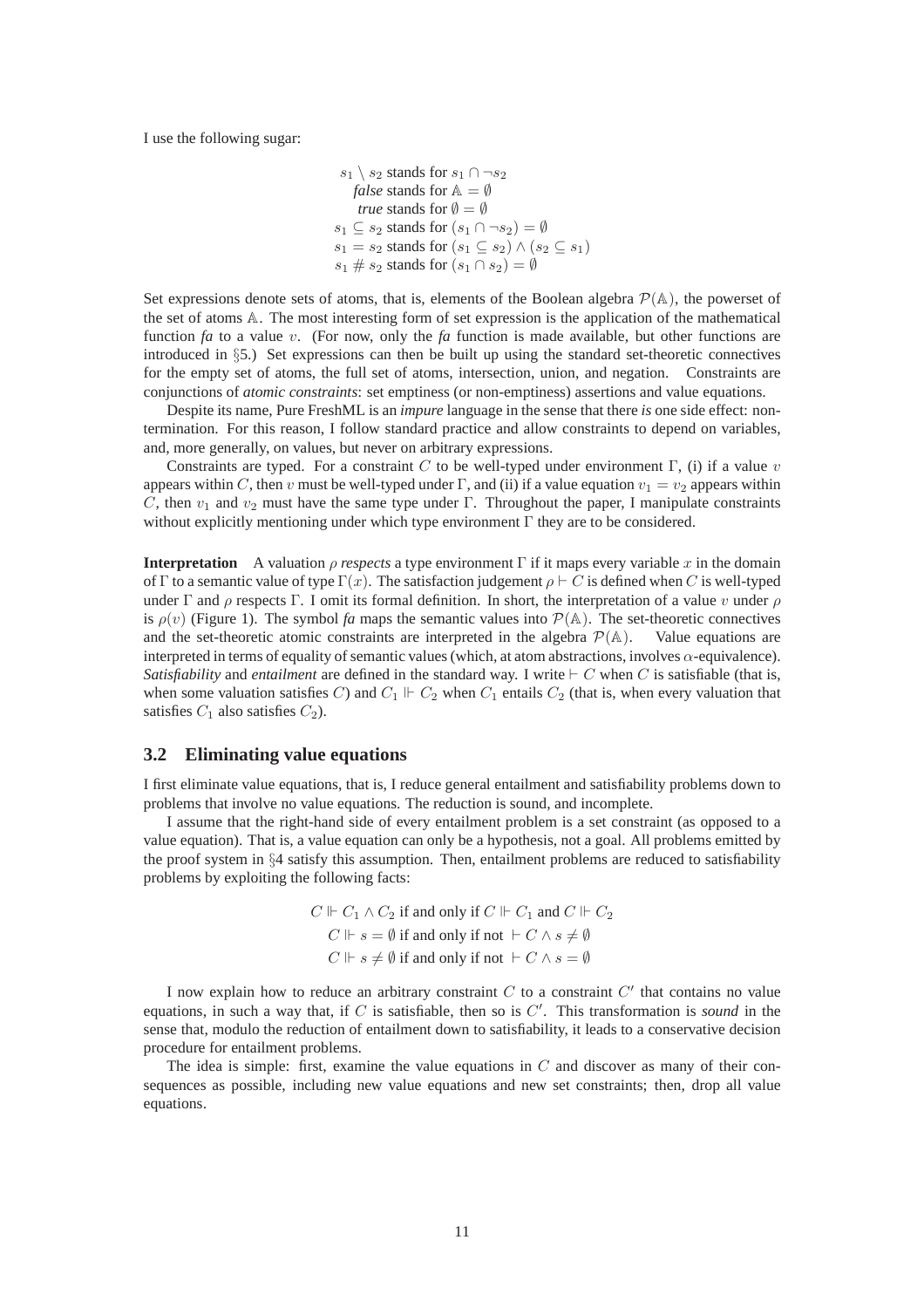I use the following sugar:

$$
\begin{aligned}
s_1 \setminus s_2 &\text{ stands for } s_1 \cap \neg s_2 \\
\textit{false} &\text{ stands for } \mathbb{A} = \emptyset \\
\textit{true} &\text{ stands for } \emptyset = \emptyset \\
s_1 \subseteq s_2 &\text{ stands for } (s_1 \cap \neg s_2) = \emptyset \\
s_1 = s_2 &\text{ stands for } (s_1 \subseteq s_2) \wedge (s_2 \subseteq s_1) \\
s_1 \# s_2 &\text{ stands for } (s_1 \cap s_2) = \emptyset
\end{aligned}
$$

Set expressions denote sets of atoms, that is, elements of the Boolean algebra $\mathcal{P}(\mathbb{A})$, the powerset of the set of atoms $\mathbb{A}$. The most interesting form of set expression is the application of the mathematical function *fa* to a value $v$. (For now, only the *fa* function is made available, but other functions are introduced in §5.) Set expressions can then be built up using the standard set-theoretic connectives for the empty set of atoms, the full set of atoms, intersection, union, and negation. Constraints are conjunctions of *atomic constraints*: set emptiness (or non-emptiness) assertions and value equations.

Despite its name, Pure FreshML is an *impure* language in the sense that there *is* one side effect: non-termination. For this reason, I follow standard practice and allow constraints to depend on variables, and, more generally, on values, but never on arbitrary expressions.

Constraints are typed. For a constraint $C$ to be well-typed under environment $\Gamma$, (i) if a value $v$ appears within $C$, then $v$ must be well-typed under $\Gamma$, and (ii) if a value equation $v_1 = v_2$ appears within $C$, then $v_1$ and $v_2$ must have the same type under $\Gamma$. Throughout the paper, I manipulate constraints without explicitly mentioning under which type environment $\Gamma$ they are to be considered.

**Interpretation** A valuation $\rho$ *respects* a type environment $\Gamma$ if it maps every variable $x$ in the domain of $\Gamma$ to a semantic value of type $\Gamma(x)$. The satisfaction judgement $\rho \vdash C$ is defined when $C$ is well-typed under $\Gamma$ and $\rho$ respects $\Gamma$. I omit its formal definition. In short, the interpretation of a value $v$ under $\rho$ is $\rho(v)$ (Figure 1). The symbol *fa* maps the semantic values into $\mathcal{P}(\mathbb{A})$. The set-theoretic connectives and the set-theoretic atomic constraints are interpreted in the algebra $\mathcal{P}(\mathbb{A})$. Value equations are interpreted in terms of equality of semantic values (which, at atom abstractions, involves $\alpha$-equivalence). *Satisfiability* and *entailment* are defined in the standard way. I write $\vdash C$ when $C$ is satisfiable (that is, when some valuation satisfies $C$) and $C_1 \Vdash C_2$ when $C_1$ entails $C_2$ (that is, when every valuation that satisfies $C_1$ also satisfies $C_2$).

### 3.2 Eliminating value equations

I first eliminate value equations, that is, I reduce general entailment and satisfiability problems down to problems that involve no value equations. The reduction is sound, and incomplete.

I assume that the right-hand side of every entailment problem is a set constraint (as opposed to a value equation). That is, a value equation can only be a hypothesis, not a goal. All problems emitted by the proof system in §4 satisfy this assumption. Then, entailment problems are reduced to satisfiability problems by exploiting the following facts:

$$
\begin{aligned}
C \Vdash C_1 \wedge C_2 &\text{ if and only if } C \Vdash C_1 \text{ and } C \Vdash C_2 \\
C \Vdash s = \emptyset &\text{ if and only if not } \vdash C \wedge s \neq \emptyset \\
C \Vdash s \neq \emptyset &\text{ if and only if not } \vdash C \wedge s = \emptyset
\end{aligned}
$$

I now explain how to reduce an arbitrary constraint $C$ to a constraint $C'$ that contains no value equations, in such a way that, if $C$ is satisfiable, then so is $C'$. This transformation is *sound* in the sense that, modulo the reduction of entailment down to satisfiability, it leads to a conservative decision procedure for entailment problems.

The idea is simple: first, examine the value equations in $C$ and discover as many of their consequences as possible, including new value equations and new set constraints; then, drop all value equations.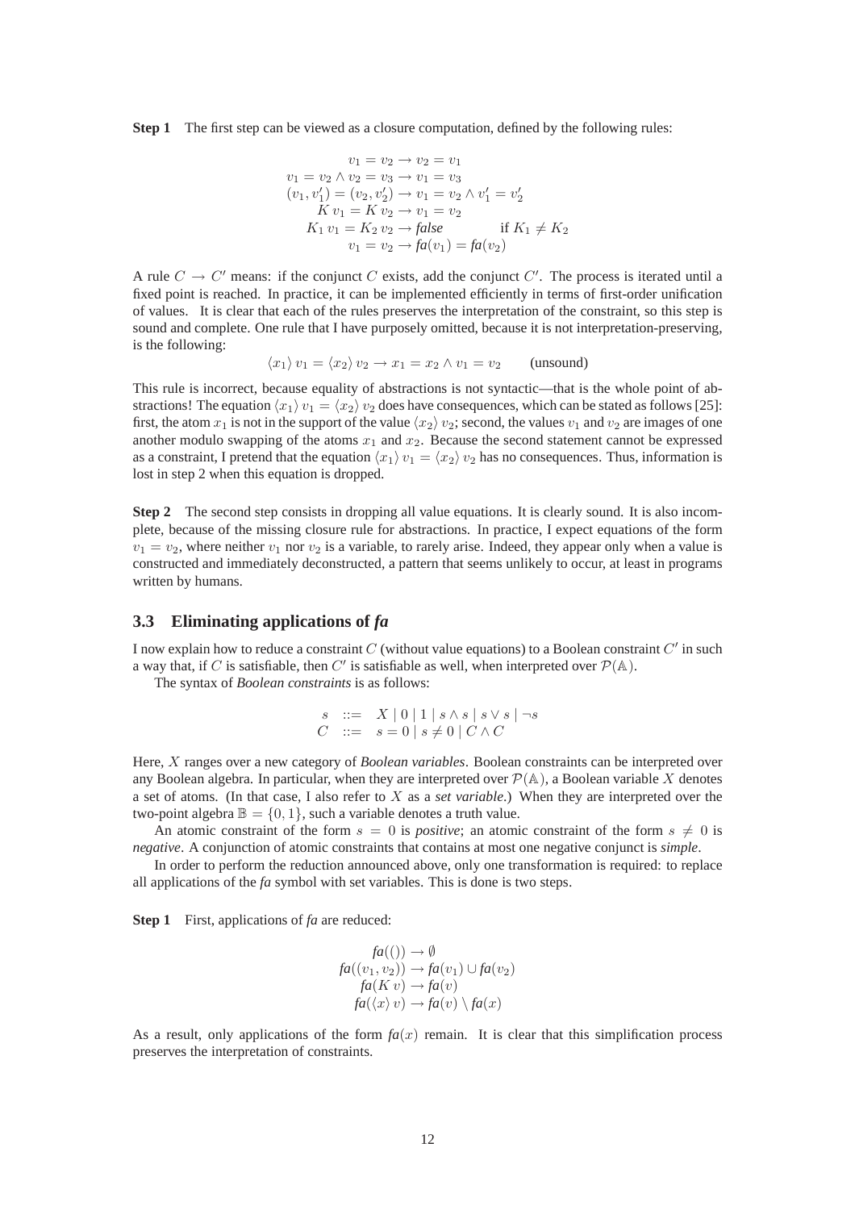**Step 1** The first step can be viewed as a closure computation, defined by the following rules:

$$
\begin{array}{rl}
v_1 = v_2 \rightarrow v_2 = v_1 & \\
v_1 = v_2 \wedge v_2 = v_3 \rightarrow v_1 = v_3 & \\
(v_1, v_1') = (v_2, v_2') \rightarrow v_1 = v_2 \wedge v_1' = v_2' & \\
K\, v_1 = K\, v_2 \rightarrow v_1 = v_2 & \\
K_1\, v_1 = K_2\, v_2 \rightarrow \textit{false} & \text{if } K_1 \neq K_2 \\
v_1 = v_2 \rightarrow \textit{fa}(v_1) = \textit{fa}(v_2) &
\end{array}
$$

A rule $C \rightarrow C'$ means: if the conjunct $C$ exists, add the conjunct $C'$. The process is iterated until a fixed point is reached. In practice, it can be implemented efficiently in terms of first-order unification of values. It is clear that each of the rules preserves the interpretation of the constraint, so this step is sound and complete. One rule that I have purposely omitted, because it is not interpretation-preserving, is the following:

$$\langle x_1 \rangle\, v_1 = \langle x_2 \rangle\, v_2 \rightarrow x_1 = x_2 \wedge v_1 = v_2 \qquad \text{(unsound)}$$

This rule is incorrect, because equality of abstractions is not syntactic—that is the whole point of abstractions! The equation $\langle x_1 \rangle\, v_1 = \langle x_2 \rangle\, v_2$ does have consequences, which can be stated as follows [25]: first, the atom $x_1$ is not in the support of the value $\langle x_2 \rangle\, v_2$; second, the values $v_1$ and $v_2$ are images of one another modulo swapping of the atoms $x_1$ and $x_2$. Because the second statement cannot be expressed as a constraint, I pretend that the equation $\langle x_1 \rangle\, v_1 = \langle x_2 \rangle\, v_2$ has no consequences. Thus, information is lost in step 2 when this equation is dropped.

**Step 2** The second step consists in dropping all value equations. It is clearly sound. It is also incomplete, because of the missing closure rule for abstractions. In practice, I expect equations of the form $v_1 = v_2$, where neither $v_1$ nor $v_2$ is a variable, to rarely arise. Indeed, they appear only when a value is constructed and immediately deconstructed, a pattern that seems unlikely to occur, at least in programs written by humans.

### 3.3 Eliminating applications of *fa*

I now explain how to reduce a constraint $C$ (without value equations) to a Boolean constraint $C'$ in such a way that, if $C$ is satisfiable, then $C'$ is satisfiable as well, when interpreted over $\mathcal{P}(\mathbb{A})$.

The syntax of *Boolean constraints* is as follows:

$$
\begin{array}{rcl}
s & ::= & X \mid 0 \mid 1 \mid s \wedge s \mid s \vee s \mid \neg s \\
C & ::= & s = 0 \mid s \neq 0 \mid C \wedge C
\end{array}
$$

Here, $X$ ranges over a new category of *Boolean variables*. Boolean constraints can be interpreted over any Boolean algebra. In particular, when they are interpreted over $\mathcal{P}(\mathbb{A})$, a Boolean variable $X$ denotes a set of atoms. (In that case, I also refer to $X$ as a *set variable*.) When they are interpreted over the two-point algebra $\mathbb{B} = \{0, 1\}$, such a variable denotes a truth value.

An atomic constraint of the form $s = 0$ is *positive*; an atomic constraint of the form $s \neq 0$ is *negative*. A conjunction of atomic constraints that contains at most one negative conjunct is *simple*.

In order to perform the reduction announced above, only one transformation is required: to replace all applications of the *fa* symbol with set variables. This is done is two steps.

**Step 1** First, applications of *fa* are reduced:

$$
\begin{array}{l}
\textit{fa}(()) \rightarrow \emptyset \\
\textit{fa}((v_1, v_2)) \rightarrow \textit{fa}(v_1) \cup \textit{fa}(v_2) \\
\textit{fa}(K\, v) \rightarrow \textit{fa}(v) \\
\textit{fa}(\langle x \rangle\, v) \rightarrow \textit{fa}(v) \setminus \textit{fa}(x)
\end{array}
$$

As a result, only applications of the form $\textit{fa}(x)$ remain. It is clear that this simplification process preserves the interpretation of constraints.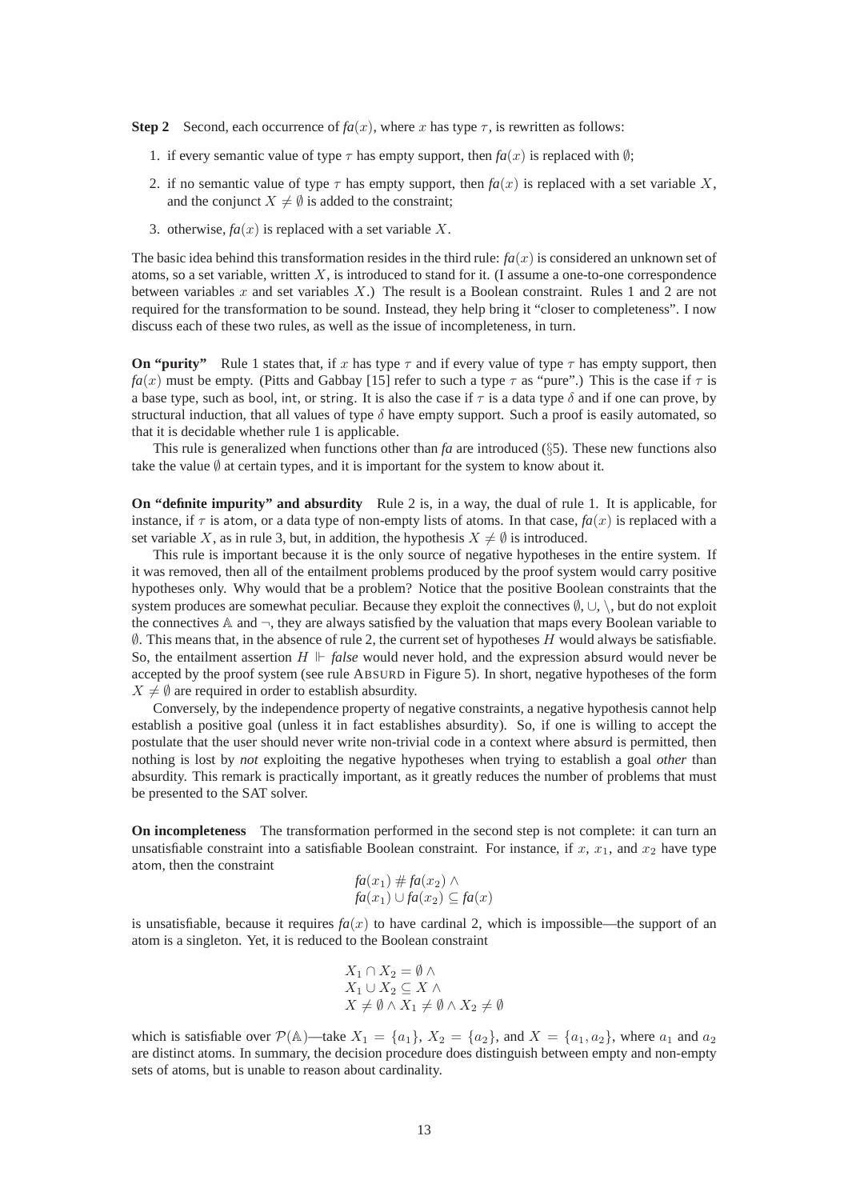**Step 2** Second, each occurrence of $\mathit{fa}(x)$, where $x$ has type $\tau$, is rewritten as follows:

1. if every semantic value of type $\tau$ has empty support, then $\mathit{fa}(x)$ is replaced with $\emptyset$;
2. if no semantic value of type $\tau$ has empty support, then $\mathit{fa}(x)$ is replaced with a set variable $X$, and the conjunct $X \neq \emptyset$ is added to the constraint;
3. otherwise, $\mathit{fa}(x)$ is replaced with a set variable $X$.

The basic idea behind this transformation resides in the third rule: $\mathit{fa}(x)$ is considered an unknown set of atoms, so a set variable, written $X$, is introduced to stand for it. (I assume a one-to-one correspondence between variables $x$ and set variables $X$.) The result is a Boolean constraint. Rules 1 and 2 are not required for the transformation to be sound. Instead, they help bring it "closer to completeness". I now discuss each of these two rules, as well as the issue of incompleteness, in turn.

**On "purity"** Rule 1 states that, if $x$ has type $\tau$ and if every value of type $\tau$ has empty support, then $\mathit{fa}(x)$ must be empty. (Pitts and Gabbay [15] refer to such a type $\tau$ as "pure".) This is the case if $\tau$ is a base type, such as bool, int, or string. It is also the case if $\tau$ is a data type $\delta$ and if one can prove, by structural induction, that all values of type $\delta$ have empty support. Such a proof is easily automated, so that it is decidable whether rule 1 is applicable.

This rule is generalized when functions other than *fa* are introduced (§5). These new functions also take the value $\emptyset$ at certain types, and it is important for the system to know about it.

**On "definite impurity" and absurdity** Rule 2 is, in a way, the dual of rule 1. It is applicable, for instance, if $\tau$ is atom, or a data type of non-empty lists of atoms. In that case, $\mathit{fa}(x)$ is replaced with a set variable $X$, as in rule 3, but, in addition, the hypothesis $X \neq \emptyset$ is introduced.

This rule is important because it is the only source of negative hypotheses in the entire system. If it was removed, then all of the entailment problems produced by the proof system would carry positive hypotheses only. Why would that be a problem? Notice that the positive Boolean constraints that the system produces are somewhat peculiar. Because they exploit the connectives $\emptyset, \cup, \setminus$, but do not exploit the connectives $\mathbb{A}$ and $\neg$, they are always satisfied by the valuation that maps every Boolean variable to $\emptyset$. This means that, in the absence of rule 2, the current set of hypotheses $H$ would always be satisfiable. So, the entailment assertion $H \Vdash \mathit{false}$ would never hold, and the expression absurd would never be accepted by the proof system (see rule ABSURD in Figure 5). In short, negative hypotheses of the form $X \neq \emptyset$ are required in order to establish absurdity.

Conversely, by the independence property of negative constraints, a negative hypothesis cannot help establish a positive goal (unless it in fact establishes absurdity). So, if one is willing to accept the postulate that the user should never write non-trivial code in a context where absurd is permitted, then nothing is lost by *not* exploiting the negative hypotheses when trying to establish a goal *other* than absurdity. This remark is practically important, as it greatly reduces the number of problems that must be presented to the SAT solver.

**On incompleteness** The transformation performed in the second step is not complete: it can turn an unsatisfiable constraint into a satisfiable Boolean constraint. For instance, if $x$, $x_1$, and $x_2$ have type atom, then the constraint

$$\begin{array}{l} \mathit{fa}(x_1) \# \mathit{fa}(x_2) \wedge \\ \mathit{fa}(x_1) \cup \mathit{fa}(x_2) \subseteq \mathit{fa}(x) \end{array}$$

is unsatisfiable, because it requires $\mathit{fa}(x)$ to have cardinal 2, which is impossible—the support of an atom is a singleton. Yet, it is reduced to the Boolean constraint

$$\begin{array}{l} X_1 \cap X_2 = \emptyset \wedge \\ X_1 \cup X_2 \subseteq X \wedge \\ X \neq \emptyset \wedge X_1 \neq \emptyset \wedge X_2 \neq \emptyset \end{array}$$

which is satisfiable over $\mathcal{P}(\mathbb{A})$—take $X_1 = \{a_1\}$, $X_2 = \{a_2\}$, and $X = \{a_1, a_2\}$, where $a_1$ and $a_2$ are distinct atoms. In summary, the decision procedure does distinguish between empty and non-empty sets of atoms, but is unable to reason about cardinality.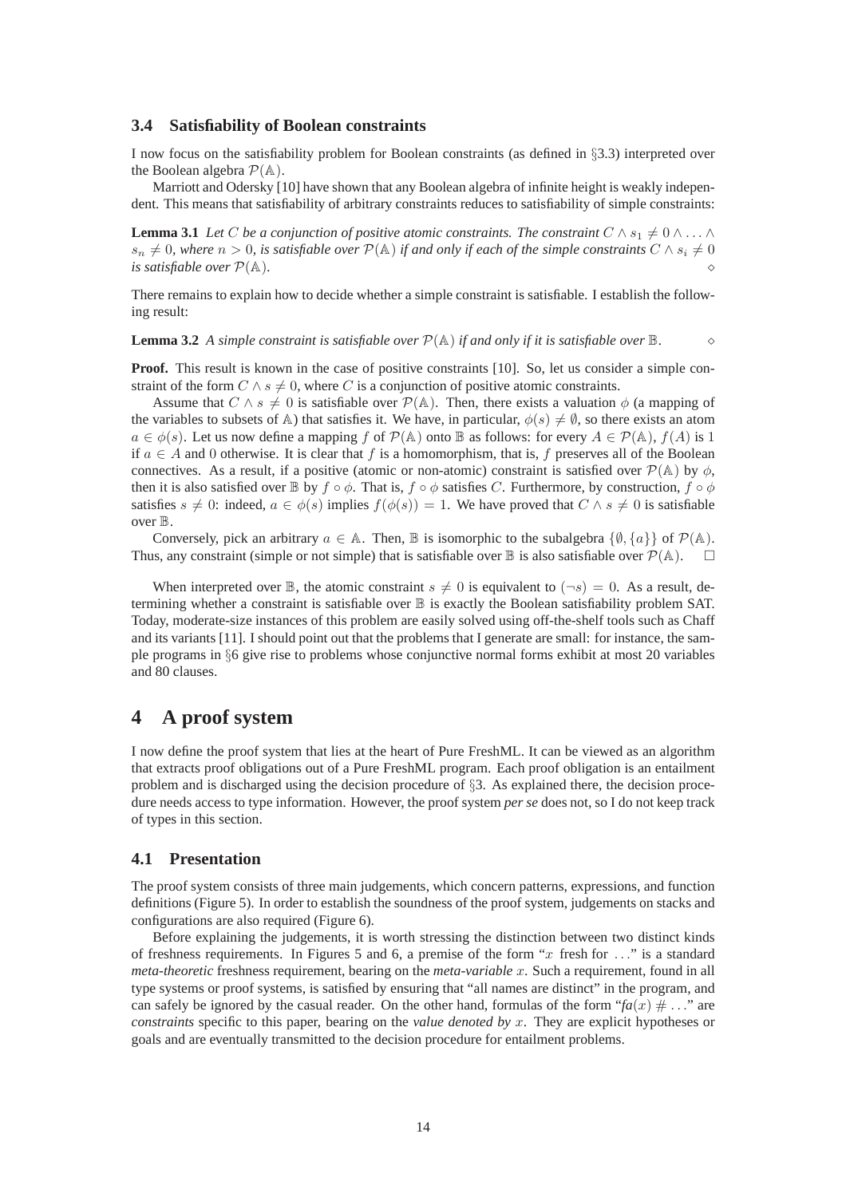### 3.4 Satisfiability of Boolean constraints

I now focus on the satisfiability problem for Boolean constraints (as defined in §3.3) interpreted over the Boolean algebra $\mathcal{P}(\mathbb{A})$.

Marriott and Odersky [10] have shown that any Boolean algebra of infinite height is weakly independent. This means that satisfiability of arbitrary constraints reduces to satisfiability of simple constraints:

**Lemma 3.1** *Let $C$ be a conjunction of positive atomic constraints. The constraint $C \wedge s_1 \neq 0 \wedge \ldots \wedge s_n \neq 0$, where $n > 0$, is satisfiable over $\mathcal{P}(\mathbb{A})$ if and only if each of the simple constraints $C \wedge s_i \neq 0$ is satisfiable over $\mathcal{P}(\mathbb{A})$.* ◇

There remains to explain how to decide whether a simple constraint is satisfiable. I establish the following result:

**Lemma 3.2** *A simple constraint is satisfiable over $\mathcal{P}(\mathbb{A})$ if and only if it is satisfiable over $\mathbb{B}$.* ◇

**Proof.** This result is known in the case of positive constraints [10]. So, let us consider a simple constraint of the form $C \wedge s \neq 0$, where $C$ is a conjunction of positive atomic constraints.

Assume that $C \wedge s \neq 0$ is satisfiable over $\mathcal{P}(\mathbb{A})$. Then, there exists a valuation $\phi$ (a mapping of the variables to subsets of $\mathbb{A}$) that satisfies it. We have, in particular, $\phi(s) \neq \emptyset$, so there exists an atom $a \in \phi(s)$. Let us now define a mapping $f$ of $\mathcal{P}(\mathbb{A})$ onto $\mathbb{B}$ as follows: for every $A \in \mathcal{P}(\mathbb{A})$, $f(A)$ is 1 if $a \in A$ and 0 otherwise. It is clear that $f$ is a homomorphism, that is, $f$ preserves all of the Boolean connectives. As a result, if a positive (atomic or non-atomic) constraint is satisfied over $\mathcal{P}(\mathbb{A})$ by $\phi$, then it is also satisfied over $\mathbb{B}$ by $f \circ \phi$. That is, $f \circ \phi$ satisfies $C$. Furthermore, by construction, $f \circ \phi$ satisfies $s \neq 0$: indeed, $a \in \phi(s)$ implies $f(\phi(s)) = 1$. We have proved that $C \wedge s \neq 0$ is satisfiable over $\mathbb{B}$.

Conversely, pick an arbitrary $a \in \mathbb{A}$. Then, $\mathbb{B}$ is isomorphic to the subalgebra $\{\emptyset, \{a\}\}$ of $\mathcal{P}(\mathbb{A})$. Thus, any constraint (simple or not simple) that is satisfiable over $\mathbb{B}$ is also satisfiable over $\mathcal{P}(\mathbb{A})$. □

When interpreted over $\mathbb{B}$, the atomic constraint $s \neq 0$ is equivalent to $(\neg s) = 0$. As a result, determining whether a constraint is satisfiable over $\mathbb{B}$ is exactly the Boolean satisfiability problem SAT. Today, moderate-size instances of this problem are easily solved using off-the-shelf tools such as Chaff and its variants [11]. I should point out that the problems that I generate are small: for instance, the sample programs in §6 give rise to problems whose conjunctive normal forms exhibit at most 20 variables and 80 clauses.

# 4 A proof system

I now define the proof system that lies at the heart of Pure FreshML. It can be viewed as an algorithm that extracts proof obligations out of a Pure FreshML program. Each proof obligation is an entailment problem and is discharged using the decision procedure of §3. As explained there, the decision procedure needs access to type information. However, the proof system *per se* does not, so I do not keep track of types in this section.

### 4.1 Presentation

The proof system consists of three main judgements, which concern patterns, expressions, and function definitions (Figure 5). In order to establish the soundness of the proof system, judgements on stacks and configurations are also required (Figure 6).

Before explaining the judgements, it is worth stressing the distinction between two distinct kinds of freshness requirements. In Figures 5 and 6, a premise of the form "$x$ fresh for $\ldots$" is a standard *meta-theoretic* freshness requirement, bearing on the *meta-variable* $x$. Such a requirement, found in all type systems or proof systems, is satisfied by ensuring that "all names are distinct" in the program, and can safely be ignored by the casual reader. On the other hand, formulas of the form "$fa(x) \# \ldots$" are *constraints* specific to this paper, bearing on the *value denoted by* $x$. They are explicit hypotheses or goals and are eventually transmitted to the decision procedure for entailment problems.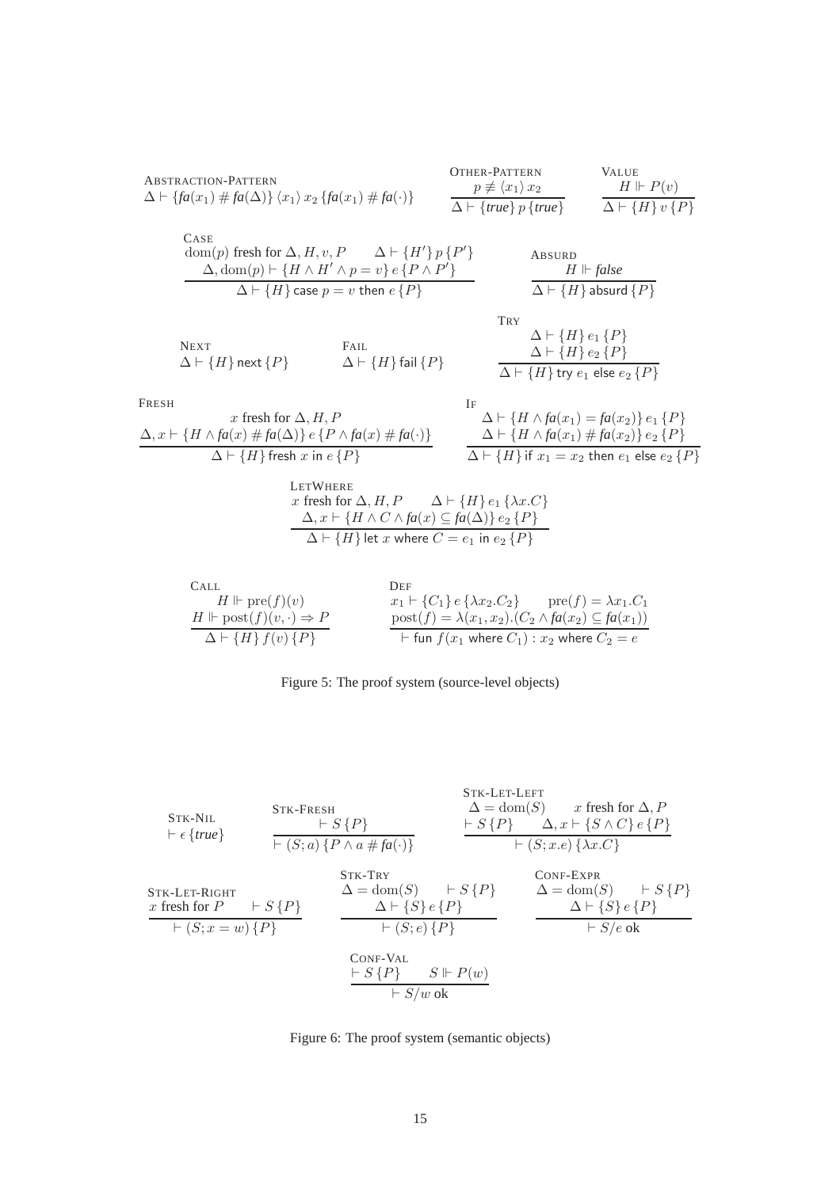**Abstraction-Pattern**

$$\Delta \vdash \{\mathit{fa}(x_1) \# \mathit{fa}(\Delta)\}\, \langle x_1 \rangle\, x_2\, \{\mathit{fa}(x_1) \# \mathit{fa}(\cdot)\}$$

**Other-Pattern**

$$\frac{p \not\equiv \langle x_1 \rangle\, x_2}{\Delta \vdash \{\mathit{true}\}\, p\, \{\mathit{true}\}}$$

**Value**

$$\frac{H \Vdash P(v)}{\Delta \vdash \{H\}\, v\, \{P\}}$$

**Case**

$$\frac{\mathrm{dom}(p) \text{ fresh for } \Delta, H, v, P \qquad \Delta \vdash \{H'\}\, p\, \{P'\} \qquad \Delta, \mathrm{dom}(p) \vdash \{H \wedge H' \wedge p = v\}\, e\, \{P \wedge P'\}}{\Delta \vdash \{H\}\, \mathsf{case}\ p = v\ \mathsf{then}\ e\, \{P\}}$$

**Absurd**

$$\frac{H \Vdash \mathit{false}}{\Delta \vdash \{H\}\, \mathsf{absurd}\, \{P\}}$$

**Next**

$$\Delta \vdash \{H\}\, \mathsf{next}\, \{P\}$$

**Fail**

$$\Delta \vdash \{H\}\, \mathsf{fail}\, \{P\}$$

**Try**

$$\frac{\Delta \vdash \{H\}\, e_1\, \{P\} \qquad \Delta \vdash \{H\}\, e_2\, \{P\}}{\Delta \vdash \{H\}\, \mathsf{try}\ e_1\ \mathsf{else}\ e_2\, \{P\}}$$

**Fresh**

$$\frac{x \text{ fresh for } \Delta, H, P \qquad \Delta, x \vdash \{H \wedge \mathit{fa}(x) \# \mathit{fa}(\Delta)\}\, e\, \{P \wedge \mathit{fa}(x) \# \mathit{fa}(\cdot)\}}{\Delta \vdash \{H\}\, \mathsf{fresh}\ x\ \mathsf{in}\ e\, \{P\}}$$

**If**

$$\frac{\Delta \vdash \{H \wedge \mathit{fa}(x_1) = \mathit{fa}(x_2)\}\, e_1\, \{P\} \qquad \Delta \vdash \{H \wedge \mathit{fa}(x_1) \# \mathit{fa}(x_2)\}\, e_2\, \{P\}}{\Delta \vdash \{H\}\, \mathsf{if}\ x_1 = x_2\ \mathsf{then}\ e_1\ \mathsf{else}\ e_2\, \{P\}}$$

**LetWhere**

$$\frac{x \text{ fresh for } \Delta, H, P \qquad \Delta \vdash \{H\}\, e_1\, \{\lambda x.C\} \qquad \Delta, x \vdash \{H \wedge C \wedge \mathit{fa}(x) \subseteq \mathit{fa}(\Delta)\}\, e_2\, \{P\}}{\Delta \vdash \{H\}\, \mathsf{let}\ x\ \mathsf{where}\ C = e_1\ \mathsf{in}\ e_2\, \{P\}}$$

**Call**

$$\frac{H \Vdash \mathrm{pre}(f)(v) \qquad H \Vdash \mathrm{post}(f)(v, \cdot) \Rightarrow P}{\Delta \vdash \{H\}\, f(v)\, \{P\}}$$

**Def**

$$\frac{x_1 \vdash \{C_1\}\, e\, \{\lambda x_2.C_2\} \qquad \mathrm{pre}(f) = \lambda x_1.C_1 \qquad \mathrm{post}(f) = \lambda(x_1, x_2).(C_2 \wedge \mathit{fa}(x_2) \subseteq \mathit{fa}(x_1))}{\vdash \mathsf{fun}\ f(x_1\ \mathsf{where}\ C_1) : x_2\ \mathsf{where}\ C_2 = e}$$

Figure 5: The proof system (source-level objects)

**Stk-Nil**

$$\vdash \epsilon\, \{\mathit{true}\}$$

**Stk-Fresh**

$$\frac{\vdash S\, \{P\}}{\vdash (S; a)\, \{P \wedge a \# \mathit{fa}(\cdot)\}}$$

**Stk-Let-Left**

$$\frac{\Delta = \mathrm{dom}(S) \qquad x \text{ fresh for } \Delta, P \qquad \vdash S\, \{P\} \qquad \Delta, x \vdash \{S \wedge C\}\, e\, \{P\}}{\vdash (S; x.e)\, \{\lambda x.C\}}$$

**Stk-Let-Right**

$$\frac{x \text{ fresh for } P \qquad \vdash S\, \{P\}}{\vdash (S; x = w)\, \{P\}}$$

**Stk-Try**

$$\frac{\Delta = \mathrm{dom}(S) \qquad \vdash S\, \{P\} \qquad \Delta \vdash \{S\}\, e\, \{P\}}{\vdash (S; e)\, \{P\}}$$

**Conf-Expr**

$$\frac{\Delta = \mathrm{dom}(S) \qquad \vdash S\, \{P\} \qquad \Delta \vdash \{S\}\, e\, \{P\}}{\vdash S/e\ \mathsf{ok}}$$

**Conf-Val**

$$\frac{\vdash S\, \{P\} \qquad S \Vdash P(w)}{\vdash S/w\ \mathsf{ok}}$$

Figure 6: The proof system (semantic objects)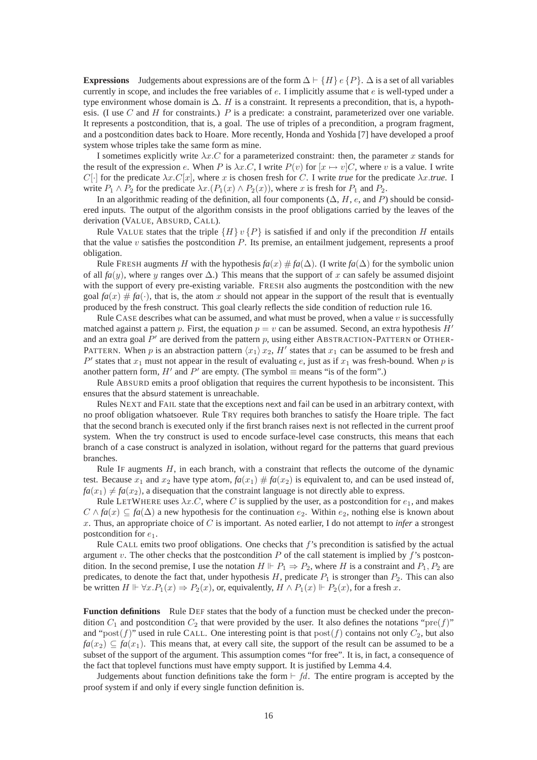**Expressions** Judgements about expressions are of the form $\Delta \vdash \{H\}\, e\, \{P\}$. $\Delta$ is a set of all variables currently in scope, and includes the free variables of $e$. I implicitly assume that $e$ is well-typed under a type environment whose domain is $\Delta$. $H$ is a constraint. It represents a precondition, that is, a hypothesis. (I use $C$ and $H$ for constraints.) $P$ is a predicate: a constraint, parameterized over one variable. It represents a postcondition, that is, a goal. The use of triples of a precondition, a program fragment, and a postcondition dates back to Hoare. More recently, Honda and Yoshida [7] have developed a proof system whose triples take the same form as mine.

I sometimes explicitly write $\lambda x.C$ for a parameterized constraint: then, the parameter $x$ stands for the result of the expression $e$. When $P$ is $\lambda x.C$, I write $P(v)$ for $[x \mapsto v]C$, where $v$ is a value. I write $C[\cdot]$ for the predicate $\lambda x.C[x]$, where $x$ is chosen fresh for $C$. I write *true* for the predicate $\lambda x.\textit{true}$. I write $P_1 \wedge P_2$ for the predicate $\lambda x.(P_1(x) \wedge P_2(x))$, where $x$ is fresh for $P_1$ and $P_2$.

In an algorithmic reading of the definition, all four components ($\Delta$, $H$, $e$, and $P$) should be considered inputs. The output of the algorithm consists in the proof obligations carried by the leaves of the derivation (VALUE, ABSURD, CALL).

Rule VALUE states that the triple $\{H\}\, v\, \{P\}$ is satisfied if and only if the precondition $H$ entails that the value $v$ satisfies the postcondition $P$. Its premise, an entailment judgement, represents a proof obligation.

Rule FRESH augments $H$ with the hypothesis $fa(x) \# fa(\Delta)$. (I write $fa(\Delta)$ for the symbolic union of all $fa(y)$, where $y$ ranges over $\Delta$.) This means that the support of $x$ can safely be assumed disjoint with the support of every pre-existing variable. FRESH also augments the postcondition with the new goal $fa(x) \# fa(\cdot)$, that is, the atom $x$ should not appear in the support of the result that is eventually produced by the fresh construct. This goal clearly reflects the side condition of reduction rule 16.

Rule CASE describes what can be assumed, and what must be proved, when a value $v$ is successfully matched against a pattern $p$. First, the equation $p = v$ can be assumed. Second, an extra hypothesis $H'$ and an extra goal $P'$ are derived from the pattern $p$, using either ABSTRACTION-PATTERN or OTHER-PATTERN. When $p$ is an abstraction pattern $\langle x_1 \rangle\, x_2$, $H'$ states that $x_1$ can be assumed to be fresh and $P'$ states that $x_1$ must not appear in the result of evaluating $e$, just as if $x_1$ was fresh-bound. When $p$ is another pattern form, $H'$ and $P'$ are empty. (The symbol $\equiv$ means "is of the form".)

Rule ABSURD emits a proof obligation that requires the current hypothesis to be inconsistent. This ensures that the absurd statement is unreachable.

Rules NEXT and FAIL state that the exceptions next and fail can be used in an arbitrary context, with no proof obligation whatsoever. Rule TRY requires both branches to satisfy the Hoare triple. The fact that the second branch is executed only if the first branch raises next is not reflected in the current proof system. When the try construct is used to encode surface-level case constructs, this means that each branch of a case construct is analyzed in isolation, without regard for the patterns that guard previous branches.

Rule IF augments $H$, in each branch, with a constraint that reflects the outcome of the dynamic test. Because $x_1$ and $x_2$ have type atom, $fa(x_1) \# fa(x_2)$ is equivalent to, and can be used instead of, $fa(x_1) \neq fa(x_2)$, a disequation that the constraint language is not directly able to express.

Rule LETWHERE uses $\lambda x.C$, where $C$ is supplied by the user, as a postcondition for $e_1$, and makes $C \wedge fa(x) \subseteq fa(\Delta)$ a new hypothesis for the continuation $e_2$. Within $e_2$, nothing else is known about $x$. Thus, an appropriate choice of $C$ is important. As noted earlier, I do not attempt to *infer* a strongest postcondition for $e_1$.

Rule CALL emits two proof obligations. One checks that $f$'s precondition is satisfied by the actual argument $v$. The other checks that the postcondition $P$ of the call statement is implied by $f$'s postcondition. In the second premise, I use the notation $H \Vdash P_1 \Rightarrow P_2$, where $H$ is a constraint and $P_1, P_2$ are predicates, to denote the fact that, under hypothesis $H$, predicate $P_1$ is stronger than $P_2$. This can also be written $H \Vdash \forall x.P_1(x) \Rightarrow P_2(x)$, or, equivalently, $H \wedge P_1(x) \Vdash P_2(x)$, for a fresh $x$.

**Function definitions** Rule DEF states that the body of a function must be checked under the precondition $C_1$ and postcondition $C_2$ that were provided by the user. It also defines the notations "$\mathrm{pre}(f)$" and "$\mathrm{post}(f)$" used in rule CALL. One interesting point is that $\mathrm{post}(f)$ contains not only $C_2$, but also $fa(x_2) \subseteq fa(x_1)$. This means that, at every call site, the support of the result can be assumed to be a subset of the support of the argument. This assumption comes "for free". It is, in fact, a consequence of the fact that toplevel functions must have empty support. It is justified by Lemma 4.4.

Judgements about function definitions take the form $\vdash fd$. The entire program is accepted by the proof system if and only if every single function definition is.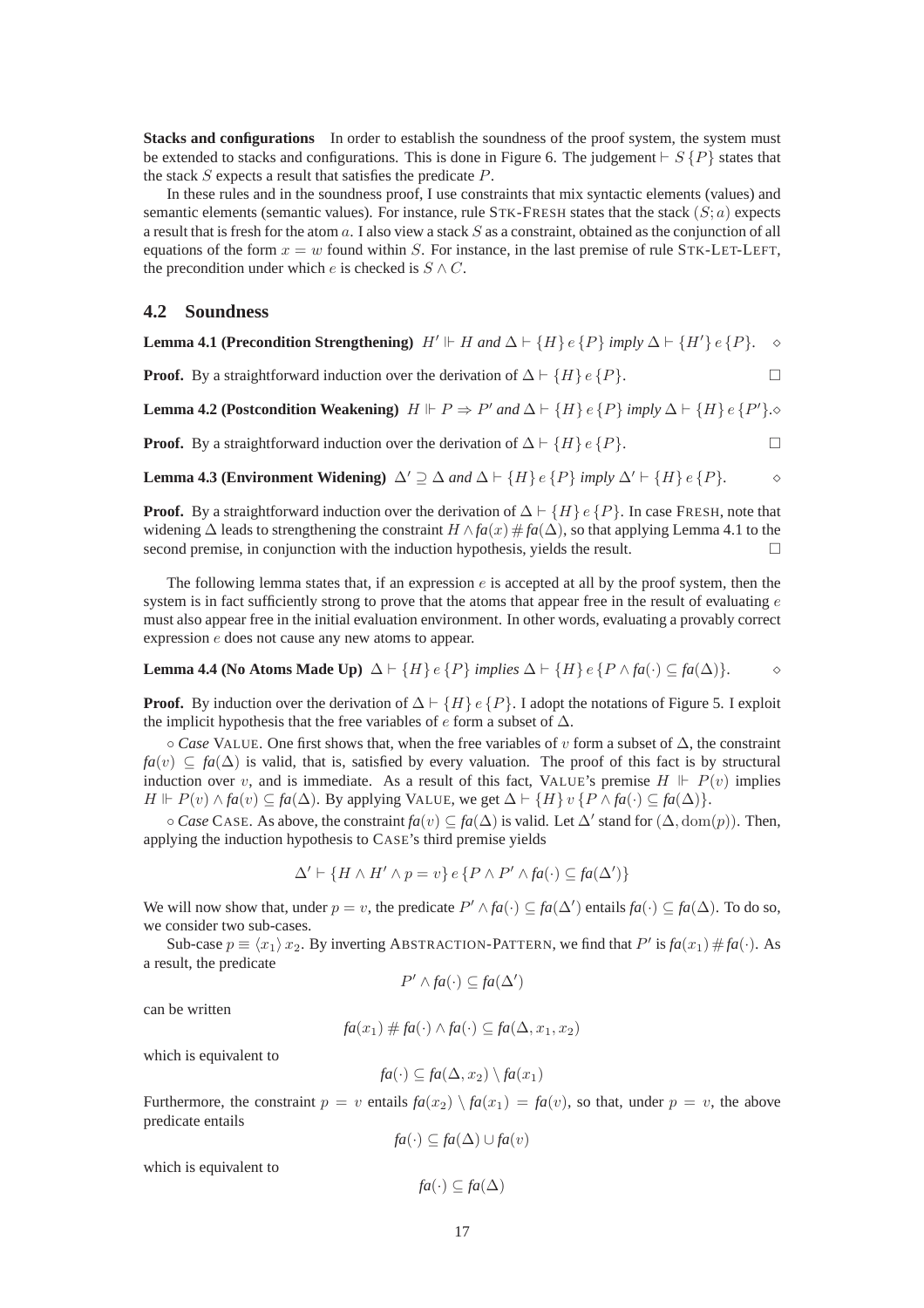**Stacks and configurations** In order to establish the soundness of the proof system, the system must be extended to stacks and configurations. This is done in Figure 6. The judgement $\vdash S\,\{P\}$ states that the stack $S$ expects a result that satisfies the predicate $P$.

In these rules and in the soundness proof, I use constraints that mix syntactic elements (values) and semantic elements (semantic values). For instance, rule STK-FRESH states that the stack $(S; a)$ expects a result that is fresh for the atom $a$. I also view a stack $S$ as a constraint, obtained as the conjunction of all equations of the form $x = w$ found within $S$. For instance, in the last premise of rule STK-LET-LEFT, the precondition under which $e$ is checked is $S \wedge C$.

## 4.2 Soundness

**Lemma 4.1 (Precondition Strengthening)** *$H' \Vdash H$ and $\Delta \vdash \{H\}\,e\,\{P\}$ imply $\Delta \vdash \{H'\}\,e\,\{P\}$.* $\diamond$

**Proof.** By a straightforward induction over the derivation of $\Delta \vdash \{H\}\,e\,\{P\}$. $\square$

**Lemma 4.2 (Postcondition Weakening)** *$H \Vdash P \Rightarrow P'$ and $\Delta \vdash \{H\}\,e\,\{P\}$ imply $\Delta \vdash \{H\}\,e\,\{P'\}$.* $\diamond$

**Proof.** By a straightforward induction over the derivation of $\Delta \vdash \{H\}\,e\,\{P\}$. $\square$

**Lemma 4.3 (Environment Widening)** *$\Delta' \supseteq \Delta$ and $\Delta \vdash \{H\}\,e\,\{P\}$ imply $\Delta' \vdash \{H\}\,e\,\{P\}$.* $\diamond$

**Proof.** By a straightforward induction over the derivation of $\Delta \vdash \{H\}\,e\,\{P\}$. In case FRESH, note that widening $\Delta$ leads to strengthening the constraint $H \wedge fa(x) \# fa(\Delta)$, so that applying Lemma 4.1 to the second premise, in conjunction with the induction hypothesis, yields the result. $\square$

The following lemma states that, if an expression $e$ is accepted at all by the proof system, then the system is in fact sufficiently strong to prove that the atoms that appear free in the result of evaluating $e$ must also appear free in the initial evaluation environment. In other words, evaluating a provably correct expression $e$ does not cause any new atoms to appear.

**Lemma 4.4 (No Atoms Made Up)** *$\Delta \vdash \{H\}\,e\,\{P\}$ implies $\Delta \vdash \{H\}\,e\,\{P \wedge fa(\cdot) \subseteq fa(\Delta)\}$.* $\diamond$

**Proof.** By induction over the derivation of $\Delta \vdash \{H\}\,e\,\{P\}$. I adopt the notations of Figure 5. I exploit the implicit hypothesis that the free variables of $e$ form a subset of $\Delta$.

◦ *Case* VALUE. One first shows that, when the free variables of $v$ form a subset of $\Delta$, the constraint $fa(v) \subseteq fa(\Delta)$ is valid, that is, satisfied by every valuation. The proof of this fact is by structural induction over $v$, and is immediate. As a result of this fact, VALUE's premise $H \Vdash P(v)$ implies $H \Vdash P(v) \wedge fa(v) \subseteq fa(\Delta)$. By applying VALUE, we get $\Delta \vdash \{H\}\,v\,\{P \wedge fa(\cdot) \subseteq fa(\Delta)\}$.

◦ *Case* CASE. As above, the constraint $fa(v) \subseteq fa(\Delta)$ is valid. Let $\Delta'$ stand for $(\Delta, \mathrm{dom}(p))$. Then, applying the induction hypothesis to CASE's third premise yields

$$\Delta' \vdash \{H \wedge H' \wedge p = v\}\,e\,\{P \wedge P' \wedge fa(\cdot) \subseteq fa(\Delta')\}$$

We will now show that, under $p = v$, the predicate $P' \wedge fa(\cdot) \subseteq fa(\Delta')$ entails $fa(\cdot) \subseteq fa(\Delta)$. To do so, we consider two sub-cases.

Sub-case $p \equiv \langle x_1 \rangle\, x_2$. By inverting ABSTRACTION-PATTERN, we find that $P'$ is $fa(x_1) \# fa(\cdot)$. As a result, the predicate

$$P' \wedge fa(\cdot) \subseteq fa(\Delta')$$

can be written

$$fa(x_1) \# fa(\cdot) \wedge fa(\cdot) \subseteq fa(\Delta, x_1, x_2)$$

which is equivalent to

$$fa(\cdot) \subseteq fa(\Delta, x_2) \setminus fa(x_1)$$

Furthermore, the constraint $p = v$ entails $fa(x_2) \setminus fa(x_1) = fa(v)$, so that, under $p = v$, the above predicate entails

$$fa(\cdot) \subseteq fa(\Delta) \cup fa(v)$$

which is equivalent to

$$fa(\cdot) \subseteq fa(\Delta)$$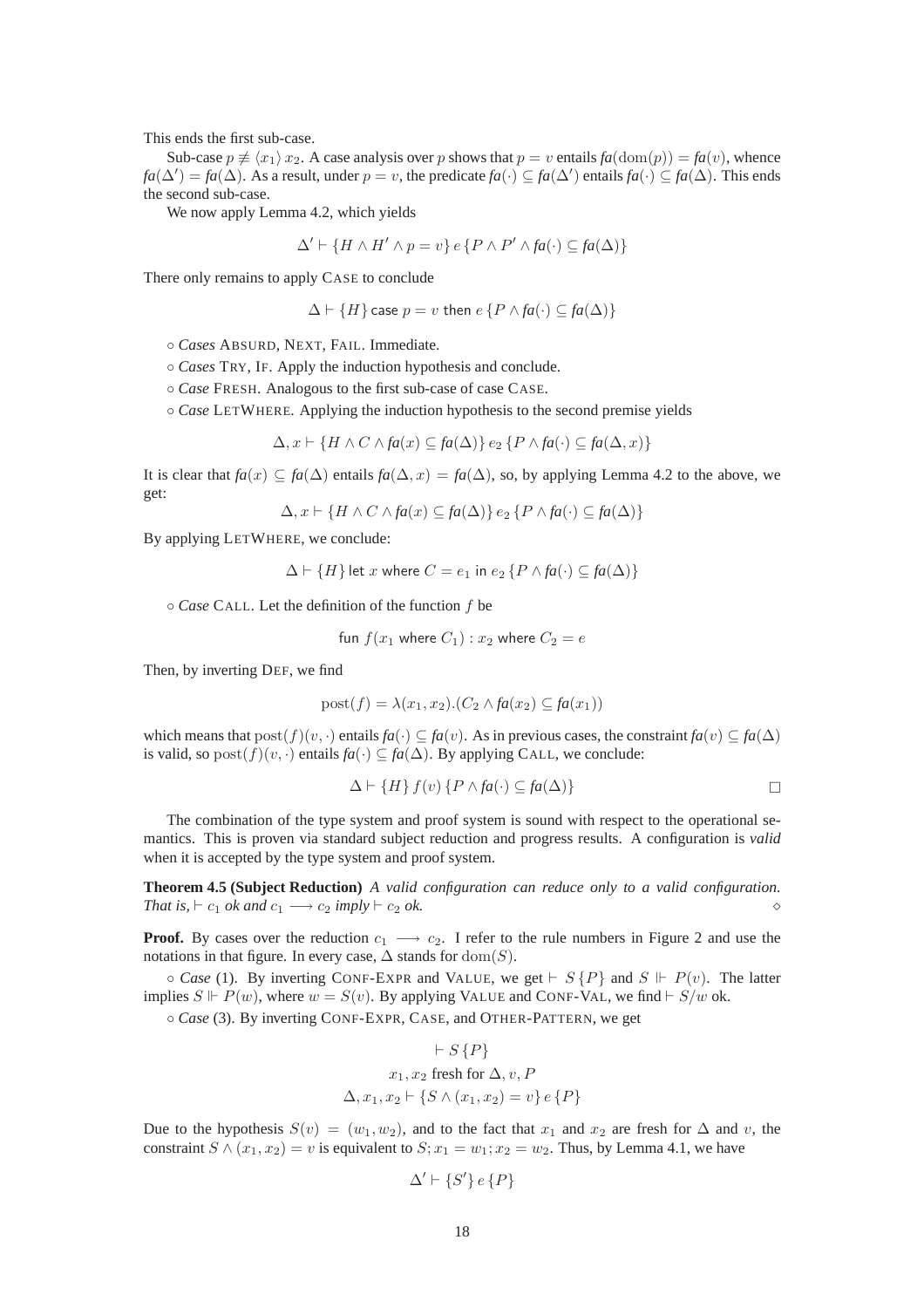This ends the first sub-case.

Sub-case $p \not\equiv \langle x_1 \rangle\, x_2$. A case analysis over $p$ shows that $p = v$ entails $\mathit{fa}(\mathrm{dom}(p)) = \mathit{fa}(v)$, whence $\mathit{fa}(\Delta') = \mathit{fa}(\Delta)$. As a result, under $p = v$, the predicate $\mathit{fa}(\cdot) \subseteq \mathit{fa}(\Delta')$ entails $\mathit{fa}(\cdot) \subseteq \mathit{fa}(\Delta)$. This ends the second sub-case.

We now apply Lemma 4.2, which yields

$$\Delta' \vdash \{H \wedge H' \wedge p = v\}\, e\, \{P \wedge P' \wedge \mathit{fa}(\cdot) \subseteq \mathit{fa}(\Delta)\}$$

There only remains to apply CASE to conclude

$$\Delta \vdash \{H\}\, \mathsf{case}\ p = v\ \mathsf{then}\ e\, \{P \wedge \mathit{fa}(\cdot) \subseteq \mathit{fa}(\Delta)\}$$

◦ *Cases* ABSURD, NEXT, FAIL. Immediate.

◦ *Cases* TRY, IF. Apply the induction hypothesis and conclude.

◦ *Case* FRESH. Analogous to the first sub-case of case CASE.

◦ *Case* LETWHERE. Applying the induction hypothesis to the second premise yields

$$\Delta, x \vdash \{H \wedge C \wedge \mathit{fa}(x) \subseteq \mathit{fa}(\Delta)\}\, e_2\, \{P \wedge \mathit{fa}(\cdot) \subseteq \mathit{fa}(\Delta, x)\}$$

It is clear that $\mathit{fa}(x) \subseteq \mathit{fa}(\Delta)$ entails $\mathit{fa}(\Delta, x) = \mathit{fa}(\Delta)$, so, by applying Lemma 4.2 to the above, we get:

$$\Delta, x \vdash \{H \wedge C \wedge \mathit{fa}(x) \subseteq \mathit{fa}(\Delta)\}\, e_2\, \{P \wedge \mathit{fa}(\cdot) \subseteq \mathit{fa}(\Delta)\}$$

By applying LETWHERE, we conclude:

$$\Delta \vdash \{H\}\, \mathsf{let}\ x\ \mathsf{where}\ C = e_1\ \mathsf{in}\ e_2\, \{P \wedge \mathit{fa}(\cdot) \subseteq \mathit{fa}(\Delta)\}$$

◦ *Case* CALL. Let the definition of the function $f$ be

$$\mathsf{fun}\ f(x_1\ \mathsf{where}\ C_1) : x_2\ \mathsf{where}\ C_2 = e$$

Then, by inverting DEF, we find

$$\mathrm{post}(f) = \lambda(x_1, x_2).(C_2 \wedge \mathit{fa}(x_2) \subseteq \mathit{fa}(x_1))$$

which means that $\mathrm{post}(f)(v, \cdot)$ entails $\mathit{fa}(\cdot) \subseteq \mathit{fa}(v)$. As in previous cases, the constraint $\mathit{fa}(v) \subseteq \mathit{fa}(\Delta)$ is valid, so $\mathrm{post}(f)(v, \cdot)$ entails $\mathit{fa}(\cdot) \subseteq \mathit{fa}(\Delta)$. By applying CALL, we conclude:

$$\Delta \vdash \{H\}\, f(v)\, \{P \wedge \mathit{fa}(\cdot) \subseteq \mathit{fa}(\Delta)\}$$

□

The combination of the type system and proof system is sound with respect to the operational semantics. This is proven via standard subject reduction and progress results. A configuration is *valid* when it is accepted by the type system and proof system.

**Theorem 4.5 (Subject Reduction)** *A valid configuration can reduce only to a valid configuration. That is,* $\vdash c_1$ *ok and* $c_1 \longrightarrow c_2$ *imply* $\vdash c_2$ *ok.* ◇

**Proof.** By cases over the reduction $c_1 \longrightarrow c_2$. I refer to the rule numbers in Figure 2 and use the notations in that figure. In every case, $\Delta$ stands for $\mathrm{dom}(S)$.

◦ *Case* (1). By inverting CONF-EXPR and VALUE, we get $\vdash S\,\{P\}$ and $S \Vdash P(v)$. The latter implies $S \Vdash P(w)$, where $w = S(v)$. By applying VALUE and CONF-VAL, we find $\vdash S/w$ ok.

◦ *Case* (3). By inverting CONF-EXPR, CASE, and OTHER-PATTERN, we get

$$\vdash S\,\{P\}$$
$$x_1, x_2 \text{ fresh for } \Delta, v, P$$
$$\Delta, x_1, x_2 \vdash \{S \wedge (x_1, x_2) = v\}\, e\, \{P\}$$

Due to the hypothesis $S(v) = (w_1, w_2)$, and to the fact that $x_1$ and $x_2$ are fresh for $\Delta$ and $v$, the constraint $S \wedge (x_1, x_2) = v$ is equivalent to $S; x_1 = w_1; x_2 = w_2$. Thus, by Lemma 4.1, we have

$$\Delta' \vdash \{S'\}\, e\, \{P\}$$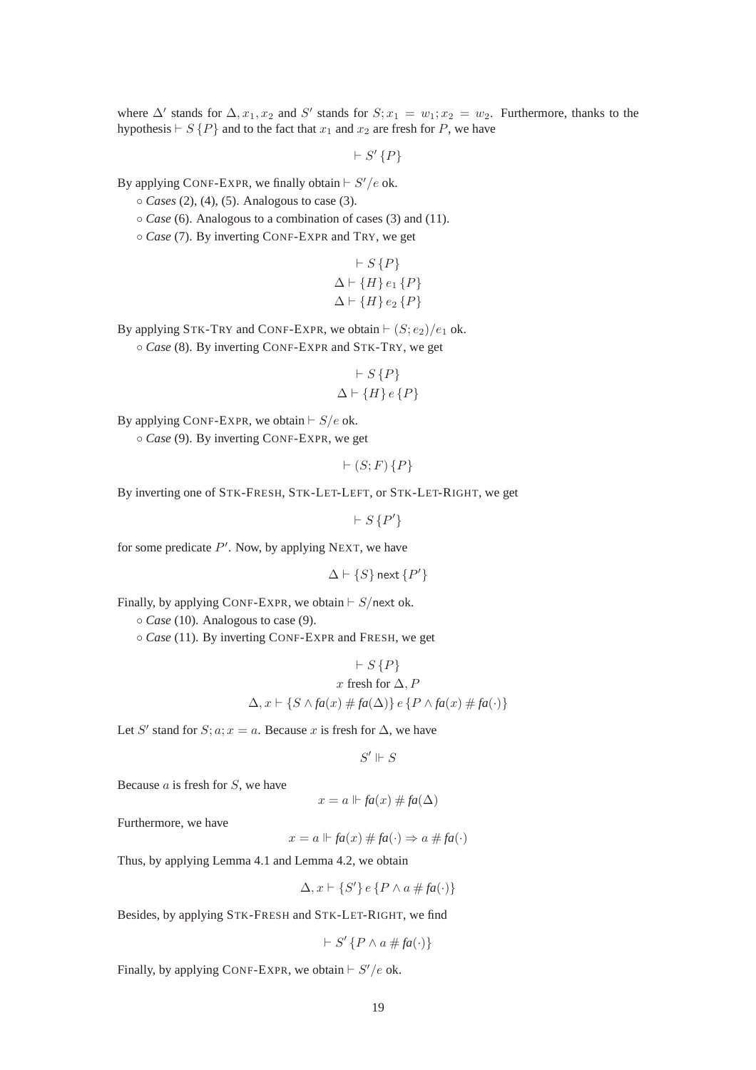where $\Delta'$ stands for $\Delta, x_1, x_2$ and $S'$ stands for $S; x_1 = w_1; x_2 = w_2$. Furthermore, thanks to the hypothesis $\vdash S\,\{P\}$ and to the fact that $x_1$ and $x_2$ are fresh for $P$, we have

$$\vdash S'\,\{P\}$$

By applying CONF-EXPR, we finally obtain $\vdash S'/e$ ok.

◦ *Cases* (2), (4), (5). Analogous to case (3).

◦ *Case* (6). Analogous to a combination of cases (3) and (11).

◦ *Case* (7). By inverting CONF-EXPR and TRY, we get

$$\vdash S\,\{P\}$$
$$\Delta \vdash \{H\}\,e_1\,\{P\}$$
$$\Delta \vdash \{H\}\,e_2\,\{P\}$$

By applying STK-TRY and CONF-EXPR, we obtain $\vdash (S; e_2)/e_1$ ok.

◦ *Case* (8). By inverting CONF-EXPR and STK-TRY, we get

$$\vdash S\,\{P\}$$
$$\Delta \vdash \{H\}\,e\,\{P\}$$

By applying CONF-EXPR, we obtain $\vdash S/e$ ok.

◦ *Case* (9). By inverting CONF-EXPR, we get

$$\vdash (S; F)\,\{P\}$$

By inverting one of STK-FRESH, STK-LET-LEFT, or STK-LET-RIGHT, we get

$$\vdash S\,\{P'\}$$

for some predicate $P'$. Now, by applying NEXT, we have

$$\Delta \vdash \{S\}\,\mathsf{next}\,\{P'\}$$

Finally, by applying CONF-EXPR, we obtain $\vdash S/\mathsf{next}$ ok.

◦ *Case* (10). Analogous to case (9).

◦ *Case* (11). By inverting CONF-EXPR and FRESH, we get

$$\vdash S\,\{P\}$$
$$x \text{ fresh for } \Delta, P$$
$$\Delta, x \vdash \{S \wedge \mathit{fa}(x) \# \mathit{fa}(\Delta)\}\,e\,\{P \wedge \mathit{fa}(x) \# \mathit{fa}(\cdot)\}$$

Let $S'$ stand for $S; a; x = a$. Because $x$ is fresh for $\Delta$, we have

$$S' \Vdash S$$

Because $a$ is fresh for $S$, we have

$$x = a \Vdash \mathit{fa}(x) \# \mathit{fa}(\Delta)$$

Furthermore, we have

$$x = a \Vdash \mathit{fa}(x) \# \mathit{fa}(\cdot) \Rightarrow a \# \mathit{fa}(\cdot)$$

Thus, by applying Lemma 4.1 and Lemma 4.2, we obtain

$$\Delta, x \vdash \{S'\}\,e\,\{P \wedge a \# \mathit{fa}(\cdot)\}$$

Besides, by applying STK-FRESH and STK-LET-RIGHT, we find

$$\vdash S'\,\{P \wedge a \# \mathit{fa}(\cdot)\}$$

Finally, by applying CONF-EXPR, we obtain $\vdash S'/e$ ok.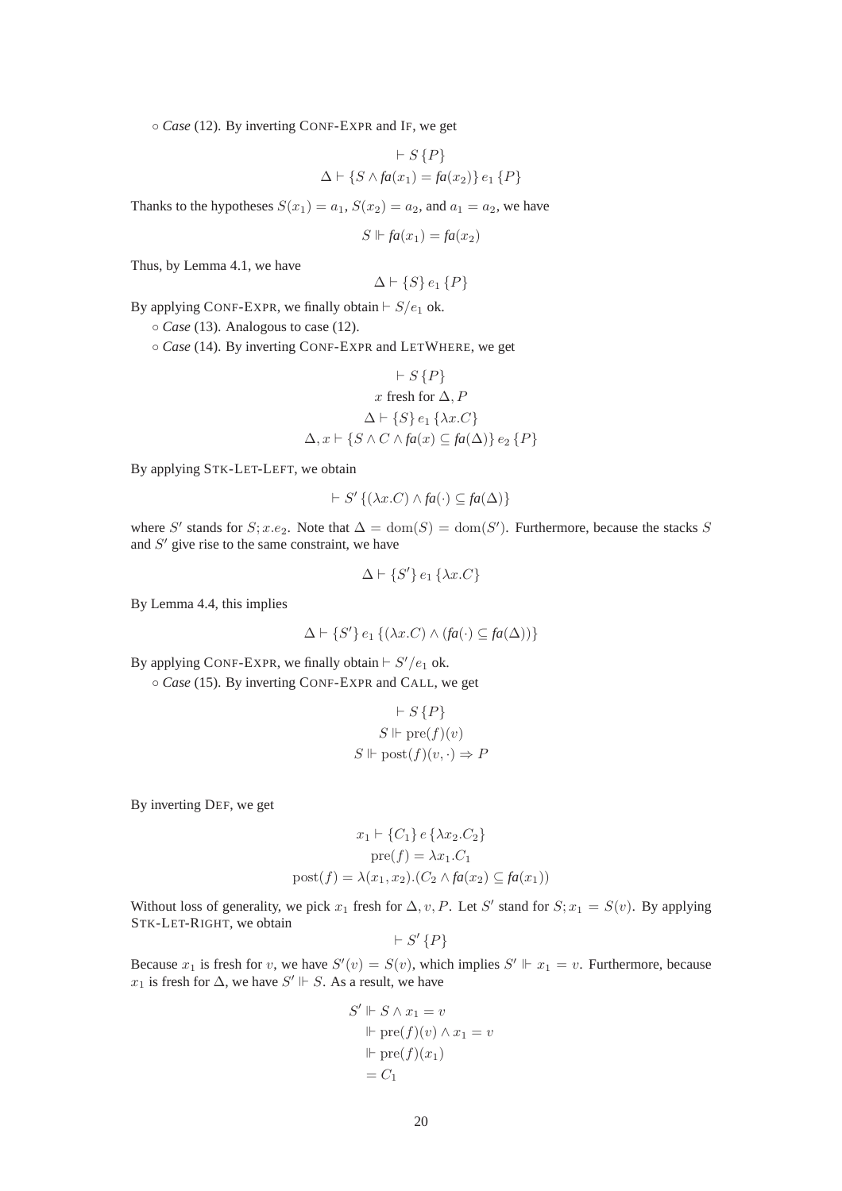∘ *Case* (12). By inverting CONF-EXPR and IF, we get

$$\vdash S\,\{P\}$$
$$\Delta \vdash \{S \wedge \mathit{fa}(x_1) = \mathit{fa}(x_2)\}\, e_1\, \{P\}$$

Thanks to the hypotheses $S(x_1) = a_1$, $S(x_2) = a_2$, and $a_1 = a_2$, we have

$$S \Vdash \mathit{fa}(x_1) = \mathit{fa}(x_2)$$

Thus, by Lemma 4.1, we have

$$\Delta \vdash \{S\}\, e_1\, \{P\}$$

By applying CONF-EXPR, we finally obtain $\vdash S/e_1$ ok.

∘ *Case* (13). Analogous to case (12).

∘ *Case* (14). By inverting CONF-EXPR and LETWHERE, we get

$$\vdash S\,\{P\}$$
$$x \text{ fresh for } \Delta, P$$
$$\Delta \vdash \{S\}\, e_1\, \{\lambda x.C\}$$
$$\Delta, x \vdash \{S \wedge C \wedge \mathit{fa}(x) \subseteq \mathit{fa}(\Delta)\}\, e_2\, \{P\}$$

By applying STK-LET-LEFT, we obtain

$$\vdash S'\,\{(\lambda x.C) \wedge \mathit{fa}(\cdot) \subseteq \mathit{fa}(\Delta)\}$$

where $S'$ stands for $S; x.e_2$. Note that $\Delta = \mathrm{dom}(S) = \mathrm{dom}(S')$. Furthermore, because the stacks $S$ and $S'$ give rise to the same constraint, we have

$$\Delta \vdash \{S'\}\, e_1\, \{\lambda x.C\}$$

By Lemma 4.4, this implies

$$\Delta \vdash \{S'\}\, e_1\, \{(\lambda x.C) \wedge (\mathit{fa}(\cdot) \subseteq \mathit{fa}(\Delta))\}$$

By applying CONF-EXPR, we finally obtain $\vdash S'/e_1$ ok.

∘ *Case* (15). By inverting CONF-EXPR and CALL, we get

$$\vdash S\,\{P\}$$
$$S \Vdash \mathrm{pre}(f)(v)$$
$$S \Vdash \mathrm{post}(f)(v, \cdot) \Rightarrow P$$

By inverting DEF, we get

$$x_1 \vdash \{C_1\}\, e\, \{\lambda x_2.C_2\}$$
$$\mathrm{pre}(f) = \lambda x_1.C_1$$
$$\mathrm{post}(f) = \lambda(x_1, x_2).(C_2 \wedge \mathit{fa}(x_2) \subseteq \mathit{fa}(x_1))$$

Without loss of generality, we pick $x_1$ fresh for $\Delta, v, P$. Let $S'$ stand for $S; x_1 = S(v)$. By applying STK-LET-RIGHT, we obtain

$$\vdash S'\,\{P\}$$

Because $x_1$ is fresh for $v$, we have $S'(v) = S(v)$, which implies $S' \Vdash x_1 = v$. Furthermore, because $x_1$ is fresh for $\Delta$, we have $S' \Vdash S$. As a result, we have

$$\begin{aligned} S' &\Vdash S \wedge x_1 = v \\ &\Vdash \mathrm{pre}(f)(v) \wedge x_1 = v \\ &\Vdash \mathrm{pre}(f)(x_1) \\ &= C_1 \end{aligned}$$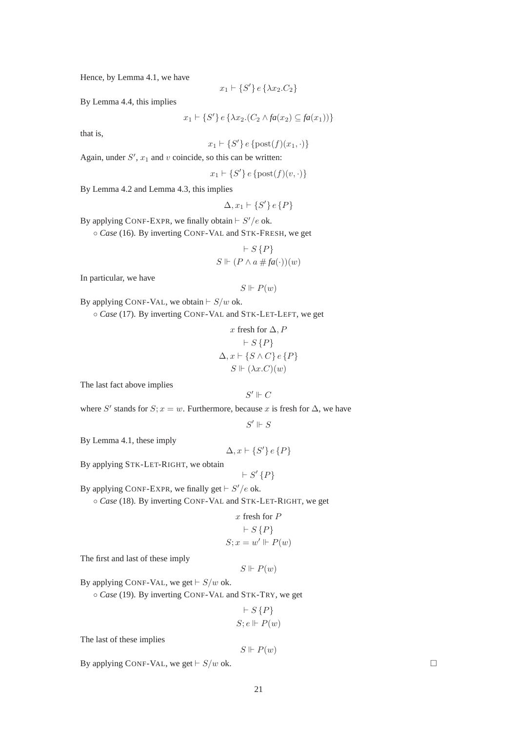Hence, by Lemma 4.1, we have

$$x_1 \vdash \{S'\}\, e\, \{\lambda x_2.C_2\}$$

By Lemma 4.4, this implies

$$x_1 \vdash \{S'\}\, e\, \{\lambda x_2.(C_2 \wedge \mathit{fa}(x_2) \subseteq \mathit{fa}(x_1))\}$$

that is,

$$x_1 \vdash \{S'\}\, e\, \{\mathrm{post}(f)(x_1, \cdot)\}$$

Again, under $S'$, $x_1$ and $v$ coincide, so this can be written:

$$x_1 \vdash \{S'\}\, e\, \{\mathrm{post}(f)(v, \cdot)\}$$

By Lemma 4.2 and Lemma 4.3, this implies

$$\Delta, x_1 \vdash \{S'\}\, e\, \{P\}$$

By applying CONF-EXPR, we finally obtain $\vdash S'/e$ ok.

◦ *Case* (16). By inverting CONF-VAL and STK-FRESH, we get

$$\vdash S\, \{P\}$$
$$S \Vdash (P \wedge a \,\#\, \mathit{fa}(\cdot))(w)$$

In particular, we have

$$S \Vdash P(w)$$

By applying CONF-VAL, we obtain $\vdash S/w$ ok.

◦ *Case* (17). By inverting CONF-VAL and STK-LET-LEFT, we get

$$x \text{ fresh for } \Delta, P$$
$$\vdash S\, \{P\}$$
$$\Delta, x \vdash \{S \wedge C\}\, e\, \{P\}$$
$$S \Vdash (\lambda x.C)(w)$$

The last fact above implies

$$S' \Vdash C$$

where $S'$ stands for $S; x = w$. Furthermore, because $x$ is fresh for $\Delta$, we have

$$S' \Vdash S$$

By Lemma 4.1, these imply

$$\Delta, x \vdash \{S'\}\, e\, \{P\}$$

By applying STK-LET-RIGHT, we obtain

$$\vdash S'\, \{P\}$$

By applying CONF-EXPR, we finally get $\vdash S'/e$ ok.

◦ *Case* (18). By inverting CONF-VAL and STK-LET-RIGHT, we get

$$x \text{ fresh for } P$$
$$\vdash S\, \{P\}$$
$$S; x = w' \Vdash P(w)$$

The first and last of these imply

$$S \Vdash P(w)$$

By applying CONF-VAL, we get $\vdash S/w$ ok.

◦ *Case* (19). By inverting CONF-VAL and STK-TRY, we get

$$\vdash S\, \{P\}$$
$$S; e \Vdash P(w)$$

The last of these implies

$$S \Vdash P(w)$$

By applying CONF-VAL, we get $\vdash S/w$ ok. □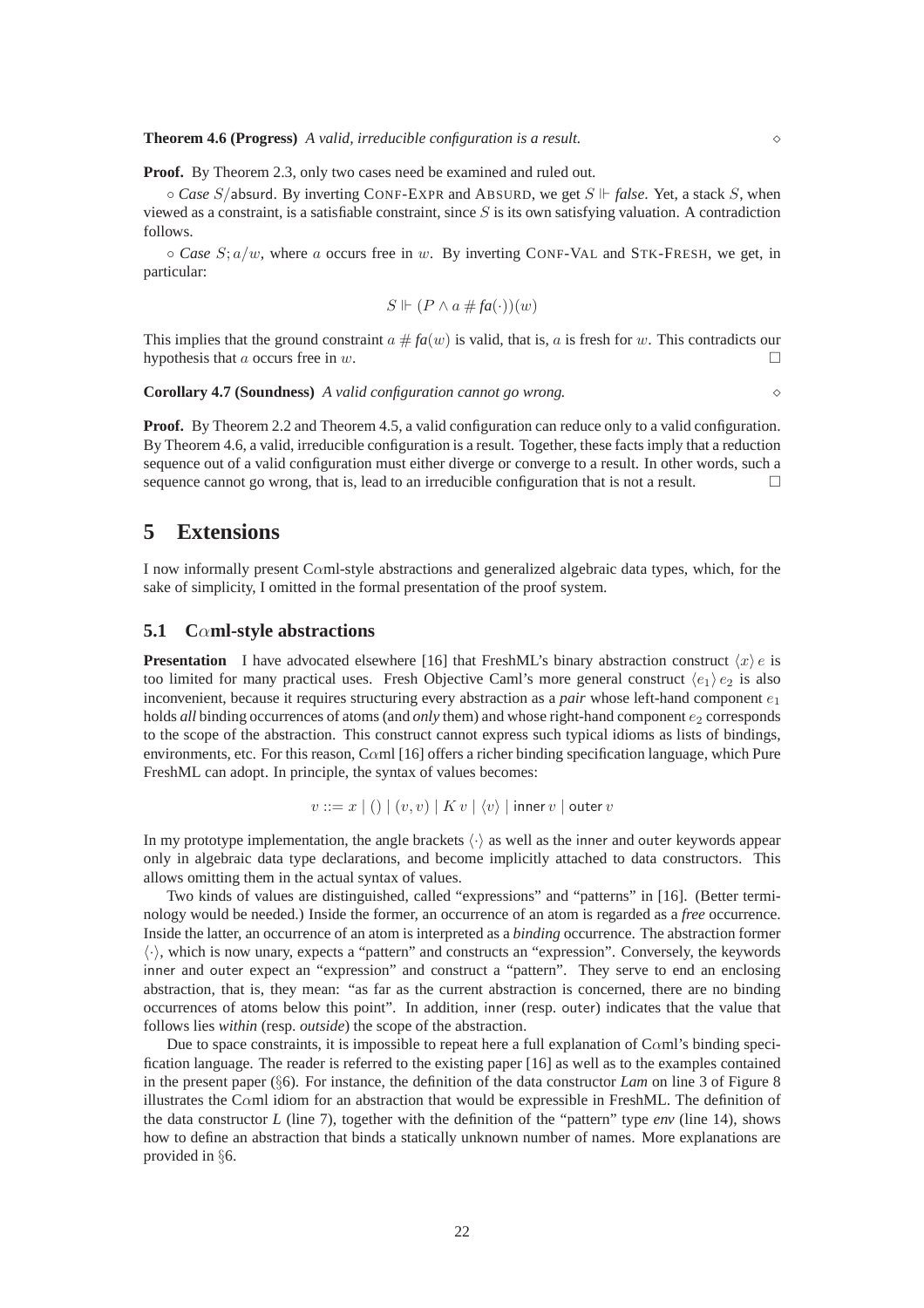**Theorem 4.6 (Progress)** *A valid, irreducible configuration is a result.* ◇

**Proof.** By Theorem 2.3, only two cases need be examined and ruled out.

◦ *Case* $S/\mathsf{absurd}$. By inverting CONF-EXPR and ABSURD, we get $S \Vdash \textit{false}$. Yet, a stack $S$, when viewed as a constraint, is a satisfiable constraint, since $S$ is its own satisfying valuation. A contradiction follows.

◦ *Case* $S; a/w$, where $a$ occurs free in $w$. By inverting CONF-VAL and STK-FRESH, we get, in particular:

$$S \Vdash (P \wedge a \# \textit{fa}(\cdot))(w)$$

This implies that the ground constraint $a \# \textit{fa}(w)$ is valid, that is, $a$ is fresh for $w$. This contradicts our hypothesis that $a$ occurs free in $w$. □

**Corollary 4.7 (Soundness)** *A valid configuration cannot go wrong.* ◇

**Proof.** By Theorem 2.2 and Theorem 4.5, a valid configuration can reduce only to a valid configuration. By Theorem 4.6, a valid, irreducible configuration is a result. Together, these facts imply that a reduction sequence out of a valid configuration must either diverge or converge to a result. In other words, such a sequence cannot go wrong, that is, lead to an irreducible configuration that is not a result. □

# 5 Extensions

I now informally present C$\alpha$ml-style abstractions and generalized algebraic data types, which, for the sake of simplicity, I omitted in the formal presentation of the proof system.

## 5.1 C$\alpha$ml-style abstractions

**Presentation** I have advocated elsewhere [16] that FreshML's binary abstraction construct $\langle x \rangle\, e$ is too limited for many practical uses. Fresh Objective Caml's more general construct $\langle e_1 \rangle\, e_2$ is also inconvenient, because it requires structuring every abstraction as a *pair* whose left-hand component $e_1$ holds *all* binding occurrences of atoms (and *only* them) and whose right-hand component $e_2$ corresponds to the scope of the abstraction. This construct cannot express such typical idioms as lists of bindings, environments, etc. For this reason, C$\alpha$ml [16] offers a richer binding specification language, which Pure FreshML can adopt. In principle, the syntax of values becomes:

$$v ::= x \mid () \mid (v, v) \mid K\, v \mid \langle v \rangle \mid \mathsf{inner}\, v \mid \mathsf{outer}\, v$$

In my prototype implementation, the angle brackets $\langle\cdot\rangle$ as well as the inner and outer keywords appear only in algebraic data type declarations, and become implicitly attached to data constructors. This allows omitting them in the actual syntax of values.

Two kinds of values are distinguished, called "expressions" and "patterns" in [16]. (Better terminology would be needed.) Inside the former, an occurrence of an atom is regarded as a *free* occurrence. Inside the latter, an occurrence of an atom is interpreted as a *binding* occurrence. The abstraction former $\langle\cdot\rangle$, which is now unary, expects a "pattern" and constructs an "expression". Conversely, the keywords inner and outer expect an "expression" and construct a "pattern". They serve to end an enclosing abstraction, that is, they mean: "as far as the current abstraction is concerned, there are no binding occurrences of atoms below this point". In addition, inner (resp. outer) indicates that the value that follows lies *within* (resp. *outside*) the scope of the abstraction.

Due to space constraints, it is impossible to repeat here a full explanation of C$\alpha$ml's binding specification language. The reader is referred to the existing paper [16] as well as to the examples contained in the present paper (§6). For instance, the definition of the data constructor *Lam* on line 3 of Figure 8 illustrates the C$\alpha$ml idiom for an abstraction that would be expressible in FreshML. The definition of the data constructor *L* (line 7), together with the definition of the "pattern" type *env* (line 14), shows how to define an abstraction that binds a statically unknown number of names. More explanations are provided in §6.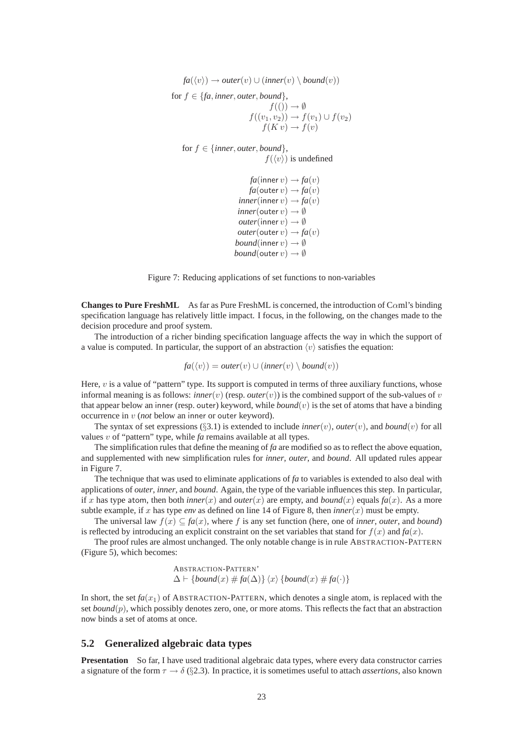$$fa(\langle v \rangle) \rightarrow outer(v) \cup (inner(v) \setminus bound(v))$$

for $f \in \{fa, inner, outer, bound\}$,

$$f(()) \rightarrow \emptyset$$
$$f((v_1, v_2)) \rightarrow f(v_1) \cup f(v_2)$$
$$f(K\,v) \rightarrow f(v)$$

for $f \in \{inner, outer, bound\}$,

$$f(\langle v \rangle) \text{ is undefined}$$

$$fa(\mathsf{inner}\ v) \rightarrow fa(v)$$
$$fa(\mathsf{outer}\ v) \rightarrow fa(v)$$
$$inner(\mathsf{inner}\ v) \rightarrow fa(v)$$
$$inner(\mathsf{outer}\ v) \rightarrow \emptyset$$
$$outer(\mathsf{inner}\ v) \rightarrow \emptyset$$
$$outer(\mathsf{outer}\ v) \rightarrow fa(v)$$
$$bound(\mathsf{inner}\ v) \rightarrow \emptyset$$
$$bound(\mathsf{outer}\ v) \rightarrow \emptyset$$

Figure 7: Reducing applications of set functions to non-variables

**Changes to Pure FreshML** As far as Pure FreshML is concerned, the introduction of C$\alpha$ml's binding specification language has relatively little impact. I focus, in the following, on the changes made to the decision procedure and proof system.

The introduction of a richer binding specification language affects the way in which the support of a value is computed. In particular, the support of an abstraction $\langle v \rangle$ satisfies the equation:

$$fa(\langle v \rangle) = outer(v) \cup (inner(v) \setminus bound(v))$$

Here, $v$ is a value of "pattern" type. Its support is computed in terms of three auxiliary functions, whose informal meaning is as follows: $inner(v)$ (resp. $outer(v)$) is the combined support of the sub-values of $v$ that appear below an inner (resp. outer) keyword, while $bound(v)$ is the set of atoms that have a binding occurrence in $v$ (*not* below an inner or outer keyword).

The syntax of set expressions (§3.1) is extended to include $inner(v)$, $outer(v)$, and $bound(v)$ for all values $v$ of "pattern" type, while *fa* remains available at all types.

The simplification rules that define the meaning of *fa* are modified so as to reflect the above equation, and supplemented with new simplification rules for *inner*, *outer*, and *bound*. All updated rules appear in Figure 7.

The technique that was used to eliminate applications of *fa* to variables is extended to also deal with applications of *outer*, *inner*, and *bound*. Again, the type of the variable influences this step. In particular, if $x$ has type atom, then both $inner(x)$ and $outer(x)$ are empty, and $bound(x)$ equals $fa(x)$. As a more subtle example, if $x$ has type *env* as defined on line 14 of Figure 8, then $inner(x)$ must be empty.

The universal law $f(x) \subseteq fa(x)$, where $f$ is any set function (here, one of *inner*, *outer*, and *bound*) is reflected by introducing an explicit constraint on the set variables that stand for $f(x)$ and $fa(x)$.

The proof rules are almost unchanged. The only notable change is in rule ABSTRACTION-PATTERN (Figure 5), which becomes:

ABSTRACTION-PATTERN'
$$\Delta \vdash \{bound(x) \# fa(\Delta)\}\ \langle x \rangle\ \{bound(x) \# fa(\cdot)\}$$

In short, the set $fa(x_1)$ of ABSTRACTION-PATTERN, which denotes a single atom, is replaced with the set $bound(p)$, which possibly denotes zero, one, or more atoms. This reflects the fact that an abstraction now binds a set of atoms at once.

## 5.2 Generalized algebraic data types

**Presentation** So far, I have used traditional algebraic data types, where every data constructor carries a signature of the form $\tau \rightarrow \delta$ (§2.3). In practice, it is sometimes useful to attach *assertions*, also known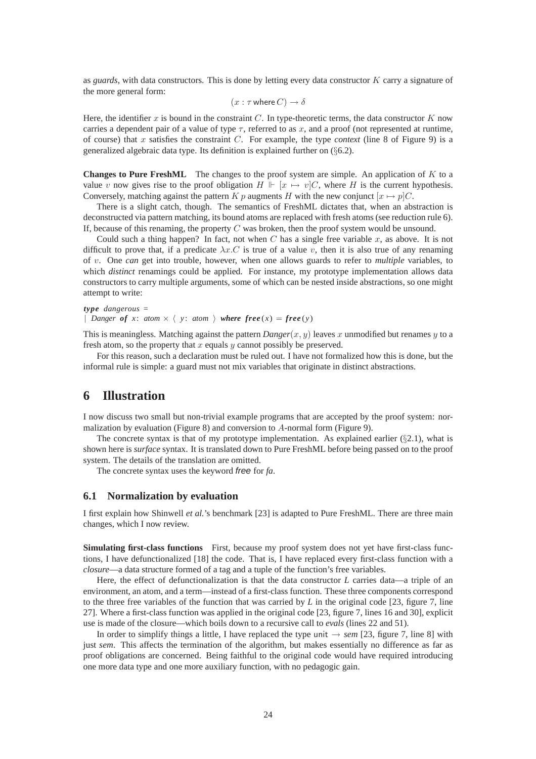as *guards*, with data constructors. This is done by letting every data constructor $K$ carry a signature of the more general form:

$$(x : \tau \text{ where } C) \rightarrow \delta$$

Here, the identifier $x$ is bound in the constraint $C$. In type-theoretic terms, the data constructor $K$ now carries a dependent pair of a value of type $\tau$, referred to as $x$, and a proof (not represented at runtime, of course) that $x$ satisfies the constraint $C$. For example, the type *context* (line 8 of Figure 9) is a generalized algebraic data type. Its definition is explained further on (§6.2).

**Changes to Pure FreshML** The changes to the proof system are simple. An application of $K$ to a value $v$ now gives rise to the proof obligation $H \Vdash [x \mapsto v]C$, where $H$ is the current hypothesis. Conversely, matching against the pattern $K\, p$ augments $H$ with the new conjunct $[x \mapsto p]C$.

There is a slight catch, though. The semantics of FreshML dictates that, when an abstraction is deconstructed via pattern matching, its bound atoms are replaced with fresh atoms (see reduction rule 6). If, because of this renaming, the property $C$ was broken, then the proof system would be unsound.

Could such a thing happen? In fact, not when $C$ has a single free variable $x$, as above. It is not difficult to prove that, if a predicate $\lambda x.C$ is true of a value $v$, then it is also true of any renaming of $v$. One *can* get into trouble, however, when one allows guards to refer to *multiple* variables, to which *distinct* renamings could be applied. For instance, my prototype implementation allows data constructors to carry multiple arguments, some of which can be nested inside abstractions, so one might attempt to write:

```
type dangerous =
| Danger of x: atom × ⟨ y: atom ⟩ where free(x) = free(y)
```

This is meaningless. Matching against the pattern *Danger*$(x, y)$ leaves $x$ unmodified but renames $y$ to a fresh atom, so the property that $x$ equals $y$ cannot possibly be preserved.

For this reason, such a declaration must be ruled out. I have not formalized how this is done, but the informal rule is simple: a guard must not mix variables that originate in distinct abstractions.

# 6 Illustration

I now discuss two small but non-trivial example programs that are accepted by the proof system: normalization by evaluation (Figure 8) and conversion to $A$-normal form (Figure 9).

The concrete syntax is that of my prototype implementation. As explained earlier (§2.1), what is shown here is *surface* syntax. It is translated down to Pure FreshML before being passed on to the proof system. The details of the translation are omitted.

The concrete syntax uses the keyword *free* for *fa*.

## 6.1 Normalization by evaluation

I first explain how Shinwell *et al.*'s benchmark [23] is adapted to Pure FreshML. There are three main changes, which I now review.

**Simulating first-class functions** First, because my proof system does not yet have first-class functions, I have defunctionalized [18] the code. That is, I have replaced every first-class function with a *closure*—a data structure formed of a tag and a tuple of the function's free variables.

Here, the effect of defunctionalization is that the data constructor *L* carries data—a triple of an environment, an atom, and a term—instead of a first-class function. These three components correspond to the three free variables of the function that was carried by *L* in the original code [23, figure 7, line 27]. Where a first-class function was applied in the original code [23, figure 7, lines 16 and 30], explicit use is made of the closure—which boils down to a recursive call to *evals* (lines 22 and 51).

In order to simplify things a little, I have replaced the type unit $\rightarrow$ *sem* [23, figure 7, line 8] with just *sem*. This affects the termination of the algorithm, but makes essentially no difference as far as proof obligations are concerned. Being faithful to the original code would have required introducing one more data type and one more auxiliary function, with no pedagogic gain.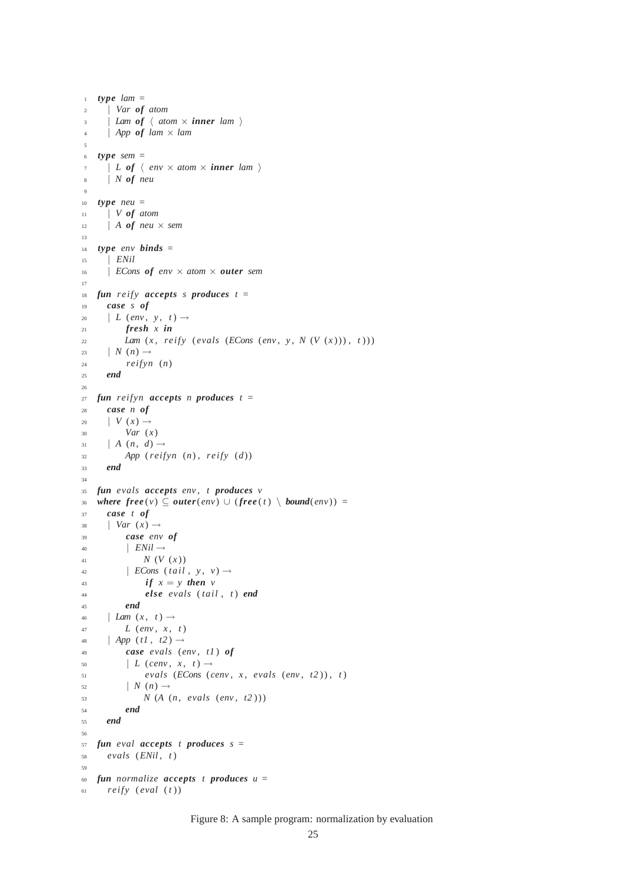```
type lam =
  | Var of atom
  | Lam of ⟨ atom × inner lam ⟩
  | App of lam × lam

type sem =
  | L of ⟨ env × atom × inner lam ⟩
  | N of neu

type neu =
  | V of atom
  | A of neu × sem

type env binds =
  | ENil
  | ECons of env × atom × outer sem

fun reify accepts s produces t =
  case s of
  | L (env, y, t) →
      fresh x in
      Lam (x, reify (evals (ECons (env, y, N (V (x))), t)))
  | N (n) →
      reifyn (n)
  end

fun reifyn accepts n produces t =
  case n of
  | V (x) →
      Var (x)
  | A (n, d) →
      App (reifyn (n), reify (d))
  end

fun evals accepts env, t produces v
where free(v) ⊆ outer(env) ∪ (free(t) \ bound(env)) =
  case t of
  | Var (x) →
      case env of
      | ENil →
          N (V (x))
      | ECons (tail, y, v) →
          if x = y then v
          else evals (tail, t) end
      end
  | Lam (x, t) →
      L (env, x, t)
  | App (t1, t2) →
      case evals (env, t1) of
      | L (cenv, x, t) →
          evals (ECons (cenv, x, evals (env, t2)), t)
      | N (n) →
          N (A (n, evals (env, t2)))
      end
  end

fun eval accepts t produces s =
  evals (ENil, t)

fun normalize accepts t produces u =
  reify (eval (t))
```

Figure 8: A sample program: normalization by evaluation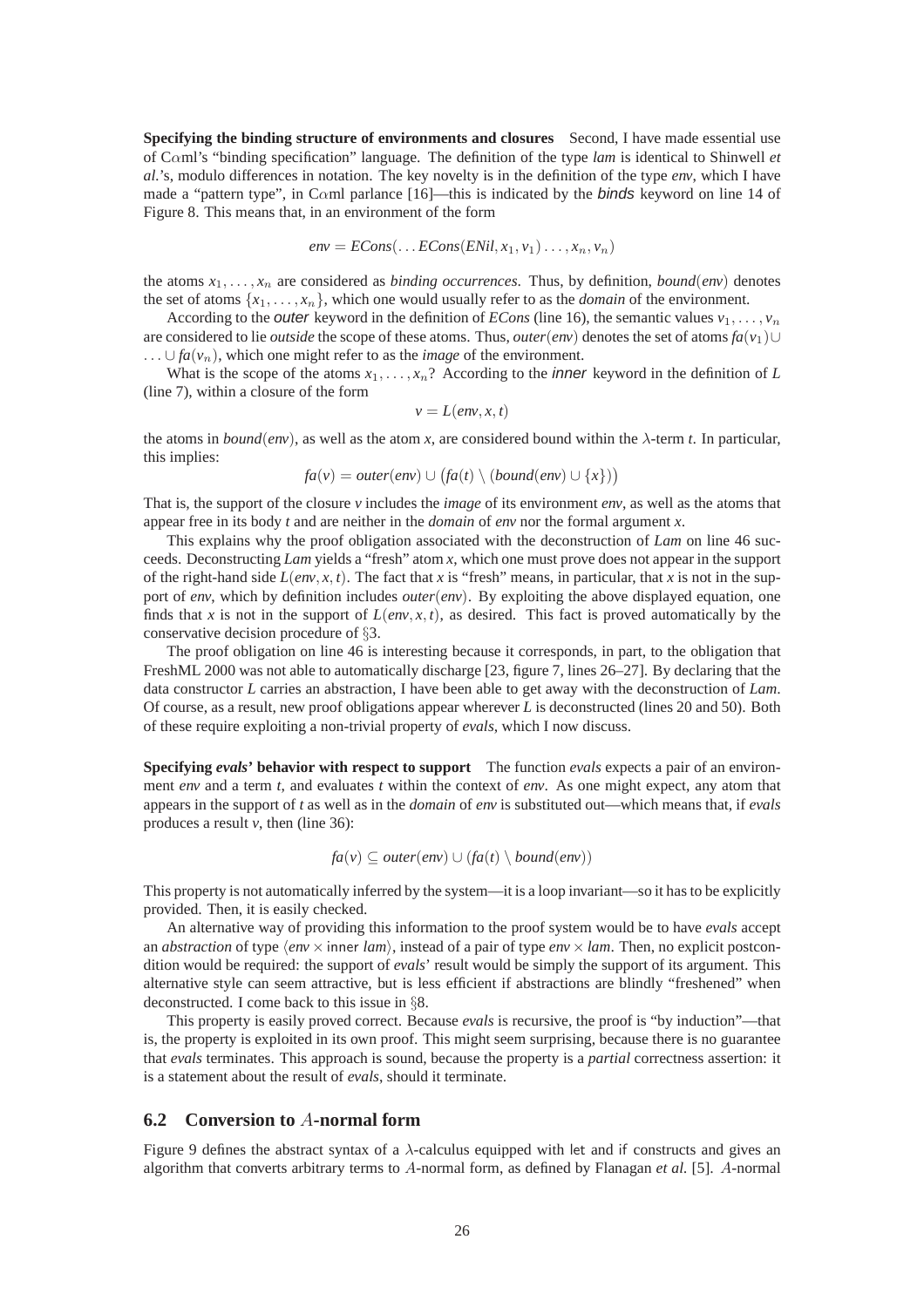**Specifying the binding structure of environments and closures** Second, I have made essential use of C$\alpha$ml's "binding specification" language. The definition of the type *lam* is identical to Shinwell *et al.*'s, modulo differences in notation. The key novelty is in the definition of the type *env*, which I have made a "pattern type", in C$\alpha$ml parlance [16]—this is indicated by the *binds* keyword on line 14 of Figure 8. This means that, in an environment of the form

$$env = ECons(\ldots ECons(ENil, x_1, v_1)\ldots, x_n, v_n)$$

the atoms $x_1, \ldots, x_n$ are considered as *binding occurrences*. Thus, by definition, $bound(env)$ denotes the set of atoms $\{x_1, \ldots, x_n\}$, which one would usually refer to as the *domain* of the environment.

According to the *outer* keyword in the definition of *ECons* (line 16), the semantic values $v_1, \ldots, v_n$ are considered to lie *outside* the scope of these atoms. Thus, $outer(env)$ denotes the set of atoms $fa(v_1) \cup \ldots \cup fa(v_n)$, which one might refer to as the *image* of the environment.

What is the scope of the atoms $x_1, \ldots, x_n$? According to the *inner* keyword in the definition of $L$ (line 7), within a closure of the form

$$v = L(env, x, t)$$

the atoms in $bound(env)$, as well as the atom $x$, are considered bound within the $\lambda$-term $t$. In particular, this implies:

$$fa(v) = outer(env) \cup \big(fa(t) \setminus (bound(env) \cup \{x\})\big)$$

That is, the support of the closure $v$ includes the *image* of its environment *env*, as well as the atoms that appear free in its body $t$ and are neither in the *domain* of *env* nor the formal argument $x$.

This explains why the proof obligation associated with the deconstruction of *Lam* on line 46 succeeds. Deconstructing *Lam* yields a "fresh" atom $x$, which one must prove does not appear in the support of the right-hand side $L(env, x, t)$. The fact that $x$ is "fresh" means, in particular, that $x$ is not in the support of *env*, which by definition includes $outer(env)$. By exploiting the above displayed equation, one finds that $x$ is not in the support of $L(env, x, t)$, as desired. This fact is proved automatically by the conservative decision procedure of §3.

The proof obligation on line 46 is interesting because it corresponds, in part, to the obligation that FreshML 2000 was not able to automatically discharge [23, figure 7, lines 26–27]. By declaring that the data constructor $L$ carries an abstraction, I have been able to get away with the deconstruction of *Lam*. Of course, as a result, new proof obligations appear wherever $L$ is deconstructed (lines 20 and 50). Both of these require exploiting a non-trivial property of *evals*, which I now discuss.

**Specifying *evals*' behavior with respect to support** The function *evals* expects a pair of an environment *env* and a term $t$, and evaluates $t$ within the context of *env*. As one might expect, any atom that appears in the support of $t$ as well as in the *domain* of *env* is substituted out—which means that, if *evals* produces a result $v$, then (line 36):

$$fa(v) \subseteq outer(env) \cup (fa(t) \setminus bound(env))$$

This property is not automatically inferred by the system—it is a loop invariant—so it has to be explicitly provided. Then, it is easily checked.

An alternative way of providing this information to the proof system would be to have *evals* accept an *abstraction* of type $\langle env \times \mathsf{inner}\ lam\rangle$, instead of a pair of type $env \times lam$. Then, no explicit postcondition would be required: the support of *evals*' result would be simply the support of its argument. This alternative style can seem attractive, but is less efficient if abstractions are blindly "freshened" when deconstructed. I come back to this issue in §8.

This property is easily proved correct. Because *evals* is recursive, the proof is "by induction"—that is, the property is exploited in its own proof. This might seem surprising, because there is no guarantee that *evals* terminates. This approach is sound, because the property is a *partial* correctness assertion: it is a statement about the result of *evals*, should it terminate.

## 6.2 Conversion to $A$-normal form

Figure 9 defines the abstract syntax of a $\lambda$-calculus equipped with let and if constructs and gives an algorithm that converts arbitrary terms to $A$-normal form, as defined by Flanagan *et al.* [5]. $A$-normal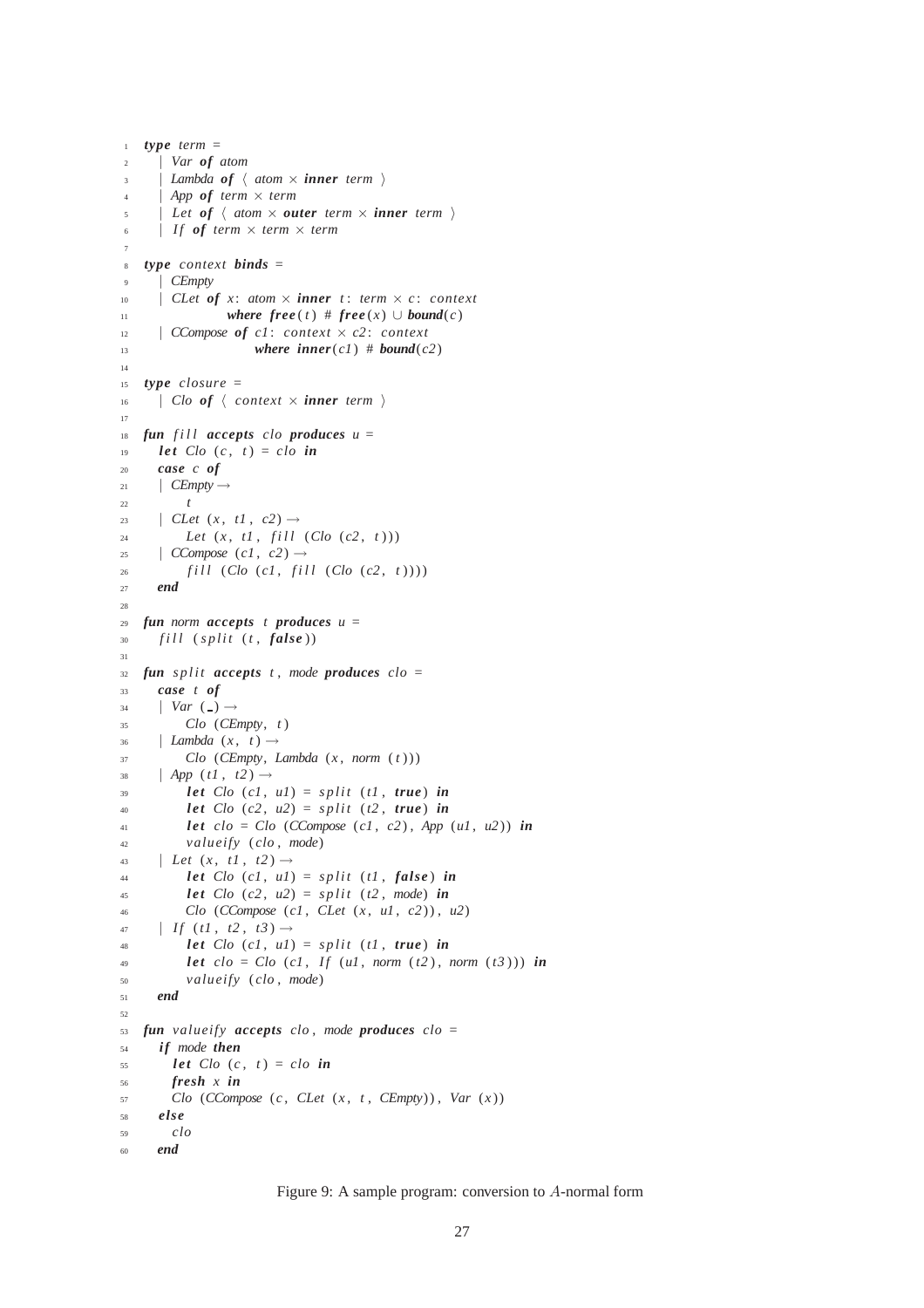```
type term =
  | Var of atom
  | Lambda of ⟨ atom × inner term ⟩
  | App of term × term
  | Let of ⟨ atom × outer term × inner term ⟩
  | If of term × term × term

type context binds =
  | CEmpty
  | CLet of x: atom × inner t: term × c: context
        where free(t) # free(x) ∪ bound(c)
  | CCompose of c1: context × c2: context
        where inner(c1) # bound(c2)

type closure =
  | Clo of ⟨ context × inner term ⟩

fun fill accepts clo produces u =
  let Clo (c, t) = clo in
  case c of
  | CEmpty →
      t
  | CLet (x, t1, c2) →
      Let (x, t1, fill (Clo (c2, t)))
  | CCompose (c1, c2) →
      fill (Clo (c1, fill (Clo (c2, t))))
  end

fun norm accepts t produces u =
  fill (split (t, false))

fun split accepts t, mode produces clo =
  case t of
  | Var (_) →
      Clo (CEmpty, t)
  | Lambda (x, t) →
      Clo (CEmpty, Lambda (x, norm (t)))
  | App (t1, t2) →
      let Clo (c1, u1) = split (t1, true) in
      let Clo (c2, u2) = split (t2, true) in
      let clo = Clo (CCompose (c1, c2), App (u1, u2)) in
      valueify (clo, mode)
  | Let (x, t1, t2) →
      let Clo (c1, u1) = split (t1, false) in
      let Clo (c2, u2) = split (t2, mode) in
      Clo (CCompose (c1, CLet (x, u1, c2)), u2)
  | If (t1, t2, t3) →
      let Clo (c1, u1) = split (t1, true) in
      let clo = Clo (c1, If (u1, norm (t2), norm (t3))) in
      valueify (clo, mode)
  end

fun valueify accepts clo, mode produces clo =
  if mode then
    let Clo (c, t) = clo in
    fresh x in
    Clo (CCompose (c, CLet (x, t, CEmpty)), Var (x))
  else
    clo
  end
```

Figure 9: A sample program: conversion to $A$-normal form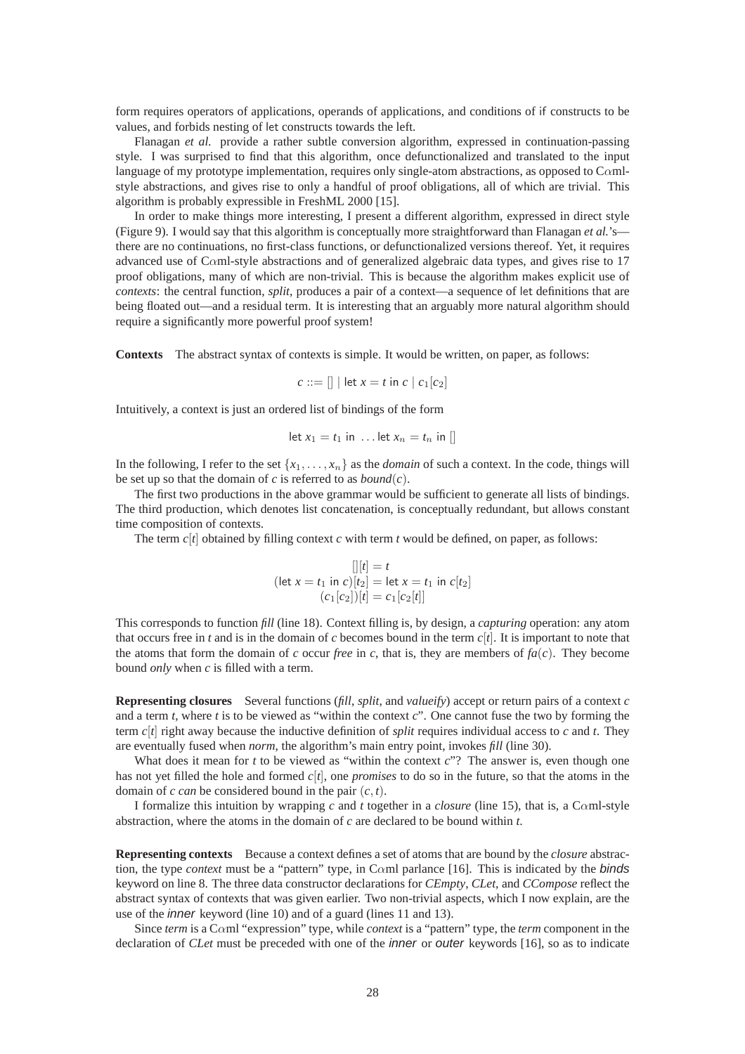form requires operators of applications, operands of applications, and conditions of if constructs to be values, and forbids nesting of let constructs towards the left.

Flanagan *et al.* provide a rather subtle conversion algorithm, expressed in continuation-passing style. I was surprised to find that this algorithm, once defunctionalized and translated to the input language of my prototype implementation, requires only single-atom abstractions, as opposed to C$\alpha$ml-style abstractions, and gives rise to only a handful of proof obligations, all of which are trivial. This algorithm is probably expressible in FreshML 2000 [15].

In order to make things more interesting, I present a different algorithm, expressed in direct style (Figure 9). I would say that this algorithm is conceptually more straightforward than Flanagan *et al.*'s—there are no continuations, no first-class functions, or defunctionalized versions thereof. Yet, it requires advanced use of C$\alpha$ml-style abstractions and of generalized algebraic data types, and gives rise to 17 proof obligations, many of which are non-trivial. This is because the algorithm makes explicit use of *contexts*: the central function, *split*, produces a pair of a context—a sequence of let definitions that are being floated out—and a residual term. It is interesting that an arguably more natural algorithm should require a significantly more powerful proof system!

**Contexts** The abstract syntax of contexts is simple. It would be written, on paper, as follows:

$$c ::= [] \mid \text{let } x = t \text{ in } c \mid c_1[c_2]$$

Intuitively, a context is just an ordered list of bindings of the form

$$\text{let } x_1 = t_1 \text{ in } \ldots \text{let } x_n = t_n \text{ in } []$$

In the following, I refer to the set $\{x_1, \ldots, x_n\}$ as the *domain* of such a context. In the code, things will be set up so that the domain of $c$ is referred to as $bound(c)$.

The first two productions in the above grammar would be sufficient to generate all lists of bindings. The third production, which denotes list concatenation, is conceptually redundant, but allows constant time composition of contexts.

The term $c[t]$ obtained by filling context $c$ with term $t$ would be defined, on paper, as follows:

$$\begin{aligned} [][t] &= t \\ (\text{let } x = t_1 \text{ in } c)[t_2] &= \text{let } x = t_1 \text{ in } c[t_2] \\ (c_1[c_2])[t] &= c_1[c_2[t]] \end{aligned}$$

This corresponds to function *fill* (line 18). Context filling is, by design, a *capturing* operation: any atom that occurs free in $t$ and is in the domain of $c$ becomes bound in the term $c[t]$. It is important to note that the atoms that form the domain of $c$ occur *free* in $c$, that is, they are members of $fa(c)$. They become bound *only* when $c$ is filled with a term.

**Representing closures** Several functions (*fill*, *split*, and *valueify*) accept or return pairs of a context $c$ and a term $t$, where $t$ is to be viewed as "within the context $c$". One cannot fuse the two by forming the term $c[t]$ right away because the inductive definition of *split* requires individual access to $c$ and $t$. They are eventually fused when *norm*, the algorithm's main entry point, invokes *fill* (line 30).

What does it mean for $t$ to be viewed as "within the context $c$"? The answer is, even though one has not yet filled the hole and formed $c[t]$, one *promises* to do so in the future, so that the atoms in the domain of $c$ *can* be considered bound in the pair $(c, t)$.

I formalize this intuition by wrapping $c$ and $t$ together in a *closure* (line 15), that is, a C$\alpha$ml-style abstraction, where the atoms in the domain of $c$ are declared to be bound within $t$.

**Representing contexts** Because a context defines a set of atoms that are bound by the *closure* abstraction, the type *context* must be a "pattern" type, in C$\alpha$ml parlance [16]. This is indicated by the *binds* keyword on line 8. The three data constructor declarations for *CEmpty*, *CLet*, and *CCompose* reflect the abstract syntax of contexts that was given earlier. Two non-trivial aspects, which I now explain, are the use of the *inner* keyword (line 10) and of a guard (lines 11 and 13).

Since *term* is a C$\alpha$ml "expression" type, while *context* is a "pattern" type, the *term* component in the declaration of *CLet* must be preceded with one of the *inner* or *outer* keywords [16], so as to indicate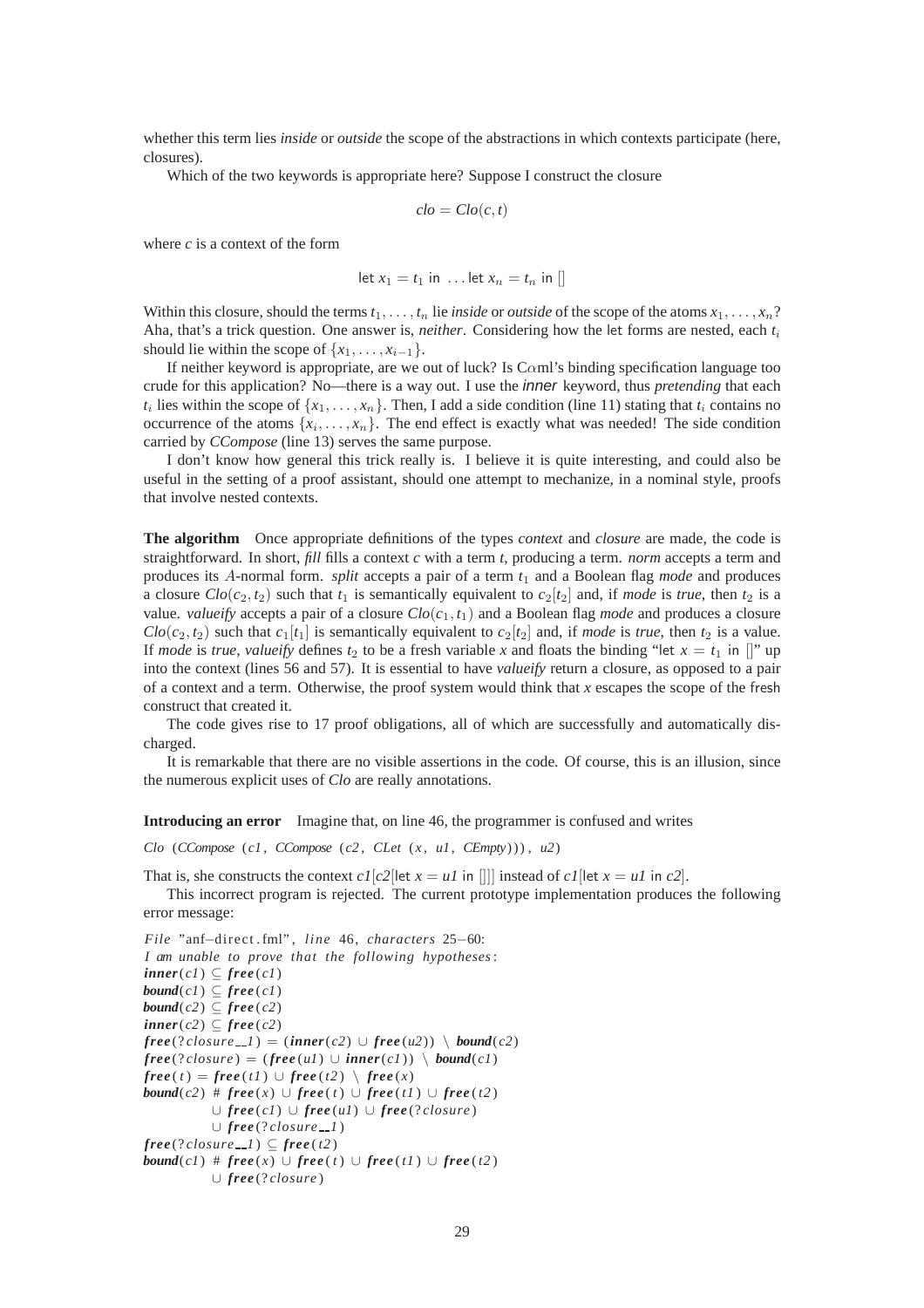whether this term lies *inside* or *outside* the scope of the abstractions in which contexts participate (here, closures).

Which of the two keywords is appropriate here? Suppose I construct the closure

$$clo = Clo(c, t)$$

where $c$ is a context of the form

$$\text{let } x_1 = t_1 \text{ in } \ldots \text{let } x_n = t_n \text{ in } []$$

Within this closure, should the terms $t_1, \ldots, t_n$ lie *inside* or *outside* of the scope of the atoms $x_1, \ldots, x_n$? Aha, that's a trick question. One answer is, *neither*. Considering how the let forms are nested, each $t_i$ should lie within the scope of $\{x_1, \ldots, x_{i-1}\}$.

If neither keyword is appropriate, are we out of luck? Is C$\alpha$ml's binding specification language too crude for this application? No—there is a way out. I use the *inner* keyword, thus *pretending* that each $t_i$ lies within the scope of $\{x_1, \ldots, x_n\}$. Then, I add a side condition (line 11) stating that $t_i$ contains no occurrence of the atoms $\{x_i, \ldots, x_n\}$. The end effect is exactly what was needed! The side condition carried by *CCompose* (line 13) serves the same purpose.

I don't know how general this trick really is. I believe it is quite interesting, and could also be useful in the setting of a proof assistant, should one attempt to mechanize, in a nominal style, proofs that involve nested contexts.

**The algorithm** Once appropriate definitions of the types *context* and *closure* are made, the code is straightforward. In short, *fill* fills a context $c$ with a term $t$, producing a term. *norm* accepts a term and produces its $A$-normal form. *split* accepts a pair of a term $t_1$ and a Boolean flag *mode* and produces a closure $Clo(c_2, t_2)$ such that $t_1$ is semantically equivalent to $c_2[t_2]$ and, if *mode* is *true*, then $t_2$ is a value. *valueify* accepts a pair of a closure $Clo(c_1, t_1)$ and a Boolean flag *mode* and produces a closure $Clo(c_2, t_2)$ such that $c_1[t_1]$ is semantically equivalent to $c_2[t_2]$ and, if *mode* is *true*, then $t_2$ is a value. If *mode* is *true*, *valueify* defines $t_2$ to be a fresh variable $x$ and floats the binding "let $x = t_1$ in []" up into the context (lines 56 and 57). It is essential to have *valueify* return a closure, as opposed to a pair of a context and a term. Otherwise, the proof system would think that $x$ escapes the scope of the fresh construct that created it.

The code gives rise to 17 proof obligations, all of which are successfully and automatically discharged.

It is remarkable that there are no visible assertions in the code. Of course, this is an illusion, since the numerous explicit uses of *Clo* are really annotations.

**Introducing an error** Imagine that, on line 46, the programmer is confused and writes

```
Clo (CCompose (c1, CCompose (c2, CLet (x, u1, CEmpty))), u2)
```

That is, she constructs the context $c1[c2[\text{let } x = u1 \text{ in } []]]$ instead of $c1[\text{let } x = u1 \text{ in } c2]$.

This incorrect program is rejected. The current prototype implementation produces the following error message:

```
File "anf-direct.fml", line 46, characters 25-60:
I am unable to prove that the following hypotheses:
inner(c1) ⊆ free(c1)
bound(c1) ⊆ free(c1)
bound(c2) ⊆ free(c2)
inner(c2) ⊆ free(c2)
free(?closure__1) = (inner(c2) ∪ free(u2)) \ bound(c2)
free(?closure) = (free(u1) ∪ inner(c1)) \ bound(c1)
free(t) = free(t1) ∪ free(t2) \ free(x)
bound(c2) # free(x) ∪ free(t) ∪ free(t1) ∪ free(t2)
          ∪ free(c1) ∪ free(u1) ∪ free(?closure)
          ∪ free(?closure__1)
free(?closure__1) ⊆ free(t2)
bound(c1) # free(x) ∪ free(t) ∪ free(t1) ∪ free(t2)
          ∪ free(?closure)
```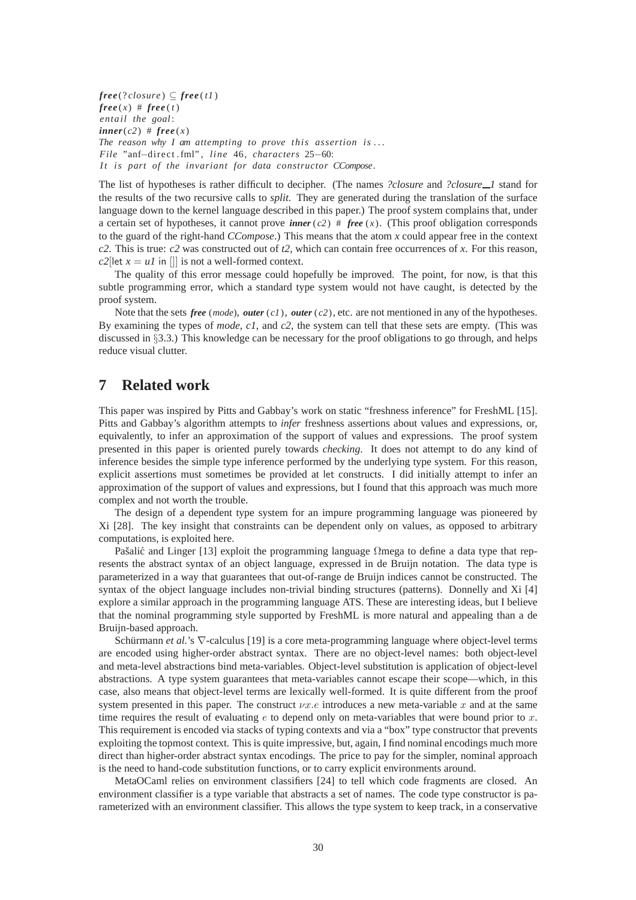```
free(?closure) ⊆ free(t1)
free(x) # free(t)
entail the goal:
inner(c2) # free(x)
The reason why I am attempting to prove this assertion is ...
File "anf-direct.fml", line 46, characters 25-60:
It is part of the invariant for data constructor CCompose.
```

The list of hypotheses is rather difficult to decipher. (The names *?closure* and *?closure_1* stand for the results of the two recursive calls to *split*. They are generated during the translation of the surface language down to the kernel language described in this paper.) The proof system complains that, under a certain set of hypotheses, it cannot prove ***inner***(*c2*) # ***free***(*x*). (This proof obligation corresponds to the guard of the right-hand *CCompose*.) This means that the atom *x* could appear free in the context *c2*. This is true: *c2* was constructed out of *t2*, which can contain free occurrences of *x*. For this reason, *c2*[let *x* = *u1* in []] is not a well-formed context.

The quality of this error message could hopefully be improved. The point, for now, is that this subtle programming error, which a standard type system would not have caught, is detected by the proof system.

Note that the sets ***free*** (*mode*), ***outer*** (*c1*), ***outer*** (*c2*), etc. are not mentioned in any of the hypotheses. By examining the types of *mode*, *c1*, and *c2*, the system can tell that these sets are empty. (This was discussed in §3.3.) This knowledge can be necessary for the proof obligations to go through, and helps reduce visual clutter.

# 7 Related work

This paper was inspired by Pitts and Gabbay's work on static "freshness inference" for FreshML [15]. Pitts and Gabbay's algorithm attempts to *infer* freshness assertions about values and expressions, or, equivalently, to infer an approximation of the support of values and expressions. The proof system presented in this paper is oriented purely towards *checking*. It does not attempt to do any kind of inference besides the simple type inference performed by the underlying type system. For this reason, explicit assertions must sometimes be provided at let constructs. I did initially attempt to infer an approximation of the support of values and expressions, but I found that this approach was much more complex and not worth the trouble.

The design of a dependent type system for an impure programming language was pioneered by Xi [28]. The key insight that constraints can be dependent only on values, as opposed to arbitrary computations, is exploited here.

Pašalić and Linger [13] exploit the programming language Ωmega to define a data type that represents the abstract syntax of an object language, expressed in de Bruijn notation. The data type is parameterized in a way that guarantees that out-of-range de Bruijn indices cannot be constructed. The syntax of the object language includes non-trivial binding structures (patterns). Donnelly and Xi [4] explore a similar approach in the programming language ATS. These are interesting ideas, but I believe that the nominal programming style supported by FreshML is more natural and appealing than a de Bruijn-based approach.

Schürmann *et al.*'s ∇-calculus [19] is a core meta-programming language where object-level terms are encoded using higher-order abstract syntax. There are no object-level names: both object-level and meta-level abstractions bind meta-variables. Object-level substitution is application of object-level abstractions. A type system guarantees that meta-variables cannot escape their scope—which, in this case, also means that object-level terms are lexically well-formed. It is quite different from the proof system presented in this paper. The construct $\nu x.e$ introduces a new meta-variable $x$ and at the same time requires the result of evaluating $e$ to depend only on meta-variables that were bound prior to $x$. This requirement is encoded via stacks of typing contexts and via a "box" type constructor that prevents exploiting the topmost context. This is quite impressive, but, again, I find nominal encodings much more direct than higher-order abstract syntax encodings. The price to pay for the simpler, nominal approach is the need to hand-code substitution functions, or to carry explicit environments around.

MetaOCaml relies on environment classifiers [24] to tell which code fragments are closed. An environment classifier is a type variable that abstracts a set of names. The code type constructor is parameterized with an environment classifier. This allows the type system to keep track, in a conservative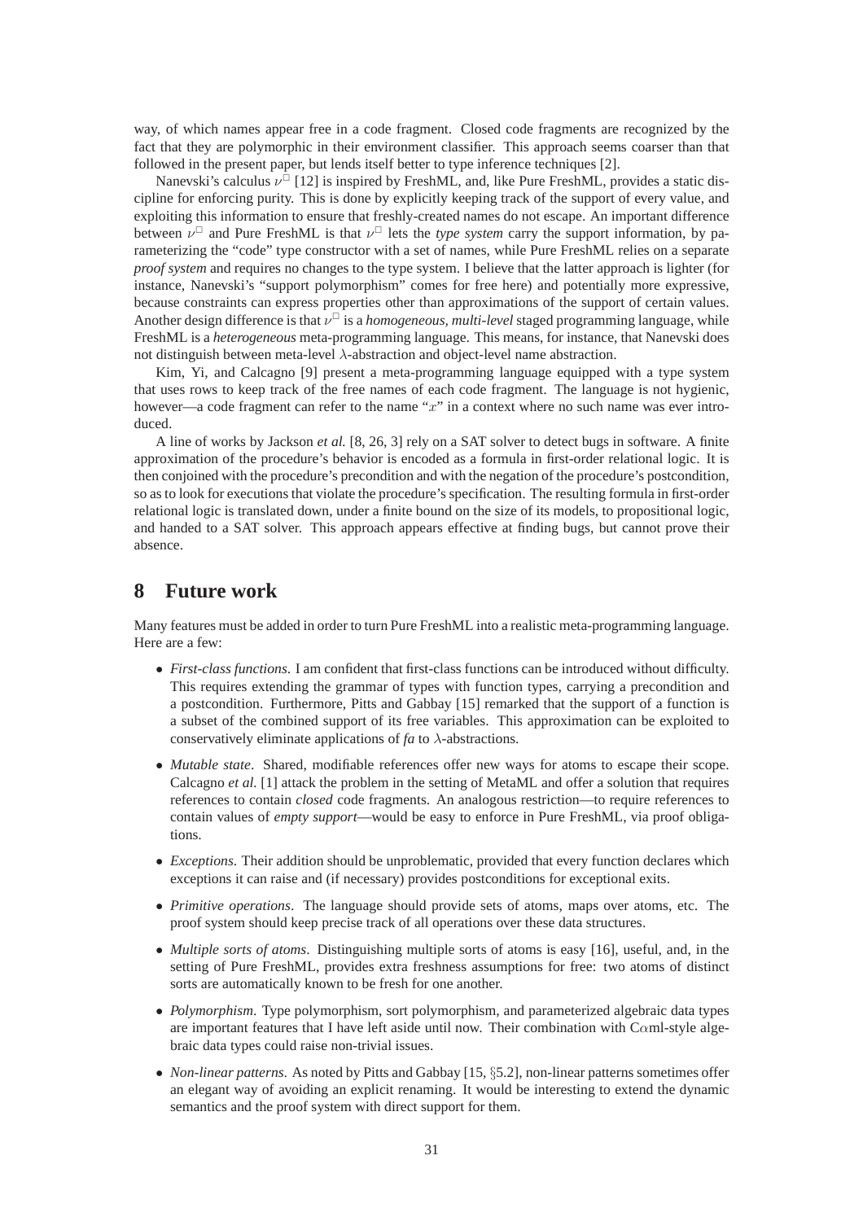way, of which names appear free in a code fragment. Closed code fragments are recognized by the fact that they are polymorphic in their environment classifier. This approach seems coarser than that followed in the present paper, but lends itself better to type inference techniques [2].

Nanevski's calculus $\nu^{\square}$ [12] is inspired by FreshML, and, like Pure FreshML, provides a static discipline for enforcing purity. This is done by explicitly keeping track of the support of every value, and exploiting this information to ensure that freshly-created names do not escape. An important difference between $\nu^{\square}$ and Pure FreshML is that $\nu^{\square}$ lets the *type system* carry the support information, by parameterizing the "code" type constructor with a set of names, while Pure FreshML relies on a separate *proof system* and requires no changes to the type system. I believe that the latter approach is lighter (for instance, Nanevski's "support polymorphism" comes for free here) and potentially more expressive, because constraints can express properties other than approximations of the support of certain values. Another design difference is that $\nu^{\square}$ is a *homogeneous, multi-level* staged programming language, while FreshML is a *heterogeneous* meta-programming language. This means, for instance, that Nanevski does not distinguish between meta-level $\lambda$-abstraction and object-level name abstraction.

Kim, Yi, and Calcagno [9] present a meta-programming language equipped with a type system that uses rows to keep track of the free names of each code fragment. The language is not hygienic, however—a code fragment can refer to the name "$x$" in a context where no such name was ever introduced.

A line of works by Jackson *et al.* [8, 26, 3] rely on a SAT solver to detect bugs in software. A finite approximation of the procedure's behavior is encoded as a formula in first-order relational logic. It is then conjoined with the procedure's precondition and with the negation of the procedure's postcondition, so as to look for executions that violate the procedure's specification. The resulting formula in first-order relational logic is translated down, under a finite bound on the size of its models, to propositional logic, and handed to a SAT solver. This approach appears effective at finding bugs, but cannot prove their absence.

# 8 Future work

Many features must be added in order to turn Pure FreshML into a realistic meta-programming language. Here are a few:

- *First-class functions*. I am confident that first-class functions can be introduced without difficulty. This requires extending the grammar of types with function types, carrying a precondition and a postcondition. Furthermore, Pitts and Gabbay [15] remarked that the support of a function is a subset of the combined support of its free variables. This approximation can be exploited to conservatively eliminate applications of *fa* to $\lambda$-abstractions.
- *Mutable state*. Shared, modifiable references offer new ways for atoms to escape their scope. Calcagno *et al.* [1] attack the problem in the setting of MetaML and offer a solution that requires references to contain *closed* code fragments. An analogous restriction—to require references to contain values of *empty support*—would be easy to enforce in Pure FreshML, via proof obligations.
- *Exceptions*. Their addition should be unproblematic, provided that every function declares which exceptions it can raise and (if necessary) provides postconditions for exceptional exits.
- *Primitive operations*. The language should provide sets of atoms, maps over atoms, etc. The proof system should keep precise track of all operations over these data structures.
- *Multiple sorts of atoms*. Distinguishing multiple sorts of atoms is easy [16], useful, and, in the setting of Pure FreshML, provides extra freshness assumptions for free: two atoms of distinct sorts are automatically known to be fresh for one another.
- *Polymorphism*. Type polymorphism, sort polymorphism, and parameterized algebraic data types are important features that I have left aside until now. Their combination with C$\alpha$ml-style algebraic data types could raise non-trivial issues.
- *Non-linear patterns*. As noted by Pitts and Gabbay [15, §5.2], non-linear patterns sometimes offer an elegant way of avoiding an explicit renaming. It would be interesting to extend the dynamic semantics and the proof system with direct support for them.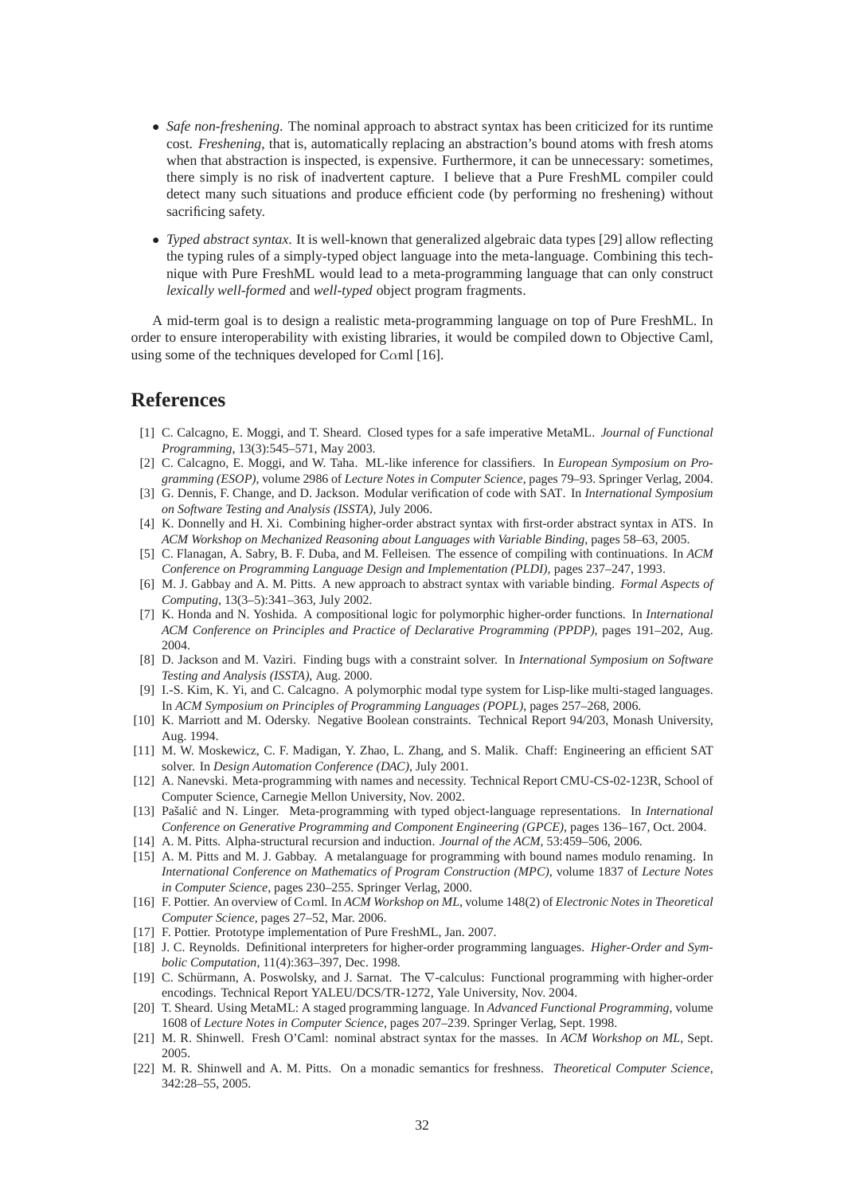- *Safe non-freshening*. The nominal approach to abstract syntax has been criticized for its runtime cost. *Freshening*, that is, automatically replacing an abstraction's bound atoms with fresh atoms when that abstraction is inspected, is expensive. Furthermore, it can be unnecessary: sometimes, there simply is no risk of inadvertent capture. I believe that a Pure FreshML compiler could detect many such situations and produce efficient code (by performing no freshening) without sacrificing safety.

- *Typed abstract syntax*. It is well-known that generalized algebraic data types [29] allow reflecting the typing rules of a simply-typed object language into the meta-language. Combining this technique with Pure FreshML would lead to a meta-programming language that can only construct *lexically well-formed* and *well-typed* object program fragments.

A mid-term goal is to design a realistic meta-programming language on top of Pure FreshML. In order to ensure interoperability with existing libraries, it would be compiled down to Objective Caml, using some of the techniques developed for C$\alpha$ml [16].

# References

[1] C. Calcagno, E. Moggi, and T. Sheard. Closed types for a safe imperative MetaML. *Journal of Functional Programming*, 13(3):545–571, May 2003.

[2] C. Calcagno, E. Moggi, and W. Taha. ML-like inference for classifiers. In *European Symposium on Programming (ESOP)*, volume 2986 of *Lecture Notes in Computer Science*, pages 79–93. Springer Verlag, 2004.

[3] G. Dennis, F. Change, and D. Jackson. Modular verification of code with SAT. In *International Symposium on Software Testing and Analysis (ISSTA)*, July 2006.

[4] K. Donnelly and H. Xi. Combining higher-order abstract syntax with first-order abstract syntax in ATS. In *ACM Workshop on Mechanized Reasoning about Languages with Variable Binding*, pages 58–63, 2005.

[5] C. Flanagan, A. Sabry, B. F. Duba, and M. Felleisen. The essence of compiling with continuations. In *ACM Conference on Programming Language Design and Implementation (PLDI)*, pages 237–247, 1993.

[6] M. J. Gabbay and A. M. Pitts. A new approach to abstract syntax with variable binding. *Formal Aspects of Computing*, 13(3–5):341–363, July 2002.

[7] K. Honda and N. Yoshida. A compositional logic for polymorphic higher-order functions. In *International ACM Conference on Principles and Practice of Declarative Programming (PPDP)*, pages 191–202, Aug. 2004.

[8] D. Jackson and M. Vaziri. Finding bugs with a constraint solver. In *International Symposium on Software Testing and Analysis (ISSTA)*, Aug. 2000.

[9] I.-S. Kim, K. Yi, and C. Calcagno. A polymorphic modal type system for Lisp-like multi-staged languages. In *ACM Symposium on Principles of Programming Languages (POPL)*, pages 257–268, 2006.

[10] K. Marriott and M. Odersky. Negative Boolean constraints. Technical Report 94/203, Monash University, Aug. 1994.

[11] M. W. Moskewicz, C. F. Madigan, Y. Zhao, L. Zhang, and S. Malik. Chaff: Engineering an efficient SAT solver. In *Design Automation Conference (DAC)*, July 2001.

[12] A. Nanevski. Meta-programming with names and necessity. Technical Report CMU-CS-02-123R, School of Computer Science, Carnegie Mellon University, Nov. 2002.

[13] Pašalić and N. Linger. Meta-programming with typed object-language representations. In *International Conference on Generative Programming and Component Engineering (GPCE)*, pages 136–167, Oct. 2004.

[14] A. M. Pitts. Alpha-structural recursion and induction. *Journal of the ACM*, 53:459–506, 2006.

[15] A. M. Pitts and M. J. Gabbay. A metalanguage for programming with bound names modulo renaming. In *International Conference on Mathematics of Program Construction (MPC)*, volume 1837 of *Lecture Notes in Computer Science*, pages 230–255. Springer Verlag, 2000.

[16] F. Pottier. An overview of C$\alpha$ml. In *ACM Workshop on ML*, volume 148(2) of *Electronic Notes in Theoretical Computer Science*, pages 27–52, Mar. 2006.

[17] F. Pottier. Prototype implementation of Pure FreshML, Jan. 2007.

[18] J. C. Reynolds. Definitional interpreters for higher-order programming languages. *Higher-Order and Symbolic Computation*, 11(4):363–397, Dec. 1998.

[19] C. Schürmann, A. Poswolsky, and J. Sarnat. The $\nabla$-calculus: Functional programming with higher-order encodings. Technical Report YALEU/DCS/TR-1272, Yale University, Nov. 2004.

[20] T. Sheard. Using MetaML: A staged programming language. In *Advanced Functional Programming*, volume 1608 of *Lecture Notes in Computer Science*, pages 207–239. Springer Verlag, Sept. 1998.

[21] M. R. Shinwell. Fresh O'Caml: nominal abstract syntax for the masses. In *ACM Workshop on ML*, Sept. 2005.

[22] M. R. Shinwell and A. M. Pitts. On a monadic semantics for freshness. *Theoretical Computer Science*, 342:28–55, 2005.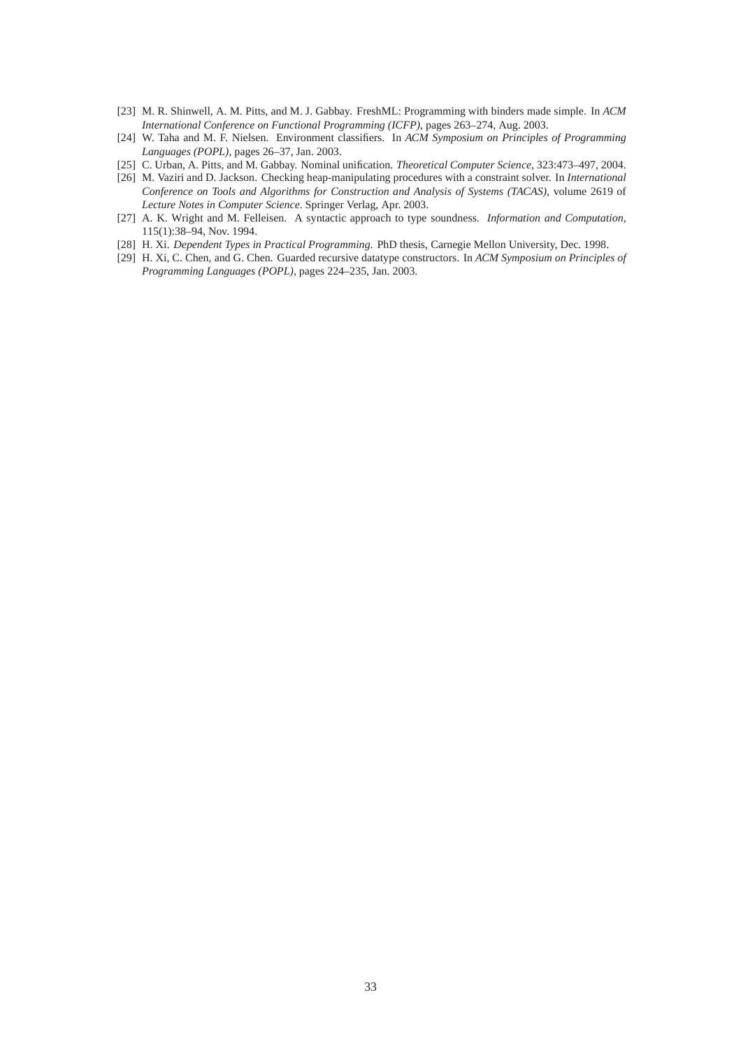[23] M. R. Shinwell, A. M. Pitts, and M. J. Gabbay. FreshML: Programming with binders made simple. In *ACM International Conference on Functional Programming (ICFP)*, pages 263–274, Aug. 2003.

[24] W. Taha and M. F. Nielsen. Environment classifiers. In *ACM Symposium on Principles of Programming Languages (POPL)*, pages 26–37, Jan. 2003.

[25] C. Urban, A. Pitts, and M. Gabbay. Nominal unification. *Theoretical Computer Science*, 323:473–497, 2004.

[26] M. Vaziri and D. Jackson. Checking heap-manipulating procedures with a constraint solver. In *International Conference on Tools and Algorithms for Construction and Analysis of Systems (TACAS)*, volume 2619 of *Lecture Notes in Computer Science*. Springer Verlag, Apr. 2003.

[27] A. K. Wright and M. Felleisen. A syntactic approach to type soundness. *Information and Computation*, 115(1):38–94, Nov. 1994.

[28] H. Xi. *Dependent Types in Practical Programming*. PhD thesis, Carnegie Mellon University, Dec. 1998.

[29] H. Xi, C. Chen, and G. Chen. Guarded recursive datatype constructors. In *ACM Symposium on Principles of Programming Languages (POPL)*, pages 224–235, Jan. 2003.